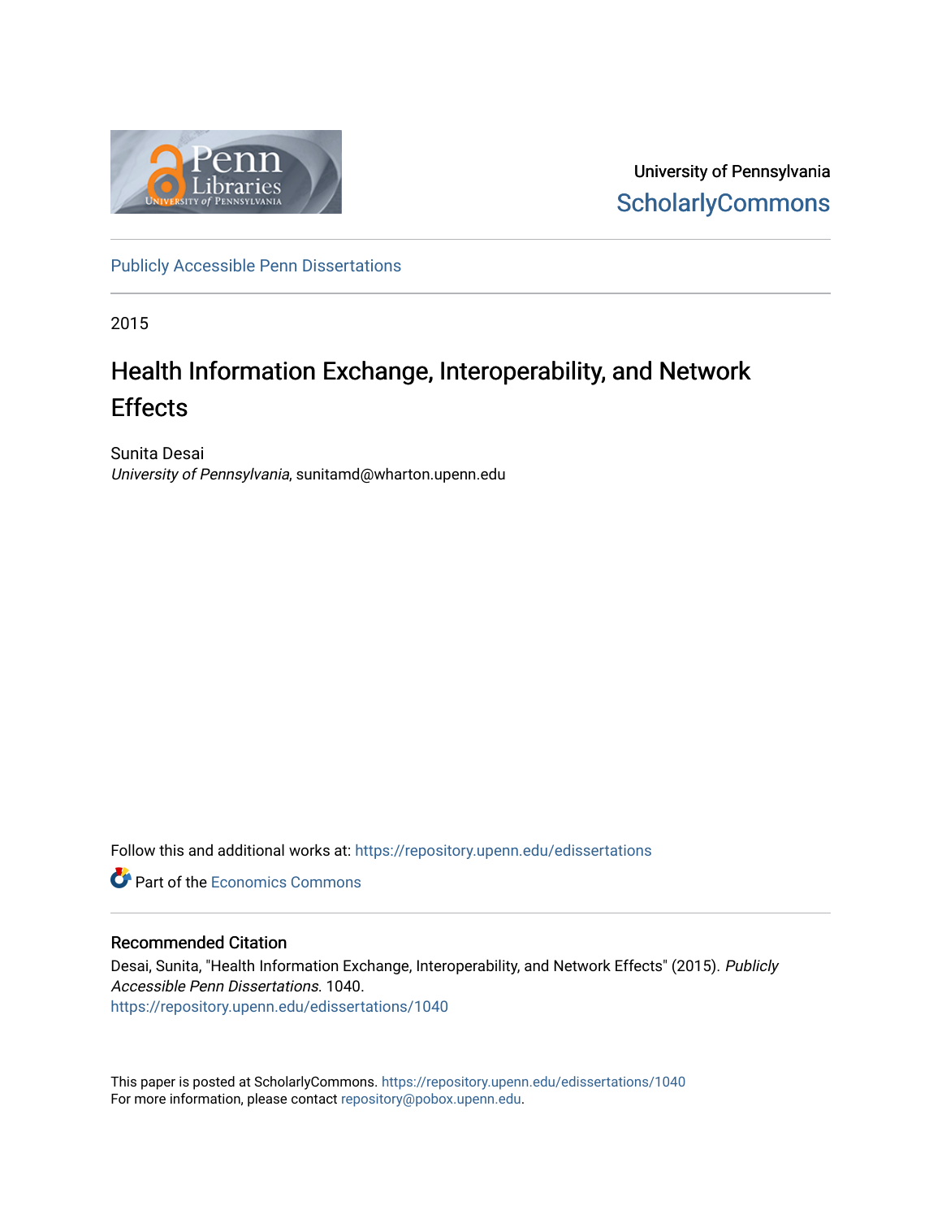University of Pennsylvania
ScholarlyCommons

Publicly Accessible Penn Dissertations

2015

# Health Information Exchange, Interoperability, and Network Effects

Sunita Desai
*University of Pennsylvania*, sunitamd@wharton.upenn.edu

Follow this and additional works at: https://repository.upenn.edu/edissertations

Part of the Economics Commons

## Recommended Citation

Desai, Sunita, "Health Information Exchange, Interoperability, and Network Effects" (2015). *Publicly Accessible Penn Dissertations*. 1040.
https://repository.upenn.edu/edissertations/1040

This paper is posted at ScholarlyCommons. https://repository.upenn.edu/edissertations/1040
For more information, please contact repository@pobox.upenn.edu.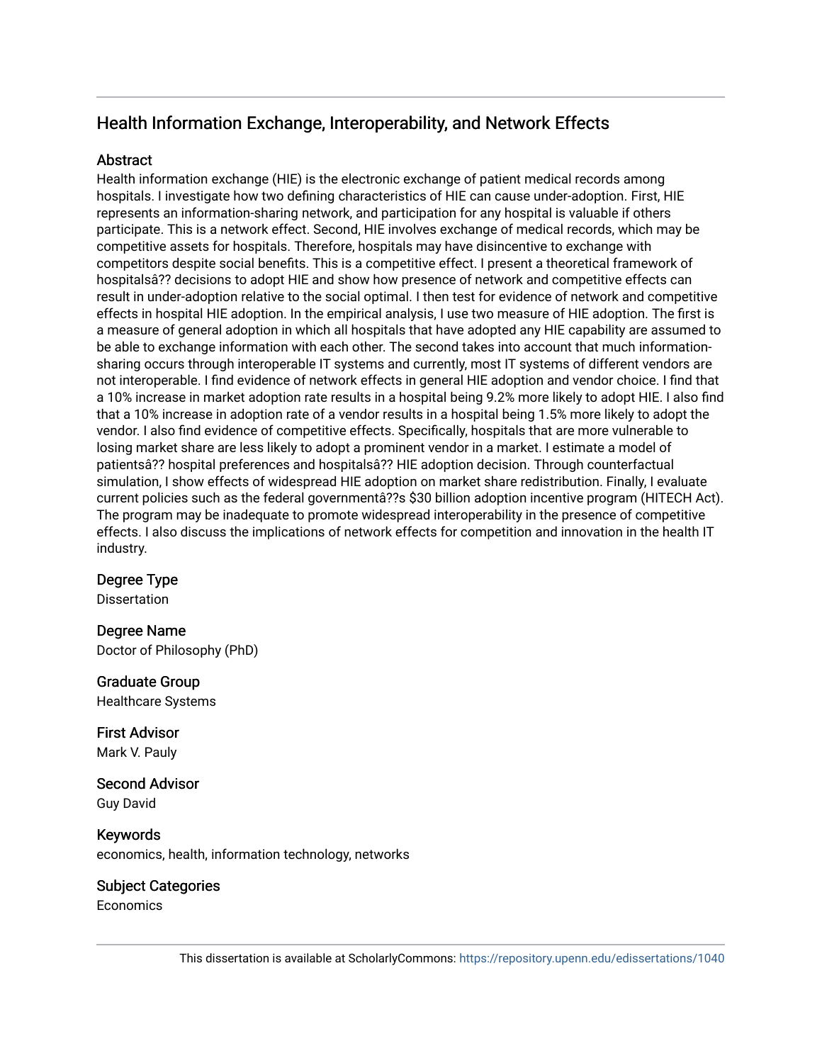## Health Information Exchange, Interoperability, and Network Effects

### Abstract

Health information exchange (HIE) is the electronic exchange of patient medical records among hospitals. I investigate how two defining characteristics of HIE can cause under-adoption. First, HIE represents an information-sharing network, and participation for any hospital is valuable if others participate. This is a network effect. Second, HIE involves exchange of medical records, which may be competitive assets for hospitals. Therefore, hospitals may have disincentive to exchange with competitors despite social benefits. This is a competitive effect. I present a theoretical framework of hospitalsâ?? decisions to adopt HIE and show how presence of network and competitive effects can result in under-adoption relative to the social optimal. I then test for evidence of network and competitive effects in hospital HIE adoption. In the empirical analysis, I use two measure of HIE adoption. The first is a measure of general adoption in which all hospitals that have adopted any HIE capability are assumed to be able to exchange information with each other. The second takes into account that much information-sharing occurs through interoperable IT systems and currently, most IT systems of different vendors are not interoperable. I find evidence of network effects in general HIE adoption and vendor choice. I find that a 10% increase in market adoption rate results in a hospital being 9.2% more likely to adopt HIE. I also find that a 10% increase in adoption rate of a vendor results in a hospital being 1.5% more likely to adopt the vendor. I also find evidence of competitive effects. Specifically, hospitals that are more vulnerable to losing market share are less likely to adopt a prominent vendor in a market. I estimate a model of patientsâ?? hospital preferences and hospitalsâ?? HIE adoption decision. Through counterfactual simulation, I show effects of widespread HIE adoption on market share redistribution. Finally, I evaluate current policies such as the federal governmentâ??s $30 billion adoption incentive program (HITECH Act). The program may be inadequate to promote widespread interoperability in the presence of competitive effects. I also discuss the implications of network effects for competition and innovation in the health IT industry.

### Degree Type

Dissertation

### Degree Name

Doctor of Philosophy (PhD)

### Graduate Group

Healthcare Systems

### First Advisor

Mark V. Pauly

### Second Advisor

Guy David

### Keywords

economics, health, information technology, networks

### Subject Categories

Economics

This dissertation is available at ScholarlyCommons: https://repository.upenn.edu/edissertations/1040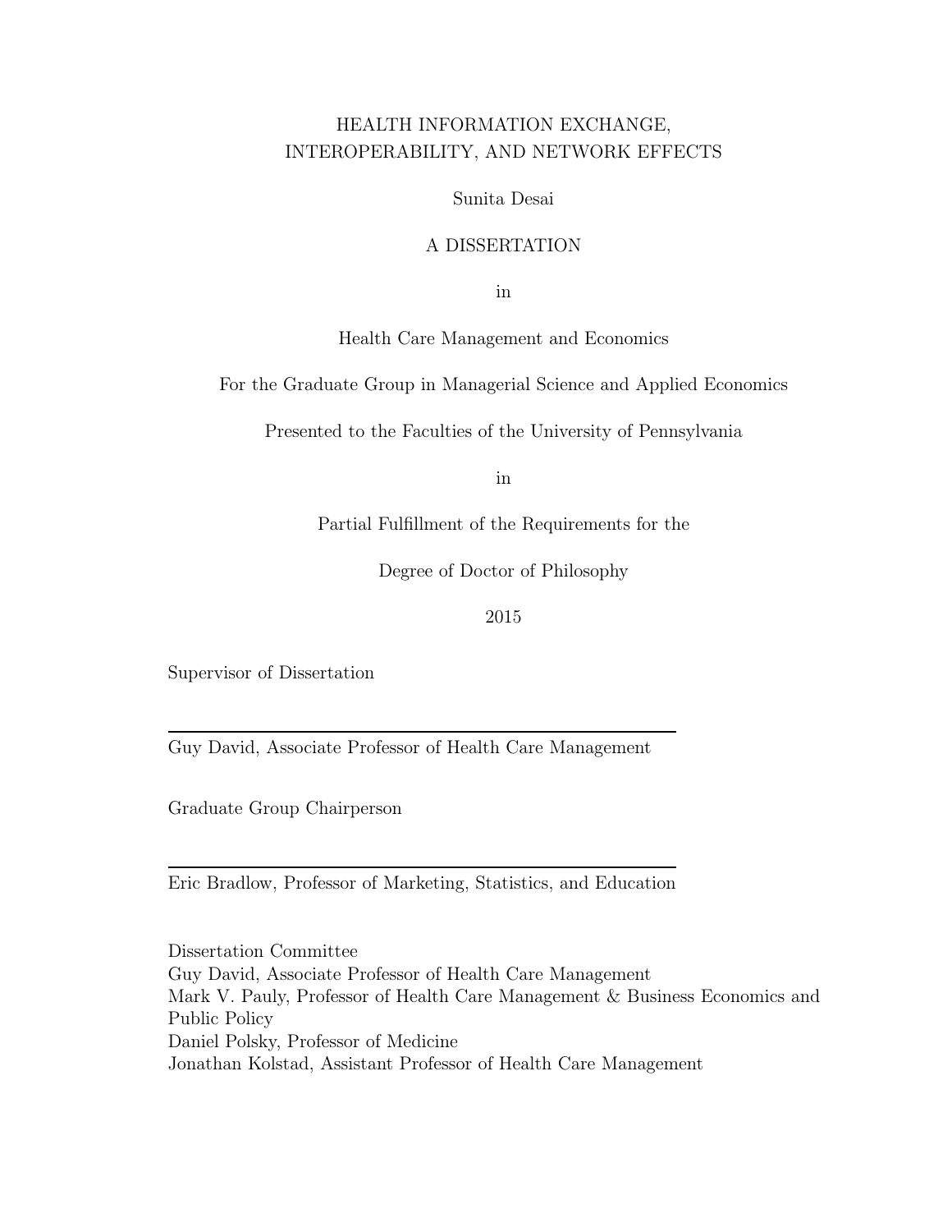# HEALTH INFORMATION EXCHANGE, INTEROPERABILITY, AND NETWORK EFFECTS

Sunita Desai

A DISSERTATION

in

Health Care Management and Economics

For the Graduate Group in Managerial Science and Applied Economics

Presented to the Faculties of the University of Pennsylvania

in

Partial Fulfillment of the Requirements for the

Degree of Doctor of Philosophy

2015

Supervisor of Dissertation

Guy David, Associate Professor of Health Care Management

Graduate Group Chairperson

Eric Bradlow, Professor of Marketing, Statistics, and Education

Dissertation Committee
Guy David, Associate Professor of Health Care Management
Mark V. Pauly, Professor of Health Care Management & Business Economics and Public Policy
Daniel Polsky, Professor of Medicine
Jonathan Kolstad, Assistant Professor of Health Care Management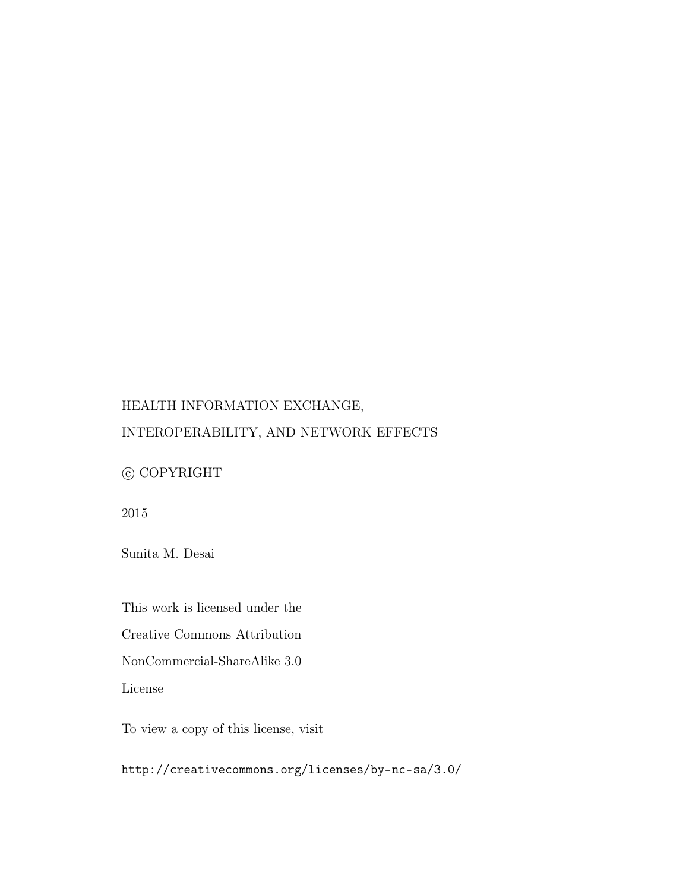HEALTH INFORMATION EXCHANGE,
INTEROPERABILITY, AND NETWORK EFFECTS

© COPYRIGHT

2015

Sunita M. Desai

This work is licensed under the
Creative Commons Attribution
NonCommercial-ShareAlike 3.0
License

To view a copy of this license, visit

http://creativecommons.org/licenses/by-nc-sa/3.0/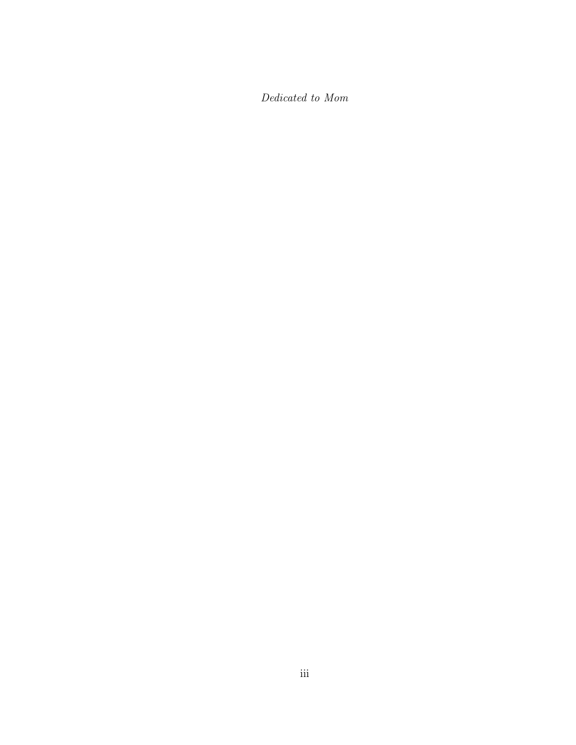*Dedicated to Mom*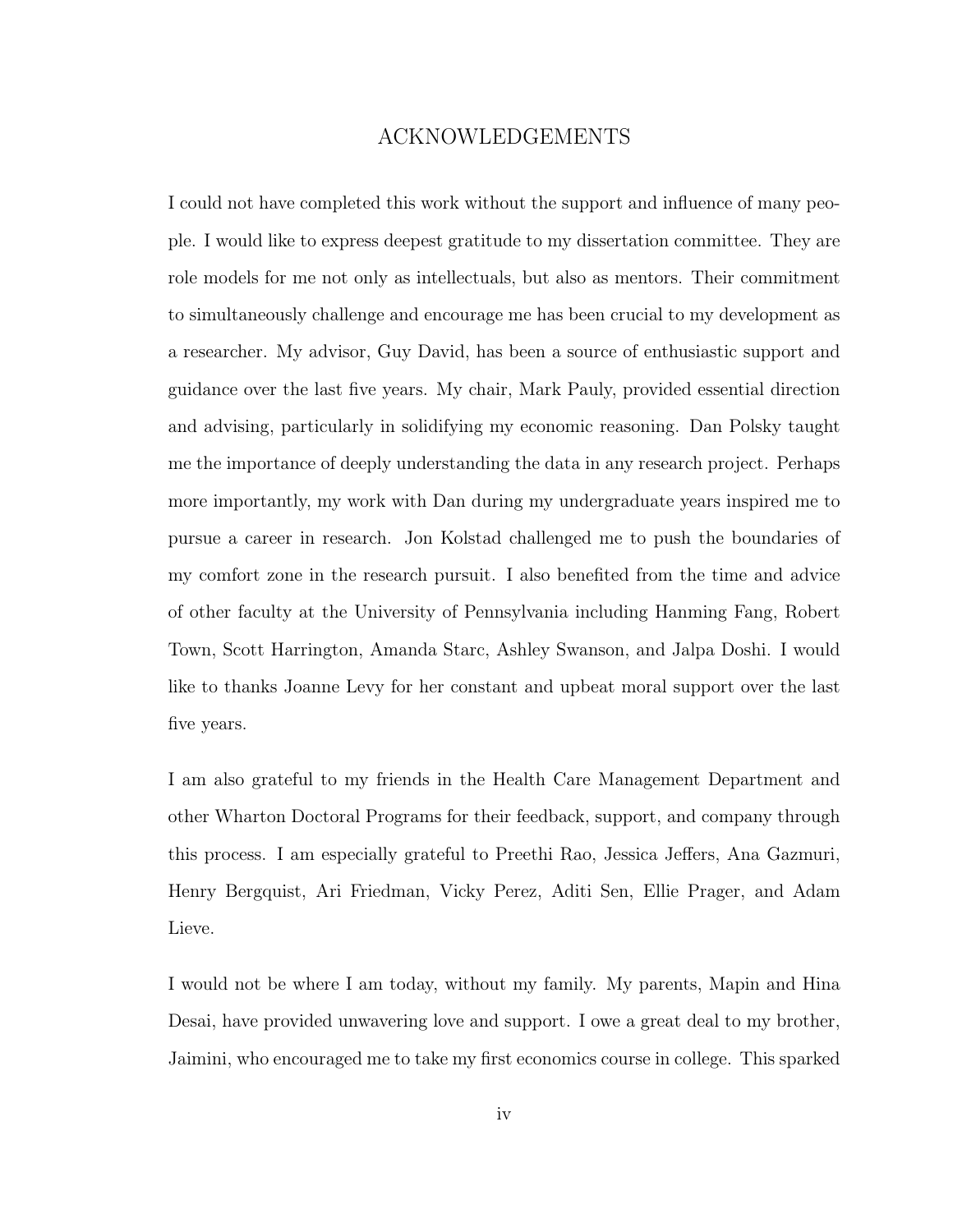# ACKNOWLEDGEMENTS

I could not have completed this work without the support and influence of many people. I would like to express deepest gratitude to my dissertation committee. They are role models for me not only as intellectuals, but also as mentors. Their commitment to simultaneously challenge and encourage me has been crucial to my development as a researcher. My advisor, Guy David, has been a source of enthusiastic support and guidance over the last five years. My chair, Mark Pauly, provided essential direction and advising, particularly in solidifying my economic reasoning. Dan Polsky taught me the importance of deeply understanding the data in any research project. Perhaps more importantly, my work with Dan during my undergraduate years inspired me to pursue a career in research. Jon Kolstad challenged me to push the boundaries of my comfort zone in the research pursuit. I also benefited from the time and advice of other faculty at the University of Pennsylvania including Hanming Fang, Robert Town, Scott Harrington, Amanda Starc, Ashley Swanson, and Jalpa Doshi. I would like to thanks Joanne Levy for her constant and upbeat moral support over the last five years.

I am also grateful to my friends in the Health Care Management Department and other Wharton Doctoral Programs for their feedback, support, and company through this process. I am especially grateful to Preethi Rao, Jessica Jeffers, Ana Gazmuri, Henry Bergquist, Ari Friedman, Vicky Perez, Aditi Sen, Ellie Prager, and Adam Lieve.

I would not be where I am today, without my family. My parents, Mapin and Hina Desai, have provided unwavering love and support. I owe a great deal to my brother, Jaimini, who encouraged me to take my first economics course in college. This sparked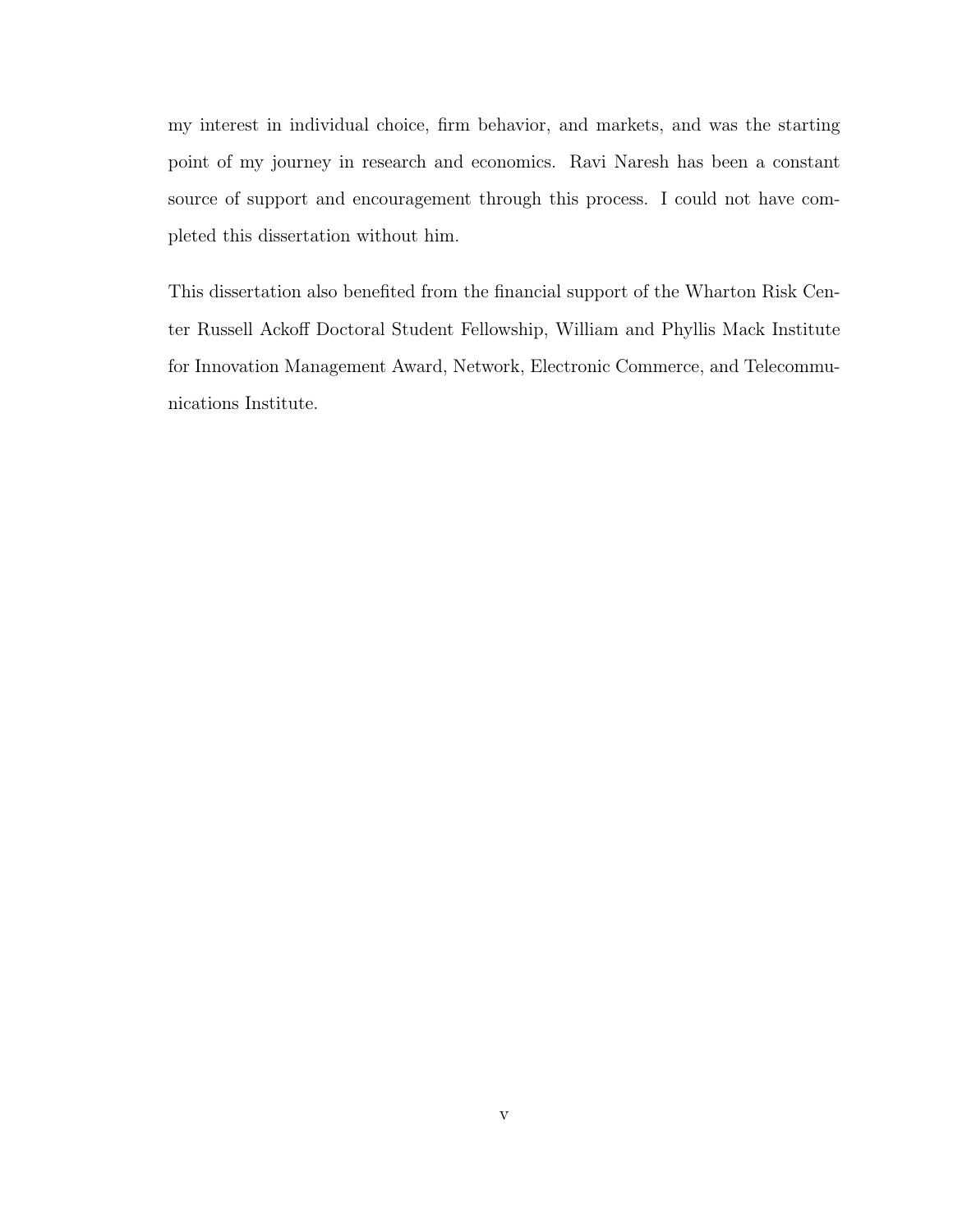my interest in individual choice, firm behavior, and markets, and was the starting point of my journey in research and economics. Ravi Naresh has been a constant source of support and encouragement through this process. I could not have completed this dissertation without him.

This dissertation also benefited from the financial support of the Wharton Risk Center Russell Ackoff Doctoral Student Fellowship, William and Phyllis Mack Institute for Innovation Management Award, Network, Electronic Commerce, and Telecommunications Institute.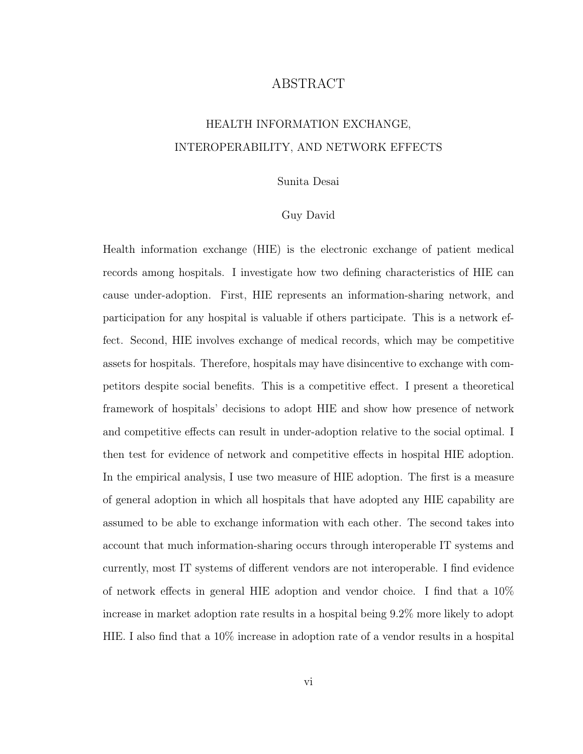# ABSTRACT

## HEALTH INFORMATION EXCHANGE, INTEROPERABILITY, AND NETWORK EFFECTS

Sunita Desai

Guy David

Health information exchange (HIE) is the electronic exchange of patient medical records among hospitals. I investigate how two defining characteristics of HIE can cause under-adoption. First, HIE represents an information-sharing network, and participation for any hospital is valuable if others participate. This is a network effect. Second, HIE involves exchange of medical records, which may be competitive assets for hospitals. Therefore, hospitals may have disincentive to exchange with competitors despite social benefits. This is a competitive effect. I present a theoretical framework of hospitals' decisions to adopt HIE and show how presence of network and competitive effects can result in under-adoption relative to the social optimal. I then test for evidence of network and competitive effects in hospital HIE adoption. In the empirical analysis, I use two measure of HIE adoption. The first is a measure of general adoption in which all hospitals that have adopted any HIE capability are assumed to be able to exchange information with each other. The second takes into account that much information-sharing occurs through interoperable IT systems and currently, most IT systems of different vendors are not interoperable. I find evidence of network effects in general HIE adoption and vendor choice. I find that a 10% increase in market adoption rate results in a hospital being 9.2% more likely to adopt HIE. I also find that a 10% increase in adoption rate of a vendor results in a hospital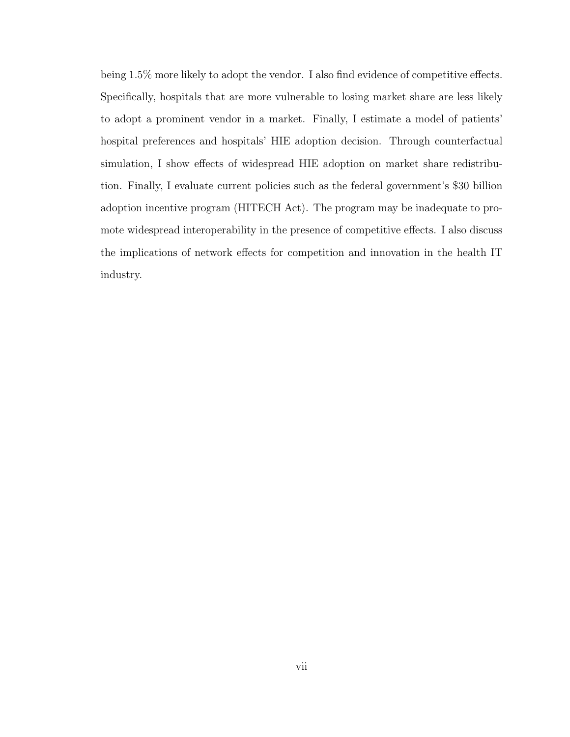being 1.5% more likely to adopt the vendor. I also find evidence of competitive effects. Specifically, hospitals that are more vulnerable to losing market share are less likely to adopt a prominent vendor in a market. Finally, I estimate a model of patients' hospital preferences and hospitals' HIE adoption decision. Through counterfactual simulation, I show effects of widespread HIE adoption on market share redistribution. Finally, I evaluate current policies such as the federal government's $30 billion adoption incentive program (HITECH Act). The program may be inadequate to promote widespread interoperability in the presence of competitive effects. I also discuss the implications of network effects for competition and innovation in the health IT industry.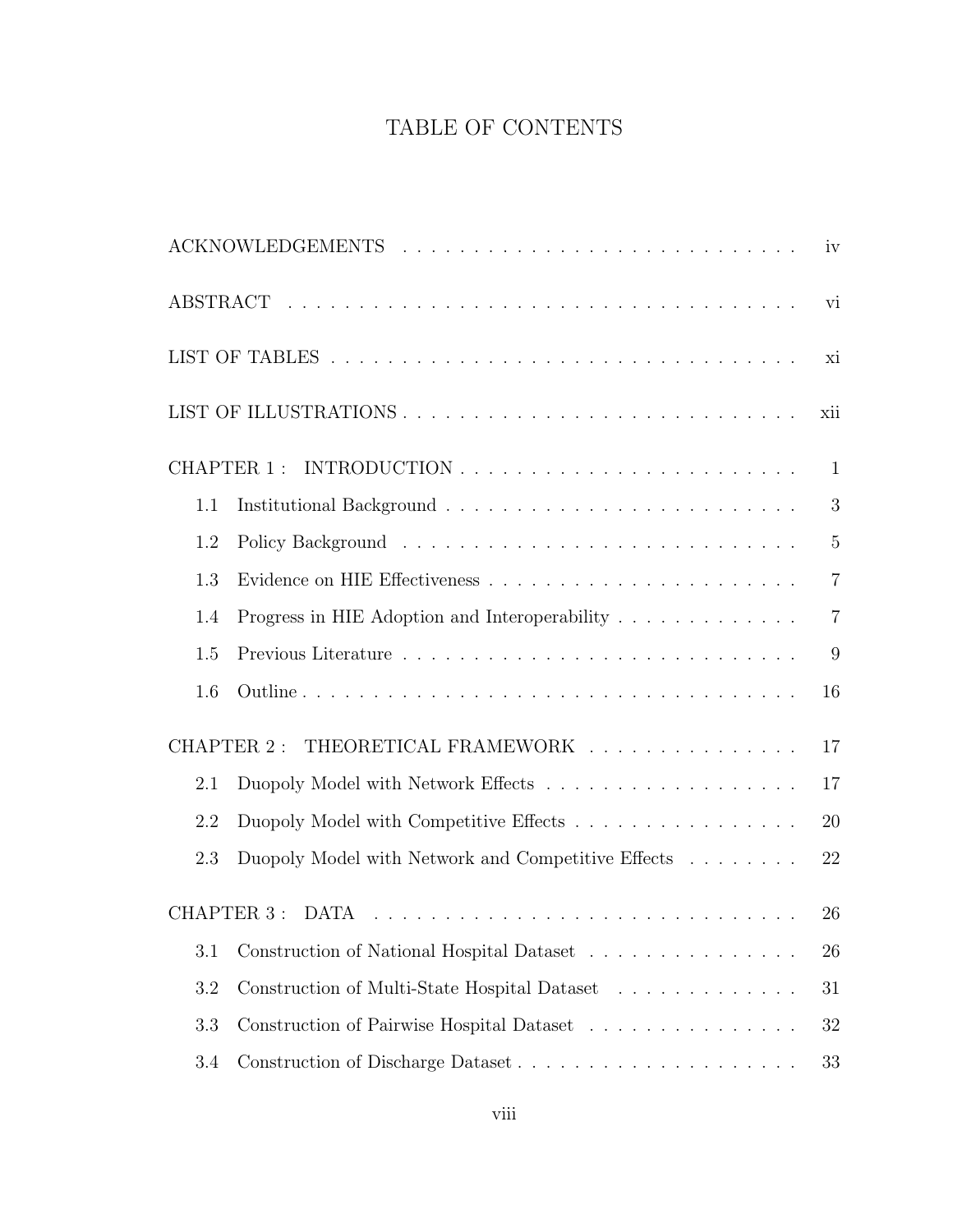# TABLE OF CONTENTS

ACKNOWLEDGEMENTS . . . . . . . . . . . . . . . . . . . . . . . . . . . . . . iv

ABSTRACT . . . . . . . . . . . . . . . . . . . . . . . . . . . . . . . . . . . vi

LIST OF TABLES . . . . . . . . . . . . . . . . . . . . . . . . . . . . . . . . xi

LIST OF ILLUSTRATIONS . . . . . . . . . . . . . . . . . . . . . . . . . . . . xii

CHAPTER 1 : INTRODUCTION . . . . . . . . . . . . . . . . . . . . . . . . . 1

- 1.1 Institutional Background . . . . . . . . . . . . . . . . . . . . . . . . 3
- 1.2 Policy Background . . . . . . . . . . . . . . . . . . . . . . . . . . . 5
- 1.3 Evidence on HIE Effectiveness . . . . . . . . . . . . . . . . . . . . . 7
- 1.4 Progress in HIE Adoption and Interoperability . . . . . . . . . . . . . 7
- 1.5 Previous Literature . . . . . . . . . . . . . . . . . . . . . . . . . . . 9
- 1.6 Outline . . . . . . . . . . . . . . . . . . . . . . . . . . . . . . . . . 16

CHAPTER 2 : THEORETICAL FRAMEWORK . . . . . . . . . . . . . . . . 17

- 2.1 Duopoly Model with Network Effects . . . . . . . . . . . . . . . . . . 17
- 2.2 Duopoly Model with Competitive Effects . . . . . . . . . . . . . . . . 20
- 2.3 Duopoly Model with Network and Competitive Effects . . . . . . . . 22

CHAPTER 3 : DATA . . . . . . . . . . . . . . . . . . . . . . . . . . . . . . 26

- 3.1 Construction of National Hospital Dataset . . . . . . . . . . . . . . . 26
- 3.2 Construction of Multi-State Hospital Dataset . . . . . . . . . . . . . 31
- 3.3 Construction of Pairwise Hospital Dataset . . . . . . . . . . . . . . . 32
- 3.4 Construction of Discharge Dataset . . . . . . . . . . . . . . . . . . . 33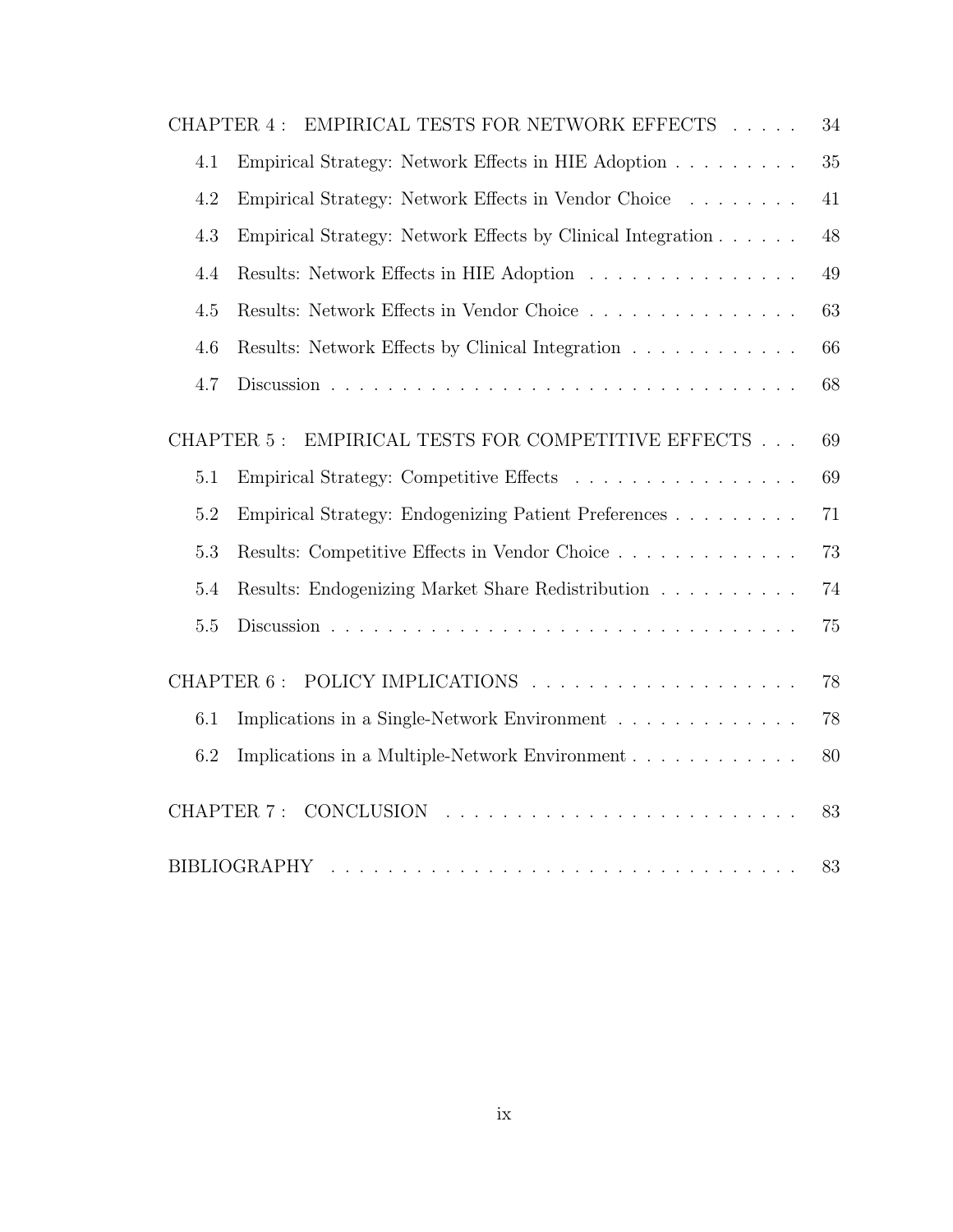CHAPTER 4 : EMPIRICAL TESTS FOR NETWORK EFFECTS . . . . . 34

- 4.1 Empirical Strategy: Network Effects in HIE Adoption . . . . . . . . . 35
- 4.2 Empirical Strategy: Network Effects in Vendor Choice . . . . . . . . 41
- 4.3 Empirical Strategy: Network Effects by Clinical Integration . . . . . . 48
- 4.4 Results: Network Effects in HIE Adoption . . . . . . . . . . . . . . . 49
- 4.5 Results: Network Effects in Vendor Choice . . . . . . . . . . . . . . . 63
- 4.6 Results: Network Effects by Clinical Integration . . . . . . . . . . . . 66
- 4.7 Discussion . . . . . . . . . . . . . . . . . . . . . . . . . . . . . . . . 68

CHAPTER 5 : EMPIRICAL TESTS FOR COMPETITIVE EFFECTS . . . 69

- 5.1 Empirical Strategy: Competitive Effects . . . . . . . . . . . . . . . . 69
- 5.2 Empirical Strategy: Endogenizing Patient Preferences . . . . . . . . . 71
- 5.3 Results: Competitive Effects in Vendor Choice . . . . . . . . . . . . . 73
- 5.4 Results: Endogenizing Market Share Redistribution . . . . . . . . . . 74
- 5.5 Discussion . . . . . . . . . . . . . . . . . . . . . . . . . . . . . . . . 75

CHAPTER 6 : POLICY IMPLICATIONS . . . . . . . . . . . . . . . . . . . . 78

- 6.1 Implications in a Single-Network Environment . . . . . . . . . . . . . 78
- 6.2 Implications in a Multiple-Network Environment . . . . . . . . . . . . 80

CHAPTER 7 : CONCLUSION . . . . . . . . . . . . . . . . . . . . . . . . . 83

BIBLIOGRAPHY . . . . . . . . . . . . . . . . . . . . . . . . . . . . . . . . 83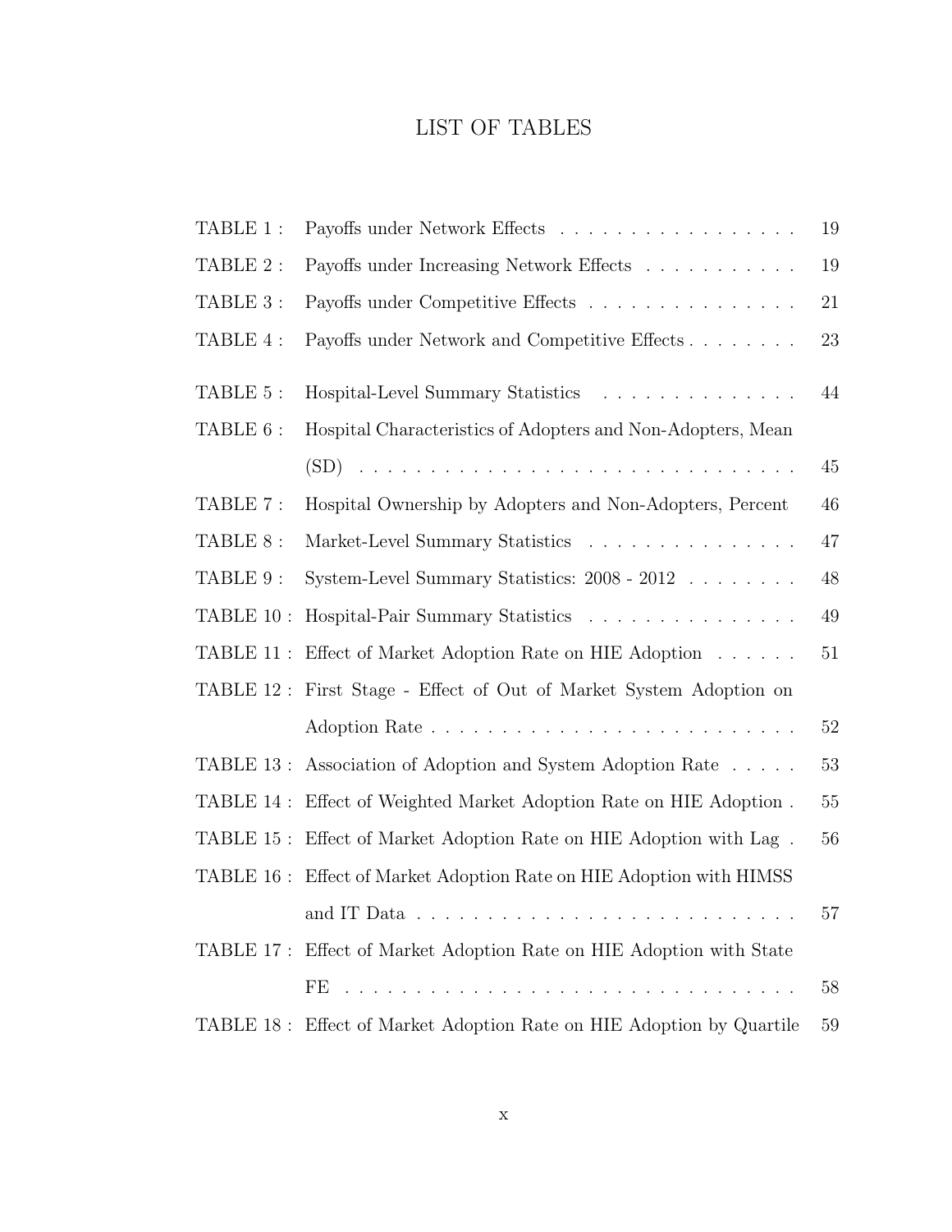# LIST OF TABLES

| | | |
|---|---|---|
| TABLE 1 : | Payoffs under Network Effects | 19 |
| TABLE 2 : | Payoffs under Increasing Network Effects | 19 |
| TABLE 3 : | Payoffs under Competitive Effects | 21 |
| TABLE 4 : | Payoffs under Network and Competitive Effects | 23 |
| TABLE 5 : | Hospital-Level Summary Statistics | 44 |
| TABLE 6 : | Hospital Characteristics of Adopters and Non-Adopters, Mean (SD) | 45 |
| TABLE 7 : | Hospital Ownership by Adopters and Non-Adopters, Percent | 46 |
| TABLE 8 : | Market-Level Summary Statistics | 47 |
| TABLE 9 : | System-Level Summary Statistics: 2008 - 2012 | 48 |
| TABLE 10 : | Hospital-Pair Summary Statistics | 49 |
| TABLE 11 : | Effect of Market Adoption Rate on HIE Adoption | 51 |
| TABLE 12 : | First Stage - Effect of Out of Market System Adoption on Adoption Rate | 52 |
| TABLE 13 : | Association of Adoption and System Adoption Rate | 53 |
| TABLE 14 : | Effect of Weighted Market Adoption Rate on HIE Adoption | 55 |
| TABLE 15 : | Effect of Market Adoption Rate on HIE Adoption with Lag | 56 |
| TABLE 16 : | Effect of Market Adoption Rate on HIE Adoption with HIMSS and IT Data | 57 |
| TABLE 17 : | Effect of Market Adoption Rate on HIE Adoption with State FE | 58 |
| TABLE 18 : | Effect of Market Adoption Rate on HIE Adoption by Quartile | 59 |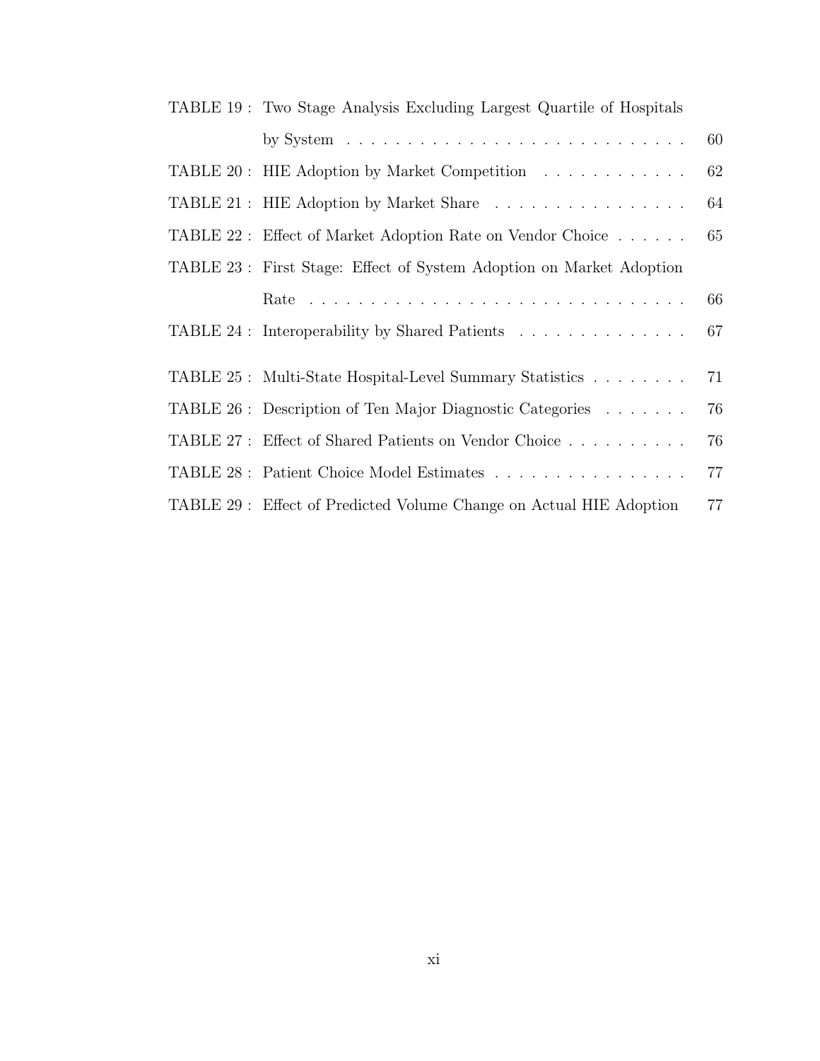| | | |
|---|---|---|
| TABLE 19 : | Two Stage Analysis Excluding Largest Quartile of Hospitals by System | 60 |
| TABLE 20 : | HIE Adoption by Market Competition | 62 |
| TABLE 21 : | HIE Adoption by Market Share | 64 |
| TABLE 22 : | Effect of Market Adoption Rate on Vendor Choice | 65 |
| TABLE 23 : | First Stage: Effect of System Adoption on Market Adoption Rate | 66 |
| TABLE 24 : | Interoperability by Shared Patients | 67 |
| TABLE 25 : | Multi-State Hospital-Level Summary Statistics | 71 |
| TABLE 26 : | Description of Ten Major Diagnostic Categories | 76 |
| TABLE 27 : | Effect of Shared Patients on Vendor Choice | 76 |
| TABLE 28 : | Patient Choice Model Estimates | 77 |
| TABLE 29 : | Effect of Predicted Volume Change on Actual HIE Adoption | 77 |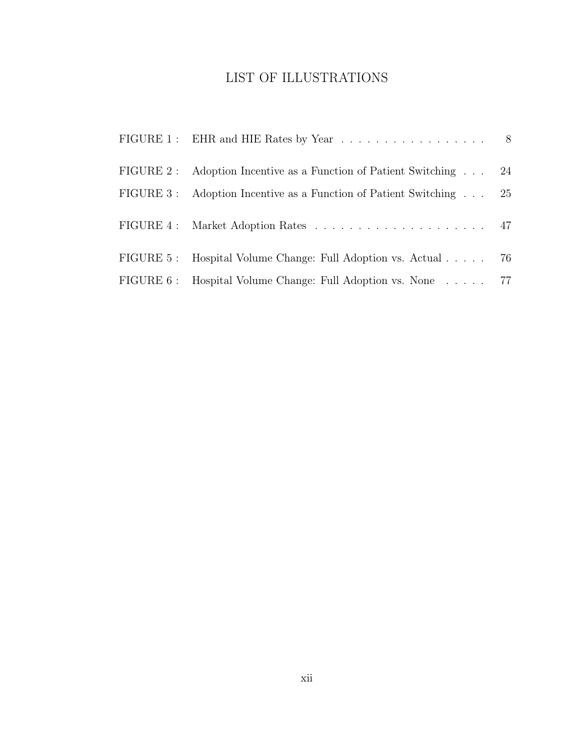# LIST OF ILLUSTRATIONS

| | | |
|---|---|---|
| FIGURE 1 : | EHR and HIE Rates by Year | 8 |
| FIGURE 2 : | Adoption Incentive as a Function of Patient Switching | 24 |
| FIGURE 3 : | Adoption Incentive as a Function of Patient Switching | 25 |
| FIGURE 4 : | Market Adoption Rates | 47 |
| FIGURE 5 : | Hospital Volume Change: Full Adoption vs. Actual | 76 |
| FIGURE 6 : | Hospital Volume Change: Full Adoption vs. None | 77 |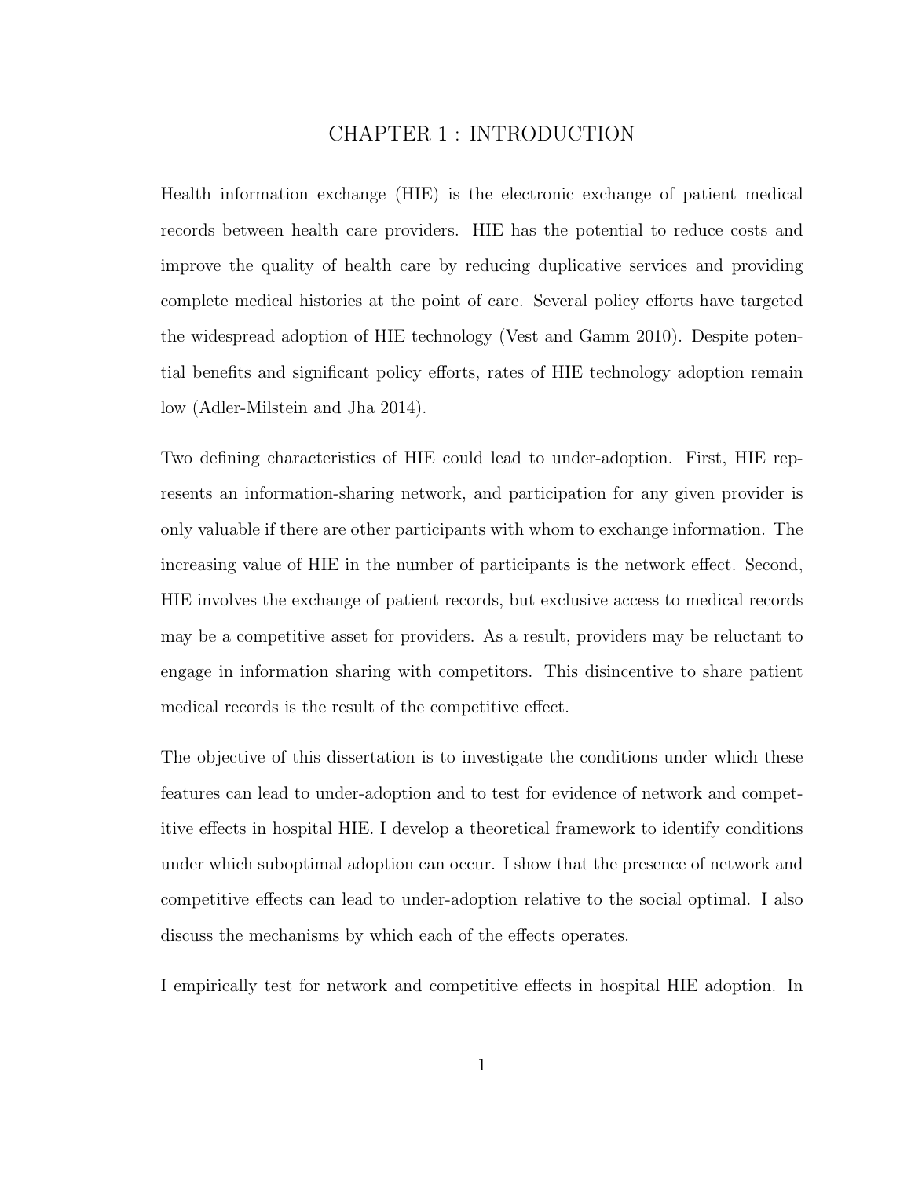# CHAPTER 1 : INTRODUCTION

Health information exchange (HIE) is the electronic exchange of patient medical records between health care providers. HIE has the potential to reduce costs and improve the quality of health care by reducing duplicative services and providing complete medical histories at the point of care. Several policy efforts have targeted the widespread adoption of HIE technology (Vest and Gamm 2010). Despite potential benefits and significant policy efforts, rates of HIE technology adoption remain low (Adler-Milstein and Jha 2014).

Two defining characteristics of HIE could lead to under-adoption. First, HIE represents an information-sharing network, and participation for any given provider is only valuable if there are other participants with whom to exchange information. The increasing value of HIE in the number of participants is the network effect. Second, HIE involves the exchange of patient records, but exclusive access to medical records may be a competitive asset for providers. As a result, providers may be reluctant to engage in information sharing with competitors. This disincentive to share patient medical records is the result of the competitive effect.

The objective of this dissertation is to investigate the conditions under which these features can lead to under-adoption and to test for evidence of network and competitive effects in hospital HIE. I develop a theoretical framework to identify conditions under which suboptimal adoption can occur. I show that the presence of network and competitive effects can lead to under-adoption relative to the social optimal. I also discuss the mechanisms by which each of the effects operates.

I empirically test for network and competitive effects in hospital HIE adoption. In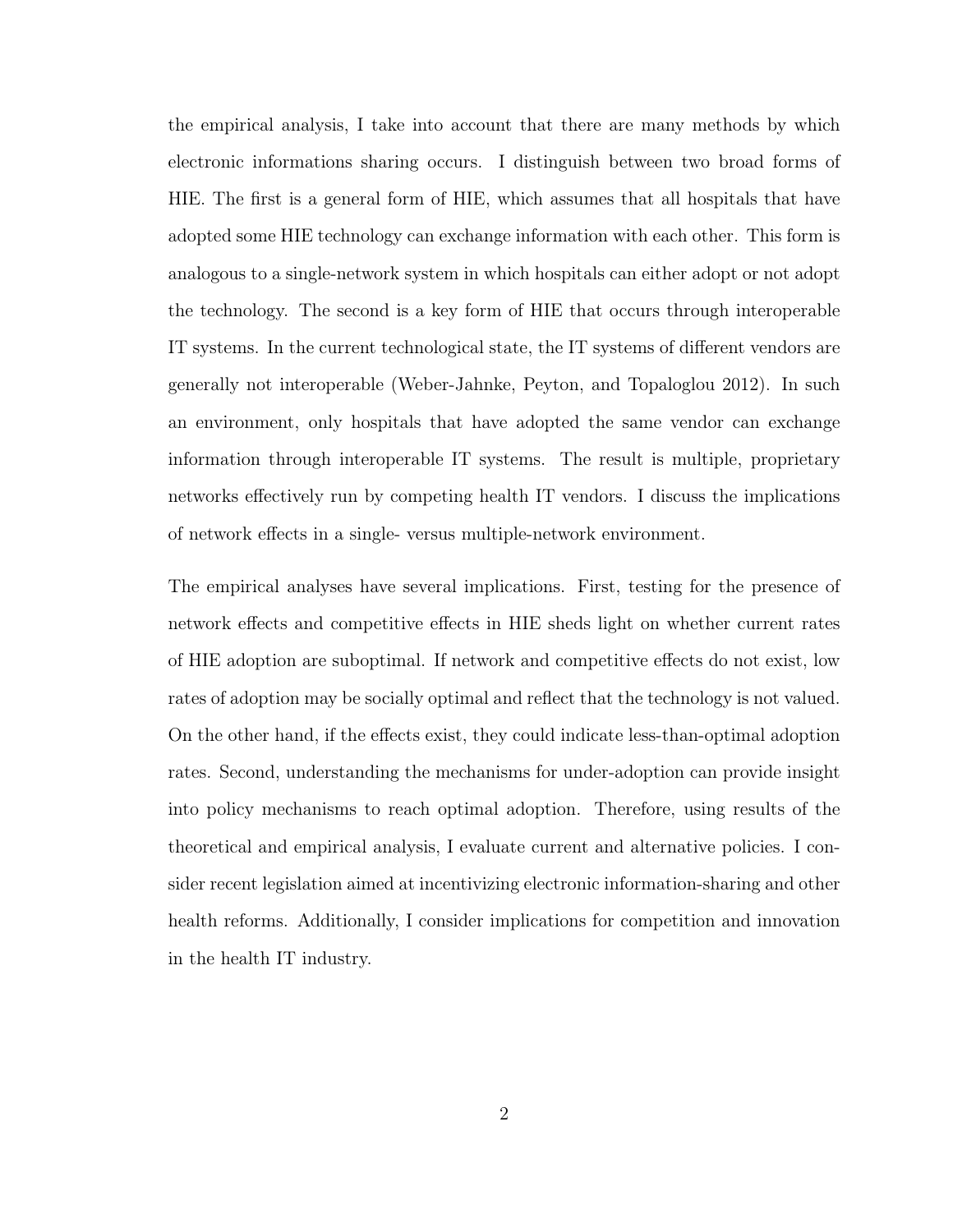the empirical analysis, I take into account that there are many methods by which electronic informations sharing occurs. I distinguish between two broad forms of HIE. The first is a general form of HIE, which assumes that all hospitals that have adopted some HIE technology can exchange information with each other. This form is analogous to a single-network system in which hospitals can either adopt or not adopt the technology. The second is a key form of HIE that occurs through interoperable IT systems. In the current technological state, the IT systems of different vendors are generally not interoperable (Weber-Jahnke, Peyton, and Topaloglou 2012). In such an environment, only hospitals that have adopted the same vendor can exchange information through interoperable IT systems. The result is multiple, proprietary networks effectively run by competing health IT vendors. I discuss the implications of network effects in a single- versus multiple-network environment.

The empirical analyses have several implications. First, testing for the presence of network effects and competitive effects in HIE sheds light on whether current rates of HIE adoption are suboptimal. If network and competitive effects do not exist, low rates of adoption may be socially optimal and reflect that the technology is not valued. On the other hand, if the effects exist, they could indicate less-than-optimal adoption rates. Second, understanding the mechanisms for under-adoption can provide insight into policy mechanisms to reach optimal adoption. Therefore, using results of the theoretical and empirical analysis, I evaluate current and alternative policies. I consider recent legislation aimed at incentivizing electronic information-sharing and other health reforms. Additionally, I consider implications for competition and innovation in the health IT industry.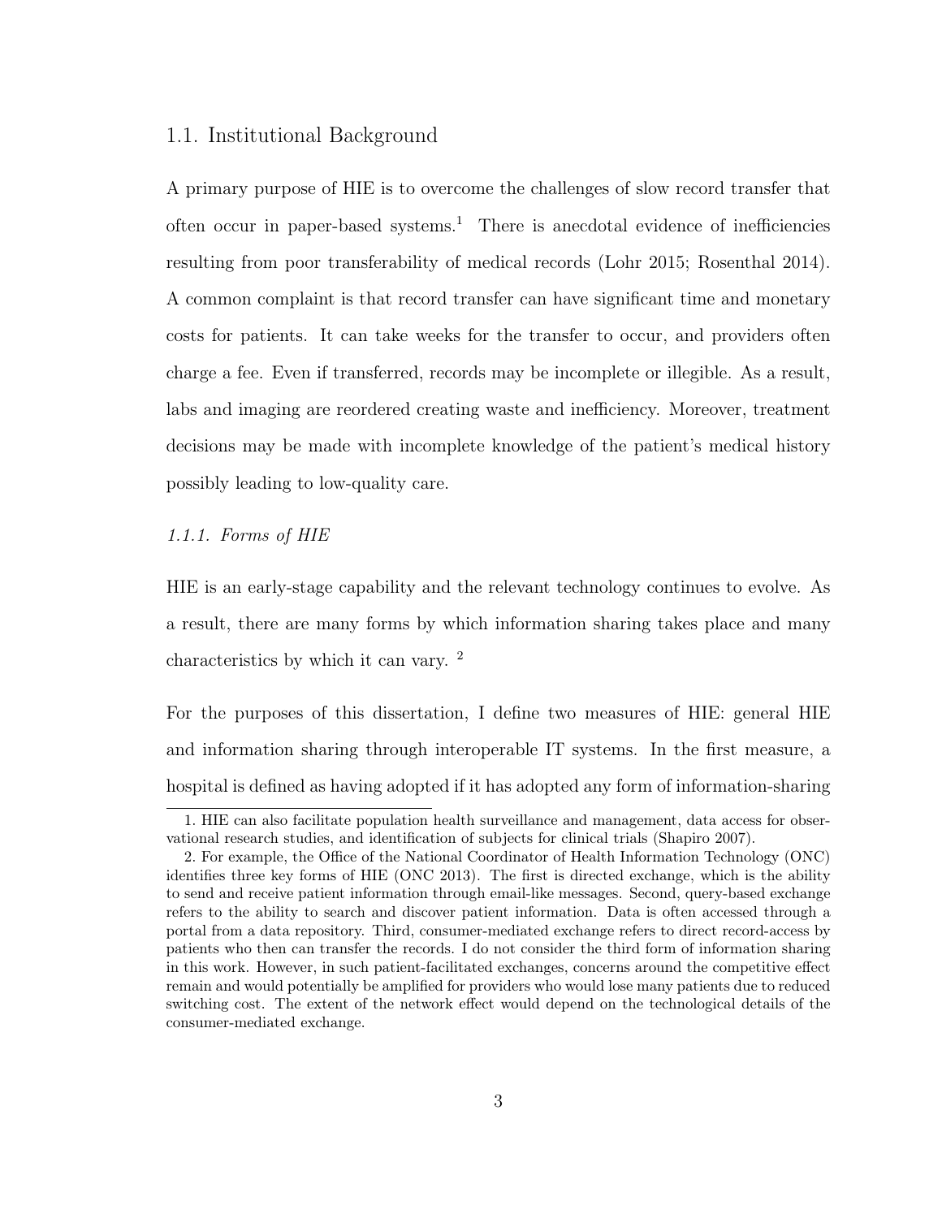## 1.1. Institutional Background

A primary purpose of HIE is to overcome the challenges of slow record transfer that often occur in paper-based systems.[1] There is anecdotal evidence of inefficiencies resulting from poor transferability of medical records (Lohr 2015; Rosenthal 2014). A common complaint is that record transfer can have significant time and monetary costs for patients. It can take weeks for the transfer to occur, and providers often charge a fee. Even if transferred, records may be incomplete or illegible. As a result, labs and imaging are reordered creating waste and inefficiency. Moreover, treatment decisions may be made with incomplete knowledge of the patient's medical history possibly leading to low-quality care.

### *1.1.1. Forms of HIE*

HIE is an early-stage capability and the relevant technology continues to evolve. As a result, there are many forms by which information sharing takes place and many characteristics by which it can vary. [2]

For the purposes of this dissertation, I define two measures of HIE: general HIE and information sharing through interoperable IT systems. In the first measure, a hospital is defined as having adopted if it has adopted any form of information-sharing

---

1. HIE can also facilitate population health surveillance and management, data access for observational research studies, and identification of subjects for clinical trials (Shapiro 2007).

2. For example, the Office of the National Coordinator of Health Information Technology (ONC) identifies three key forms of HIE (ONC 2013). The first is directed exchange, which is the ability to send and receive patient information through email-like messages. Second, query-based exchange refers to the ability to search and discover patient information. Data is often accessed through a portal from a data repository. Third, consumer-mediated exchange refers to direct record-access by patients who then can transfer the records. I do not consider the third form of information sharing in this work. However, in such patient-facilitated exchanges, concerns around the competitive effect remain and would potentially be amplified for providers who would lose many patients due to reduced switching cost. The extent of the network effect would depend on the technological details of the consumer-mediated exchange.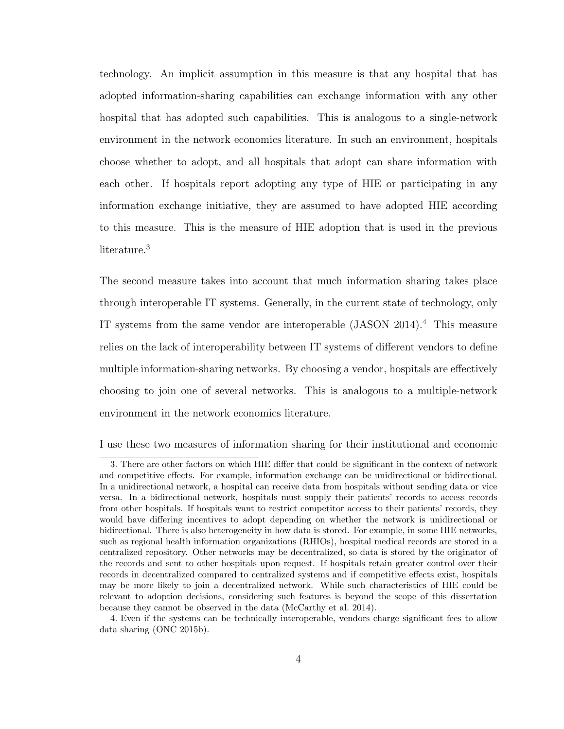technology. An implicit assumption in this measure is that any hospital that has adopted information-sharing capabilities can exchange information with any other hospital that has adopted such capabilities. This is analogous to a single-network environment in the network economics literature. In such an environment, hospitals choose whether to adopt, and all hospitals that adopt can share information with each other. If hospitals report adopting any type of HIE or participating in any information exchange initiative, they are assumed to have adopted HIE according to this measure. This is the measure of HIE adoption that is used in the previous literature.[3]

The second measure takes into account that much information sharing takes place through interoperable IT systems. Generally, in the current state of technology, only IT systems from the same vendor are interoperable (JASON 2014).[4] This measure relies on the lack of interoperability between IT systems of different vendors to define multiple information-sharing networks. By choosing a vendor, hospitals are effectively choosing to join one of several networks. This is analogous to a multiple-network environment in the network economics literature.

I use these two measures of information sharing for their institutional and economic

3. There are other factors on which HIE differ that could be significant in the context of network and competitive effects. For example, information exchange can be unidirectional or bidirectional. In a unidirectional network, a hospital can receive data from hospitals without sending data or vice versa. In a bidirectional network, hospitals must supply their patients' records to access records from other hospitals. If hospitals want to restrict competitor access to their patients' records, they would have differing incentives to adopt depending on whether the network is unidirectional or bidirectional. There is also heterogeneity in how data is stored. For example, in some HIE networks, such as regional health information organizations (RHIOs), hospital medical records are stored in a centralized repository. Other networks may be decentralized, so data is stored by the originator of the records and sent to other hospitals upon request. If hospitals retain greater control over their records in decentralized compared to centralized systems and if competitive effects exist, hospitals may be more likely to join a decentralized network. While such characteristics of HIE could be relevant to adoption decisions, considering such features is beyond the scope of this dissertation because they cannot be observed in the data (McCarthy et al. 2014).

4. Even if the systems can be technically interoperable, vendors charge significant fees to allow data sharing (ONC 2015b).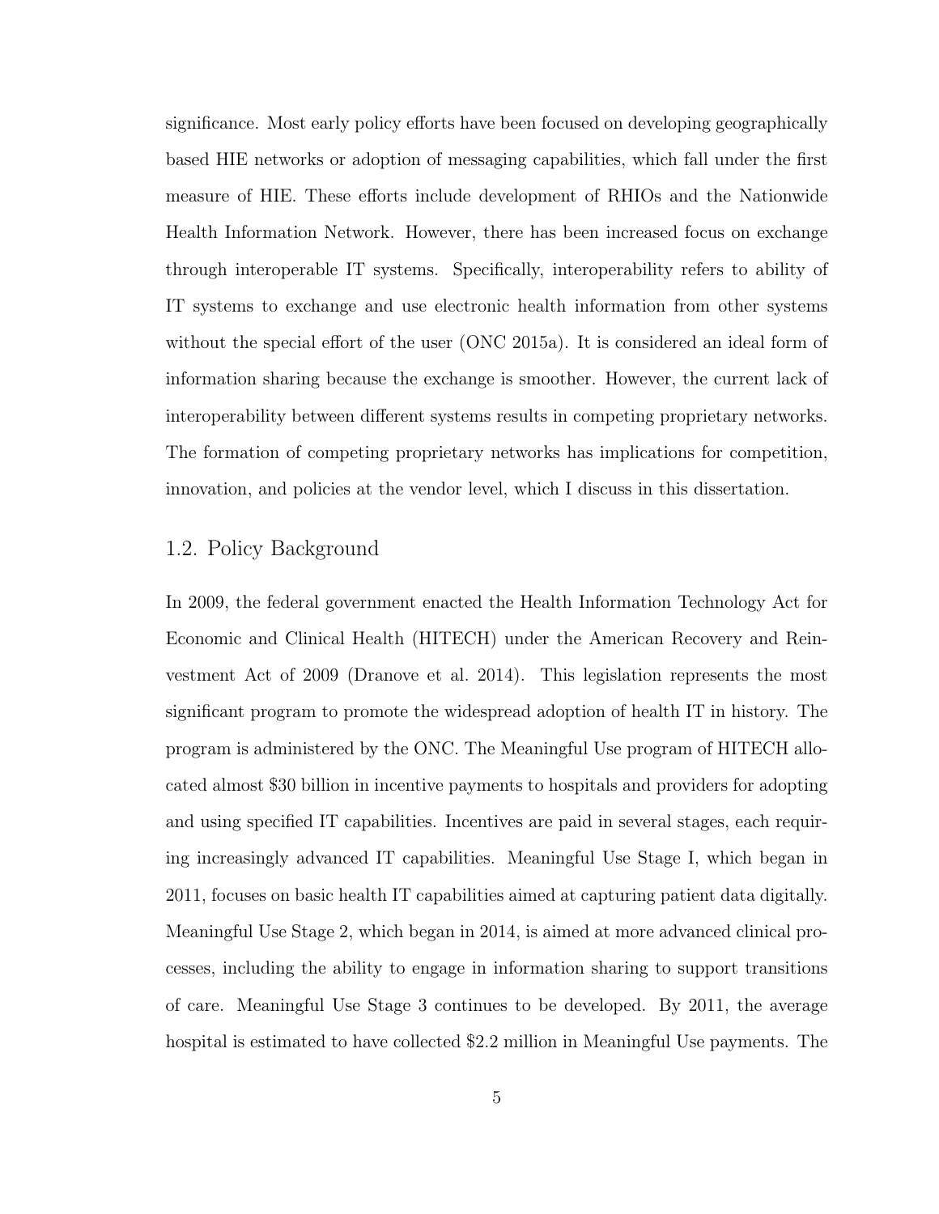significance. Most early policy efforts have been focused on developing geographically based HIE networks or adoption of messaging capabilities, which fall under the first measure of HIE. These efforts include development of RHIOs and the Nationwide Health Information Network. However, there has been increased focus on exchange through interoperable IT systems. Specifically, interoperability refers to ability of IT systems to exchange and use electronic health information from other systems without the special effort of the user (ONC 2015a). It is considered an ideal form of information sharing because the exchange is smoother. However, the current lack of interoperability between different systems results in competing proprietary networks. The formation of competing proprietary networks has implications for competition, innovation, and policies at the vendor level, which I discuss in this dissertation.

## 1.2. Policy Background

In 2009, the federal government enacted the Health Information Technology Act for Economic and Clinical Health (HITECH) under the American Recovery and Reinvestment Act of 2009 (Dranove et al. 2014). This legislation represents the most significant program to promote the widespread adoption of health IT in history. The program is administered by the ONC. The Meaningful Use program of HITECH allocated almost $30 billion in incentive payments to hospitals and providers for adopting and using specified IT capabilities. Incentives are paid in several stages, each requiring increasingly advanced IT capabilities. Meaningful Use Stage I, which began in 2011, focuses on basic health IT capabilities aimed at capturing patient data digitally. Meaningful Use Stage 2, which began in 2014, is aimed at more advanced clinical processes, including the ability to engage in information sharing to support transitions of care. Meaningful Use Stage 3 continues to be developed. By 2011, the average hospital is estimated to have collected $2.2 million in Meaningful Use payments. The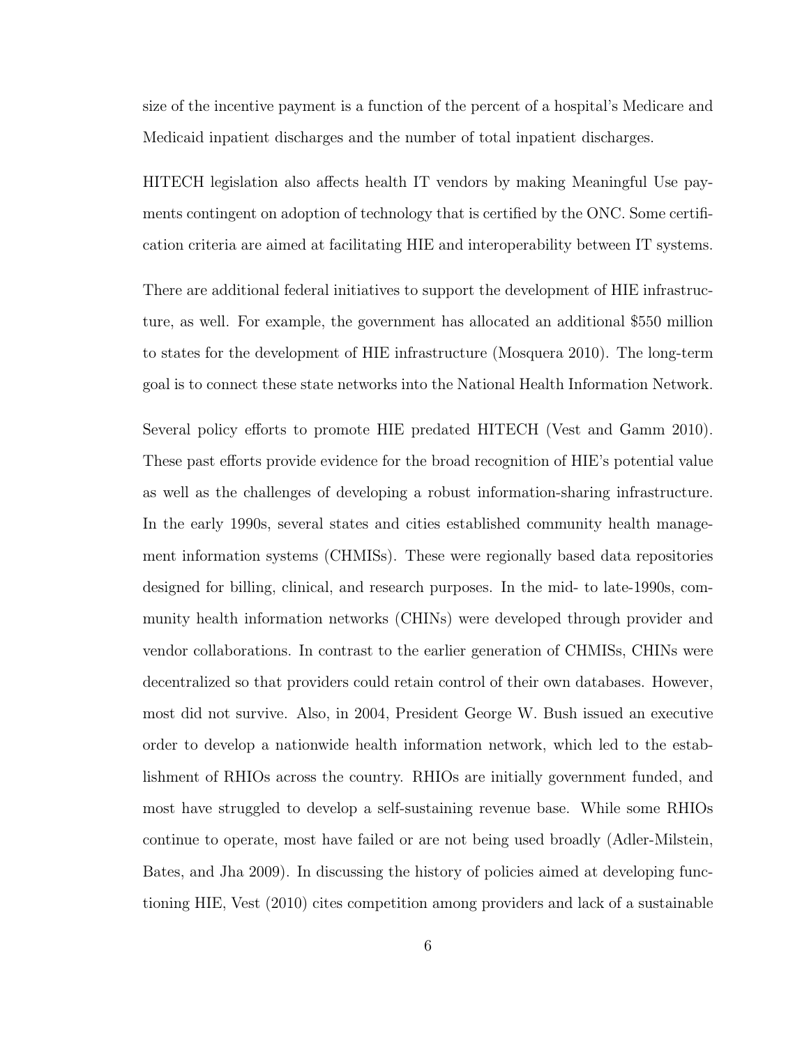size of the incentive payment is a function of the percent of a hospital's Medicare and Medicaid inpatient discharges and the number of total inpatient discharges.

HITECH legislation also affects health IT vendors by making Meaningful Use payments contingent on adoption of technology that is certified by the ONC. Some certification criteria are aimed at facilitating HIE and interoperability between IT systems.

There are additional federal initiatives to support the development of HIE infrastructure, as well. For example, the government has allocated an additional $550 million to states for the development of HIE infrastructure (Mosquera 2010). The long-term goal is to connect these state networks into the National Health Information Network.

Several policy efforts to promote HIE predated HITECH (Vest and Gamm 2010). These past efforts provide evidence for the broad recognition of HIE's potential value as well as the challenges of developing a robust information-sharing infrastructure. In the early 1990s, several states and cities established community health management information systems (CHMISs). These were regionally based data repositories designed for billing, clinical, and research purposes. In the mid- to late-1990s, community health information networks (CHINs) were developed through provider and vendor collaborations. In contrast to the earlier generation of CHMISs, CHINs were decentralized so that providers could retain control of their own databases. However, most did not survive. Also, in 2004, President George W. Bush issued an executive order to develop a nationwide health information network, which led to the establishment of RHIOs across the country. RHIOs are initially government funded, and most have struggled to develop a self-sustaining revenue base. While some RHIOs continue to operate, most have failed or are not being used broadly (Adler-Milstein, Bates, and Jha 2009). In discussing the history of policies aimed at developing functioning HIE, Vest (2010) cites competition among providers and lack of a sustainable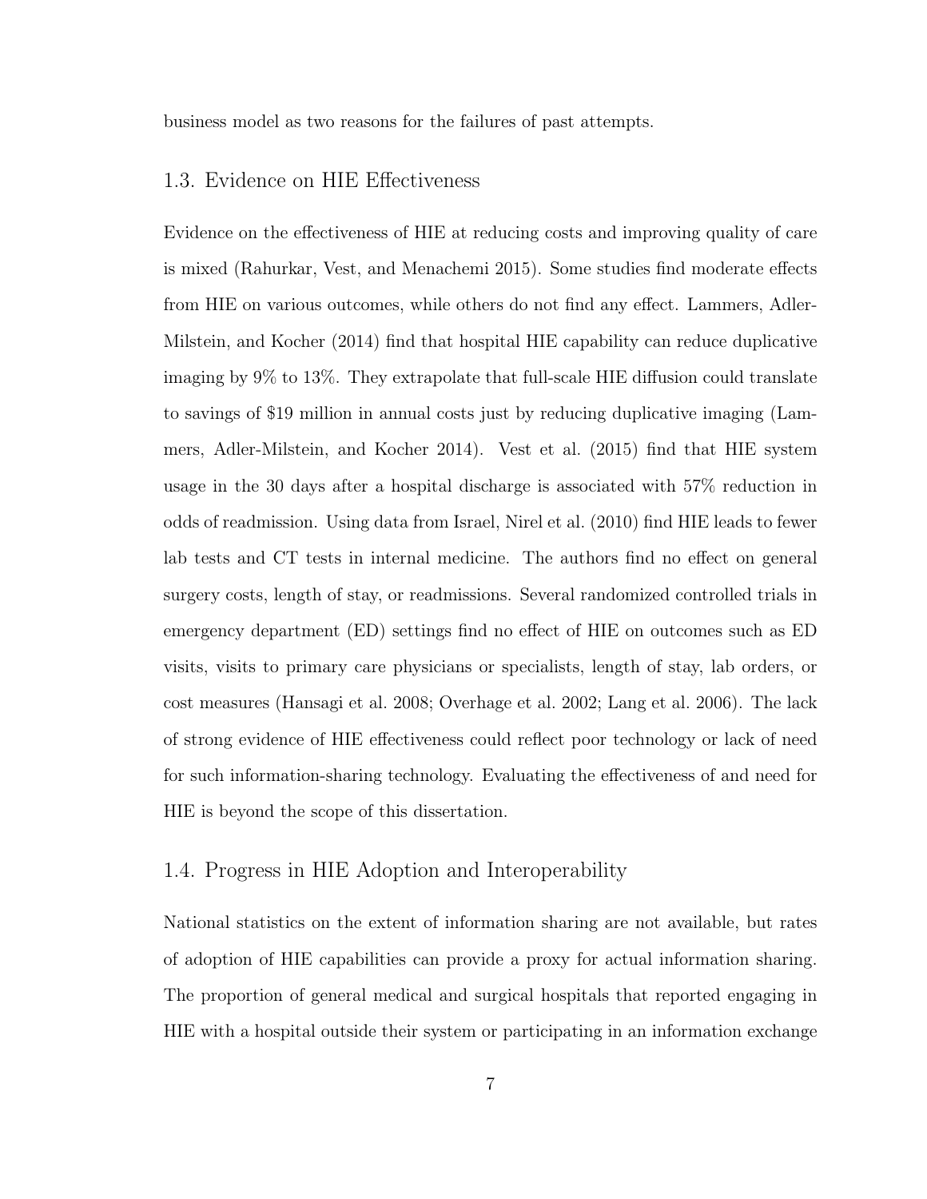business model as two reasons for the failures of past attempts.

## 1.3. Evidence on HIE Effectiveness

Evidence on the effectiveness of HIE at reducing costs and improving quality of care is mixed (Rahurkar, Vest, and Menachemi 2015). Some studies find moderate effects from HIE on various outcomes, while others do not find any effect. Lammers, Adler-Milstein, and Kocher (2014) find that hospital HIE capability can reduce duplicative imaging by 9% to 13%. They extrapolate that full-scale HIE diffusion could translate to savings of $19 million in annual costs just by reducing duplicative imaging (Lammers, Adler-Milstein, and Kocher 2014). Vest et al. (2015) find that HIE system usage in the 30 days after a hospital discharge is associated with 57% reduction in odds of readmission. Using data from Israel, Nirel et al. (2010) find HIE leads to fewer lab tests and CT tests in internal medicine. The authors find no effect on general surgery costs, length of stay, or readmissions. Several randomized controlled trials in emergency department (ED) settings find no effect of HIE on outcomes such as ED visits, visits to primary care physicians or specialists, length of stay, lab orders, or cost measures (Hansagi et al. 2008; Overhage et al. 2002; Lang et al. 2006). The lack of strong evidence of HIE effectiveness could reflect poor technology or lack of need for such information-sharing technology. Evaluating the effectiveness of and need for HIE is beyond the scope of this dissertation.

## 1.4. Progress in HIE Adoption and Interoperability

National statistics on the extent of information sharing are not available, but rates of adoption of HIE capabilities can provide a proxy for actual information sharing. The proportion of general medical and surgical hospitals that reported engaging in HIE with a hospital outside their system or participating in an information exchange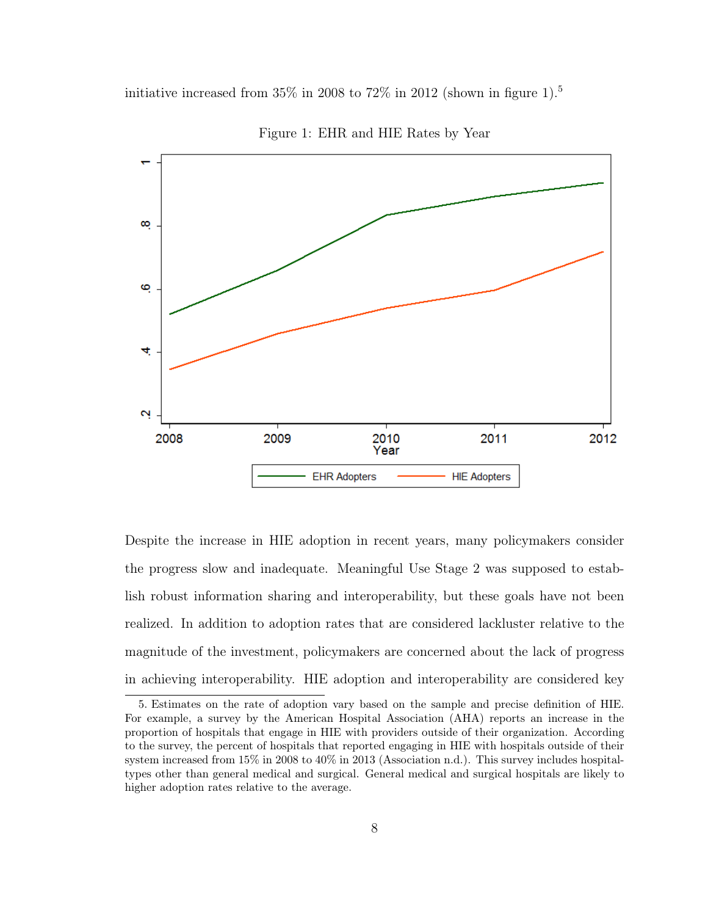initiative increased from 35% in 2008 to 72% in 2012 (shown in figure 1).[5]

Figure 1: EHR and HIE Rates by Year

Despite the increase in HIE adoption in recent years, many policymakers consider the progress slow and inadequate. Meaningful Use Stage 2 was supposed to establish robust information sharing and interoperability, but these goals have not been realized. In addition to adoption rates that are considered lackluster relative to the magnitude of the investment, policymakers are concerned about the lack of progress in achieving interoperability. HIE adoption and interoperability are considered key

5. Estimates on the rate of adoption vary based on the sample and precise definition of HIE. For example, a survey by the American Hospital Association (AHA) reports an increase in the proportion of hospitals that engage in HIE with providers outside of their organization. According to the survey, the percent of hospitals that reported engaging in HIE with hospitals outside of their system increased from 15% in 2008 to 40% in 2013 (Association n.d.). This survey includes hospital-types other than general medical and surgical. General medical and surgical hospitals are likely to higher adoption rates relative to the average.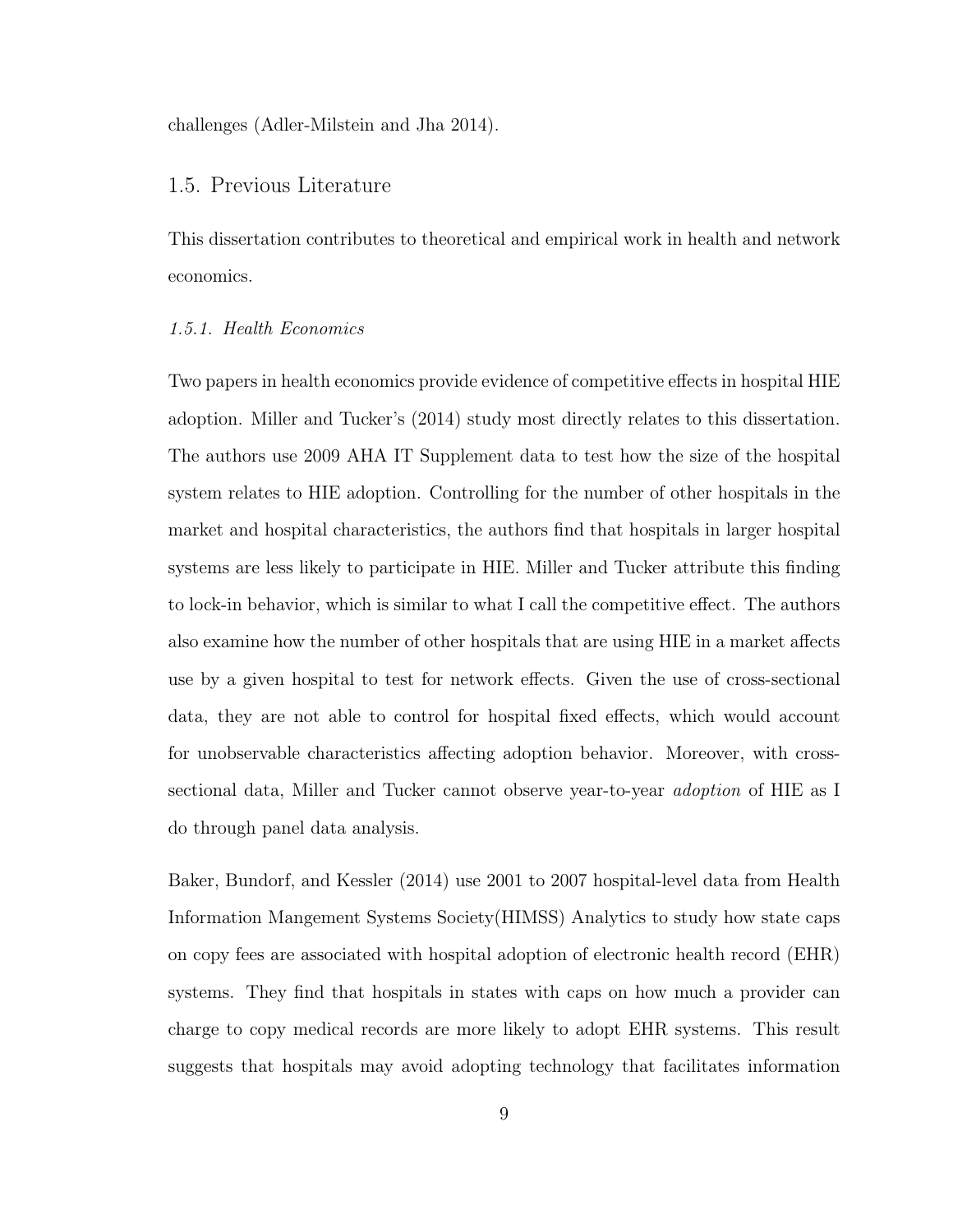challenges (Adler-Milstein and Jha 2014).

## 1.5. Previous Literature

This dissertation contributes to theoretical and empirical work in health and network economics.

### *1.5.1. Health Economics*

Two papers in health economics provide evidence of competitive effects in hospital HIE adoption. Miller and Tucker's (2014) study most directly relates to this dissertation. The authors use 2009 AHA IT Supplement data to test how the size of the hospital system relates to HIE adoption. Controlling for the number of other hospitals in the market and hospital characteristics, the authors find that hospitals in larger hospital systems are less likely to participate in HIE. Miller and Tucker attribute this finding to lock-in behavior, which is similar to what I call the competitive effect. The authors also examine how the number of other hospitals that are using HIE in a market affects use by a given hospital to test for network effects. Given the use of cross-sectional data, they are not able to control for hospital fixed effects, which would account for unobservable characteristics affecting adoption behavior. Moreover, with cross-sectional data, Miller and Tucker cannot observe year-to-year *adoption* of HIE as I do through panel data analysis.

Baker, Bundorf, and Kessler (2014) use 2001 to 2007 hospital-level data from Health Information Mangement Systems Society(HIMSS) Analytics to study how state caps on copy fees are associated with hospital adoption of electronic health record (EHR) systems. They find that hospitals in states with caps on how much a provider can charge to copy medical records are more likely to adopt EHR systems. This result suggests that hospitals may avoid adopting technology that facilitates information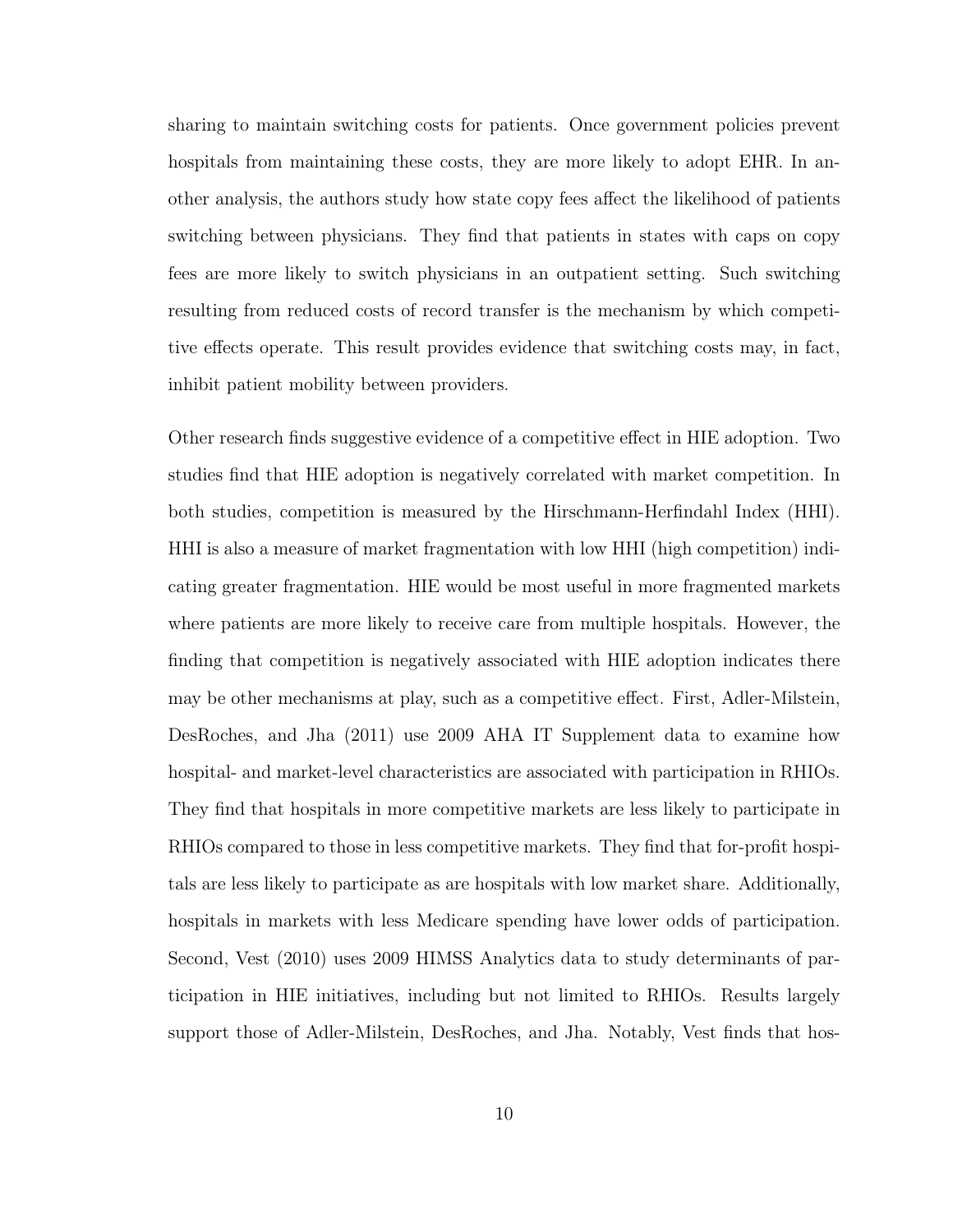sharing to maintain switching costs for patients. Once government policies prevent hospitals from maintaining these costs, they are more likely to adopt EHR. In another analysis, the authors study how state copy fees affect the likelihood of patients switching between physicians. They find that patients in states with caps on copy fees are more likely to switch physicians in an outpatient setting. Such switching resulting from reduced costs of record transfer is the mechanism by which competitive effects operate. This result provides evidence that switching costs may, in fact, inhibit patient mobility between providers.

Other research finds suggestive evidence of a competitive effect in HIE adoption. Two studies find that HIE adoption is negatively correlated with market competition. In both studies, competition is measured by the Hirschmann-Herfindahl Index (HHI). HHI is also a measure of market fragmentation with low HHI (high competition) indicating greater fragmentation. HIE would be most useful in more fragmented markets where patients are more likely to receive care from multiple hospitals. However, the finding that competition is negatively associated with HIE adoption indicates there may be other mechanisms at play, such as a competitive effect. First, Adler-Milstein, DesRoches, and Jha (2011) use 2009 AHA IT Supplement data to examine how hospital- and market-level characteristics are associated with participation in RHIOs. They find that hospitals in more competitive markets are less likely to participate in RHIOs compared to those in less competitive markets. They find that for-profit hospitals are less likely to participate as are hospitals with low market share. Additionally, hospitals in markets with less Medicare spending have lower odds of participation. Second, Vest (2010) uses 2009 HIMSS Analytics data to study determinants of participation in HIE initiatives, including but not limited to RHIOs. Results largely support those of Adler-Milstein, DesRoches, and Jha. Notably, Vest finds that hos-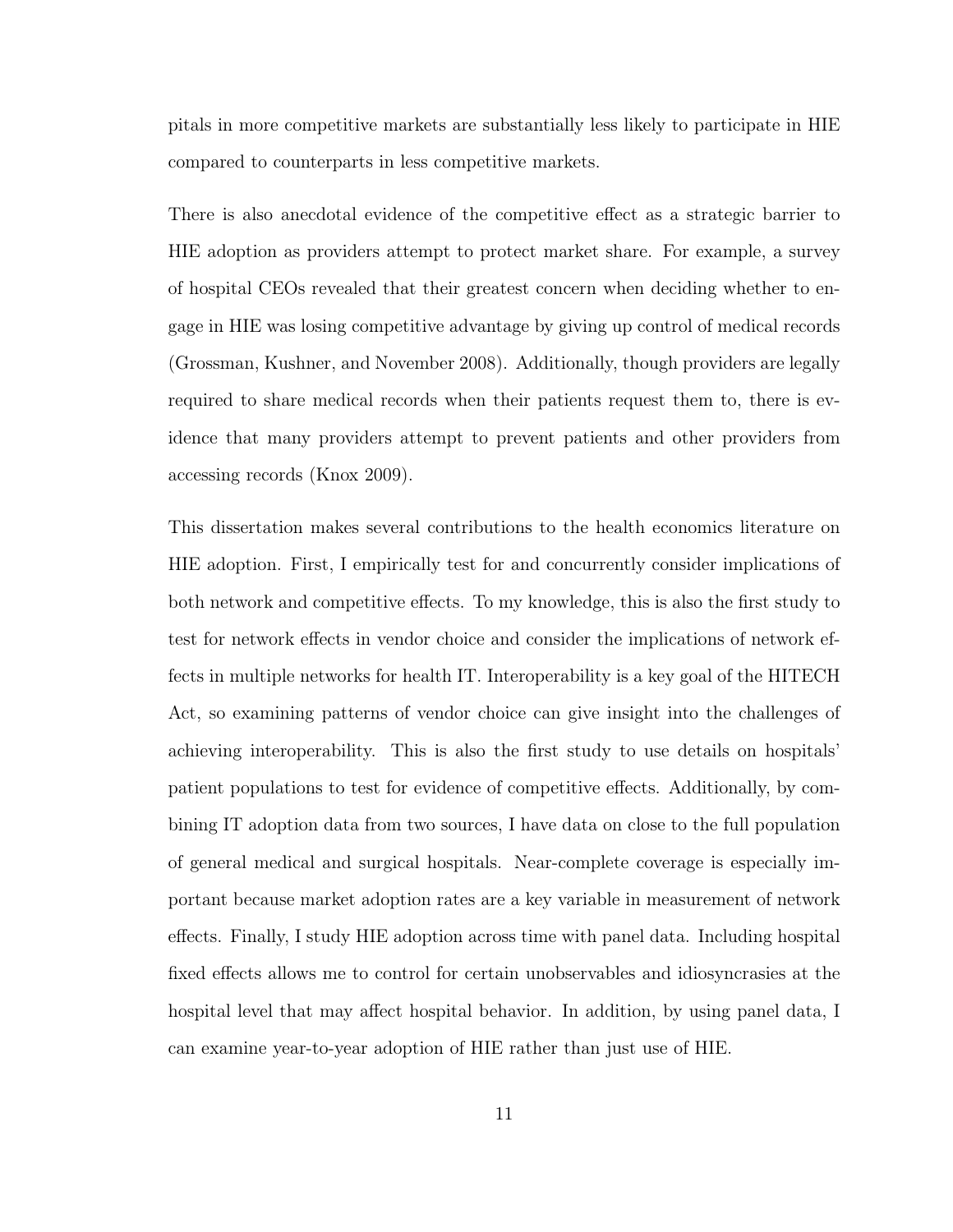pitals in more competitive markets are substantially less likely to participate in HIE compared to counterparts in less competitive markets.

There is also anecdotal evidence of the competitive effect as a strategic barrier to HIE adoption as providers attempt to protect market share. For example, a survey of hospital CEOs revealed that their greatest concern when deciding whether to engage in HIE was losing competitive advantage by giving up control of medical records (Grossman, Kushner, and November 2008). Additionally, though providers are legally required to share medical records when their patients request them to, there is evidence that many providers attempt to prevent patients and other providers from accessing records (Knox 2009).

This dissertation makes several contributions to the health economics literature on HIE adoption. First, I empirically test for and concurrently consider implications of both network and competitive effects. To my knowledge, this is also the first study to test for network effects in vendor choice and consider the implications of network effects in multiple networks for health IT. Interoperability is a key goal of the HITECH Act, so examining patterns of vendor choice can give insight into the challenges of achieving interoperability. This is also the first study to use details on hospitals' patient populations to test for evidence of competitive effects. Additionally, by combining IT adoption data from two sources, I have data on close to the full population of general medical and surgical hospitals. Near-complete coverage is especially important because market adoption rates are a key variable in measurement of network effects. Finally, I study HIE adoption across time with panel data. Including hospital fixed effects allows me to control for certain unobservables and idiosyncrasies at the hospital level that may affect hospital behavior. In addition, by using panel data, I can examine year-to-year adoption of HIE rather than just use of HIE.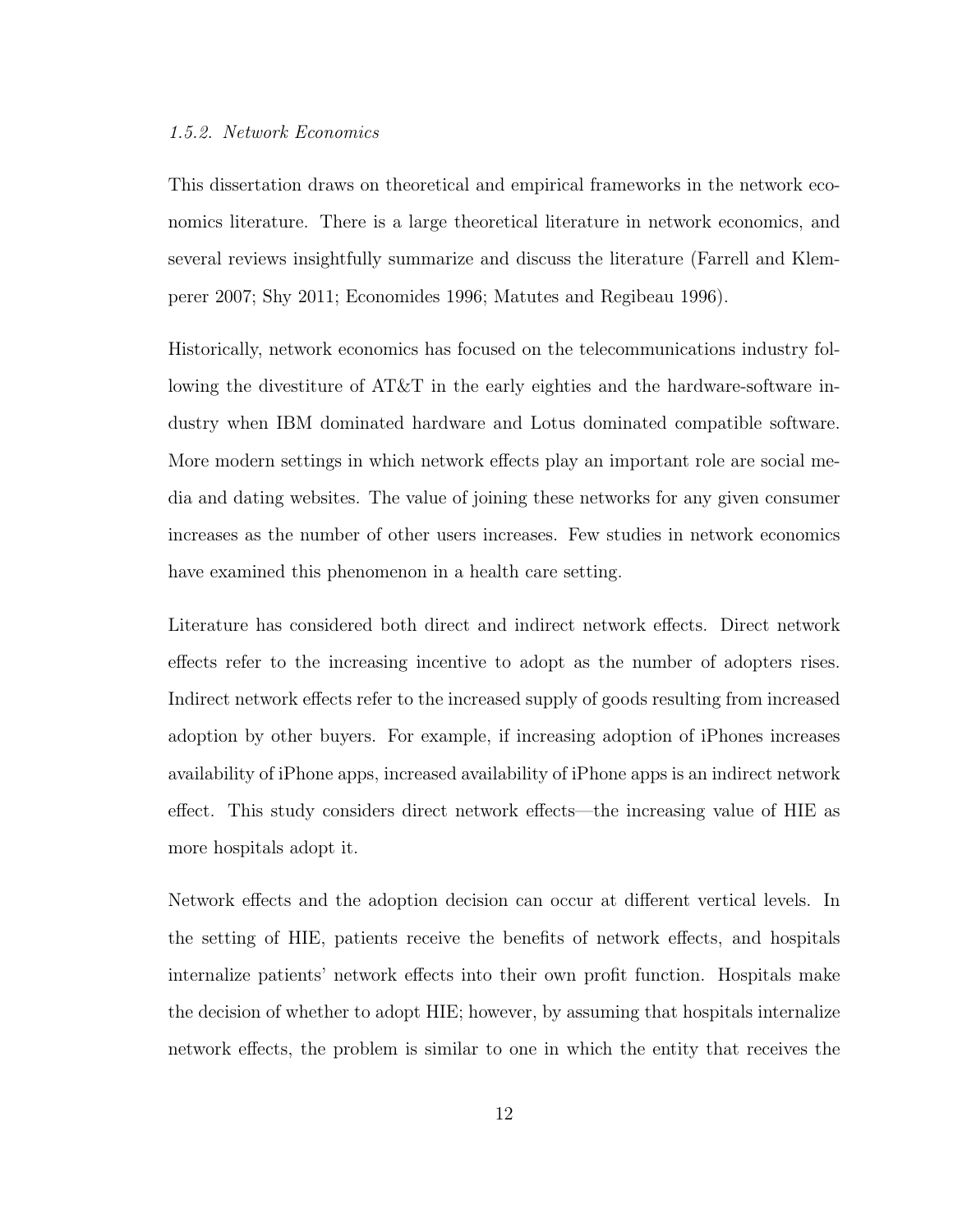#### *1.5.2. Network Economics*

This dissertation draws on theoretical and empirical frameworks in the network economics literature. There is a large theoretical literature in network economics, and several reviews insightfully summarize and discuss the literature (Farrell and Klemperer 2007; Shy 2011; Economides 1996; Matutes and Regibeau 1996).

Historically, network economics has focused on the telecommunications industry following the divestiture of AT&T in the early eighties and the hardware-software industry when IBM dominated hardware and Lotus dominated compatible software. More modern settings in which network effects play an important role are social media and dating websites. The value of joining these networks for any given consumer increases as the number of other users increases. Few studies in network economics have examined this phenomenon in a health care setting.

Literature has considered both direct and indirect network effects. Direct network effects refer to the increasing incentive to adopt as the number of adopters rises. Indirect network effects refer to the increased supply of goods resulting from increased adoption by other buyers. For example, if increasing adoption of iPhones increases availability of iPhone apps, increased availability of iPhone apps is an indirect network effect. This study considers direct network effects—the increasing value of HIE as more hospitals adopt it.

Network effects and the adoption decision can occur at different vertical levels. In the setting of HIE, patients receive the benefits of network effects, and hospitals internalize patients' network effects into their own profit function. Hospitals make the decision of whether to adopt HIE; however, by assuming that hospitals internalize network effects, the problem is similar to one in which the entity that receives the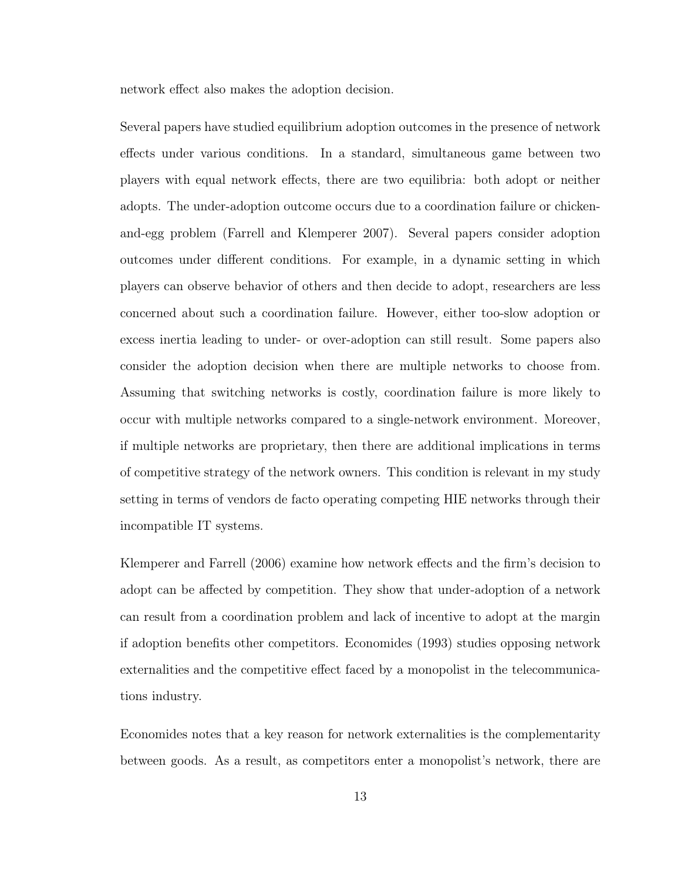network effect also makes the adoption decision.

Several papers have studied equilibrium adoption outcomes in the presence of network effects under various conditions. In a standard, simultaneous game between two players with equal network effects, there are two equilibria: both adopt or neither adopts. The under-adoption outcome occurs due to a coordination failure or chicken-and-egg problem (Farrell and Klemperer 2007). Several papers consider adoption outcomes under different conditions. For example, in a dynamic setting in which players can observe behavior of others and then decide to adopt, researchers are less concerned about such a coordination failure. However, either too-slow adoption or excess inertia leading to under- or over-adoption can still result. Some papers also consider the adoption decision when there are multiple networks to choose from. Assuming that switching networks is costly, coordination failure is more likely to occur with multiple networks compared to a single-network environment. Moreover, if multiple networks are proprietary, then there are additional implications in terms of competitive strategy of the network owners. This condition is relevant in my study setting in terms of vendors de facto operating competing HIE networks through their incompatible IT systems.

Klemperer and Farrell (2006) examine how network effects and the firm's decision to adopt can be affected by competition. They show that under-adoption of a network can result from a coordination problem and lack of incentive to adopt at the margin if adoption benefits other competitors. Economides (1993) studies opposing network externalities and the competitive effect faced by a monopolist in the telecommunications industry.

Economides notes that a key reason for network externalities is the complementarity between goods. As a result, as competitors enter a monopolist's network, there are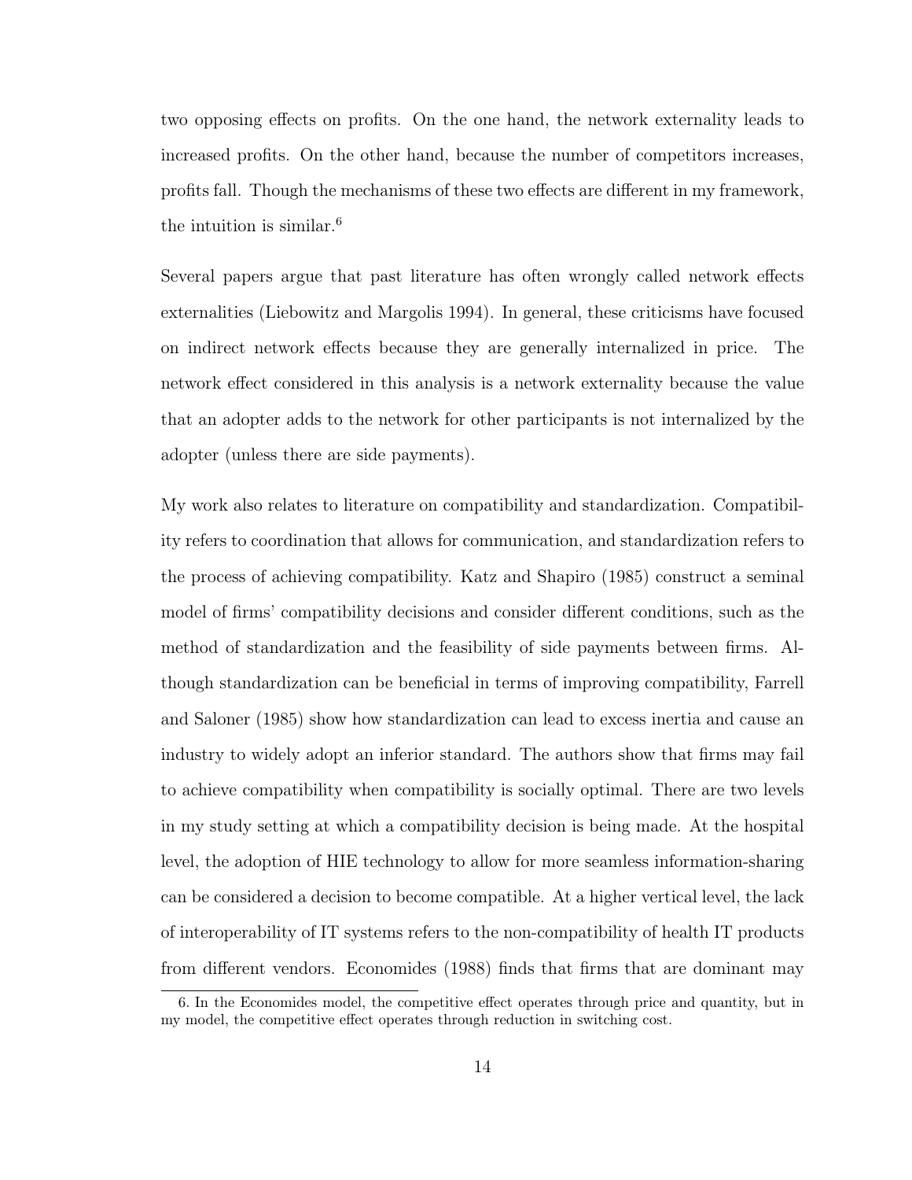two opposing effects on profits. On the one hand, the network externality leads to increased profits. On the other hand, because the number of competitors increases, profits fall. Though the mechanisms of these two effects are different in my framework, the intuition is similar.[6]

Several papers argue that past literature has often wrongly called network effects externalities (Liebowitz and Margolis 1994). In general, these criticisms have focused on indirect network effects because they are generally internalized in price. The network effect considered in this analysis is a network externality because the value that an adopter adds to the network for other participants is not internalized by the adopter (unless there are side payments).

My work also relates to literature on compatibility and standardization. Compatibility refers to coordination that allows for communication, and standardization refers to the process of achieving compatibility. Katz and Shapiro (1985) construct a seminal model of firms' compatibility decisions and consider different conditions, such as the method of standardization and the feasibility of side payments between firms. Although standardization can be beneficial in terms of improving compatibility, Farrell and Saloner (1985) show how standardization can lead to excess inertia and cause an industry to widely adopt an inferior standard. The authors show that firms may fail to achieve compatibility when compatibility is socially optimal. There are two levels in my study setting at which a compatibility decision is being made. At the hospital level, the adoption of HIE technology to allow for more seamless information-sharing can be considered a decision to become compatible. At a higher vertical level, the lack of interoperability of IT systems refers to the non-compatibility of health IT products from different vendors. Economides (1988) finds that firms that are dominant may

6. In the Economides model, the competitive effect operates through price and quantity, but in my model, the competitive effect operates through reduction in switching cost.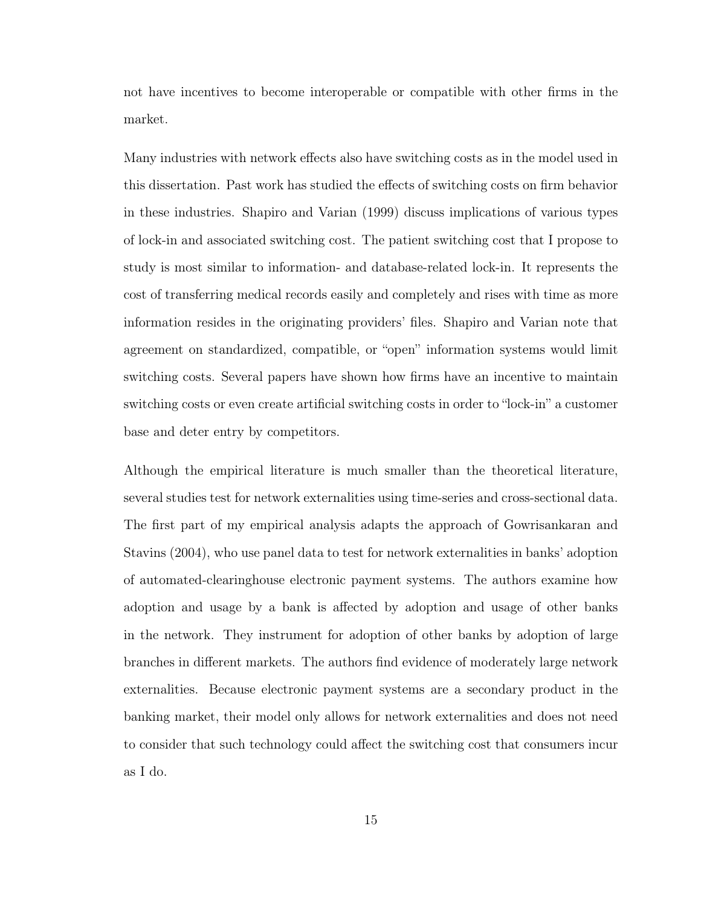not have incentives to become interoperable or compatible with other firms in the market.

Many industries with network effects also have switching costs as in the model used in this dissertation. Past work has studied the effects of switching costs on firm behavior in these industries. Shapiro and Varian (1999) discuss implications of various types of lock-in and associated switching cost. The patient switching cost that I propose to study is most similar to information- and database-related lock-in. It represents the cost of transferring medical records easily and completely and rises with time as more information resides in the originating providers' files. Shapiro and Varian note that agreement on standardized, compatible, or "open" information systems would limit switching costs. Several papers have shown how firms have an incentive to maintain switching costs or even create artificial switching costs in order to "lock-in" a customer base and deter entry by competitors.

Although the empirical literature is much smaller than the theoretical literature, several studies test for network externalities using time-series and cross-sectional data. The first part of my empirical analysis adapts the approach of Gowrisankaran and Stavins (2004), who use panel data to test for network externalities in banks' adoption of automated-clearinghouse electronic payment systems. The authors examine how adoption and usage by a bank is affected by adoption and usage of other banks in the network. They instrument for adoption of other banks by adoption of large branches in different markets. The authors find evidence of moderately large network externalities. Because electronic payment systems are a secondary product in the banking market, their model only allows for network externalities and does not need to consider that such technology could affect the switching cost that consumers incur as I do.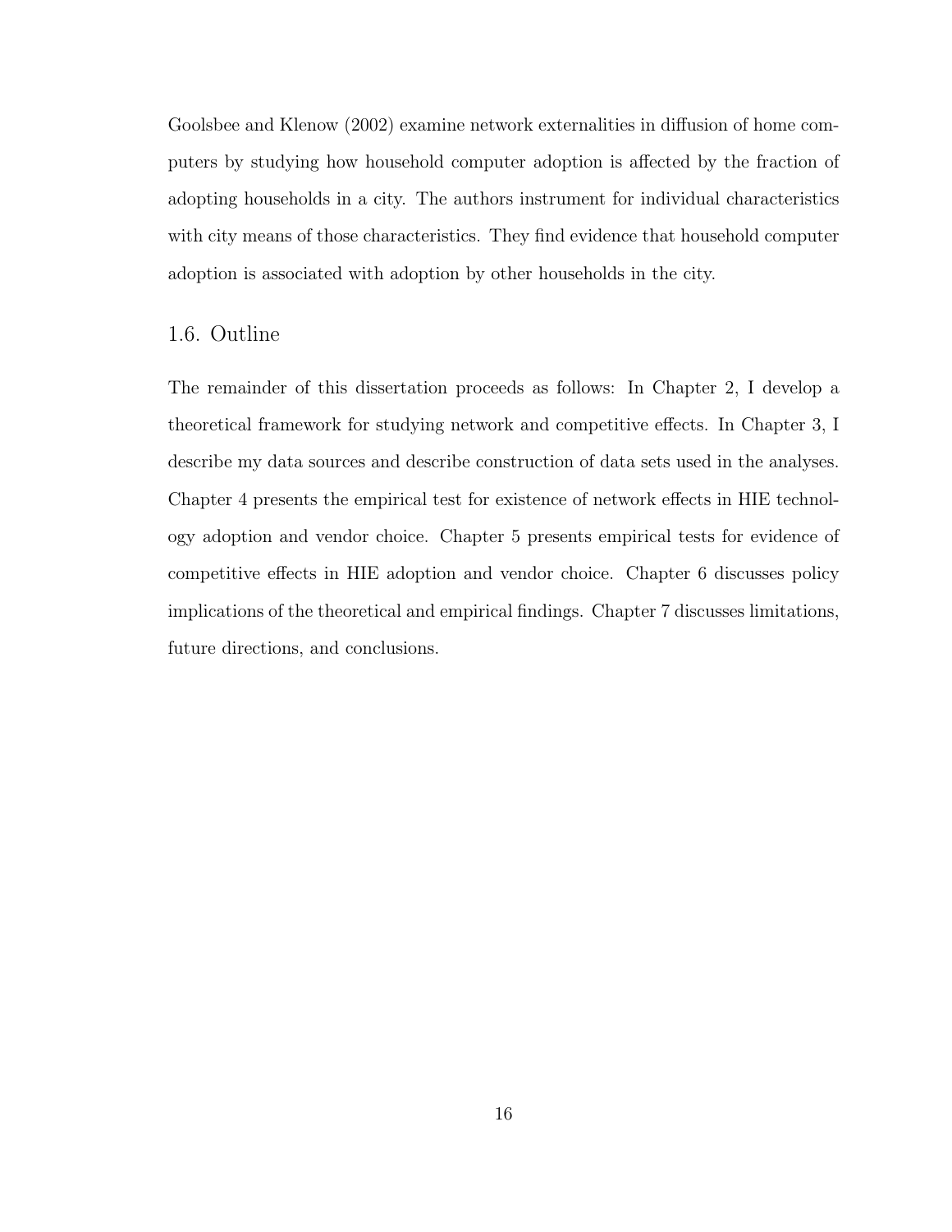Goolsbee and Klenow (2002) examine network externalities in diffusion of home computers by studying how household computer adoption is affected by the fraction of adopting households in a city. The authors instrument for individual characteristics with city means of those characteristics. They find evidence that household computer adoption is associated with adoption by other households in the city.

## 1.6. Outline

The remainder of this dissertation proceeds as follows: In Chapter 2, I develop a theoretical framework for studying network and competitive effects. In Chapter 3, I describe my data sources and describe construction of data sets used in the analyses. Chapter 4 presents the empirical test for existence of network effects in HIE technology adoption and vendor choice. Chapter 5 presents empirical tests for evidence of competitive effects in HIE adoption and vendor choice. Chapter 6 discusses policy implications of the theoretical and empirical findings. Chapter 7 discusses limitations, future directions, and conclusions.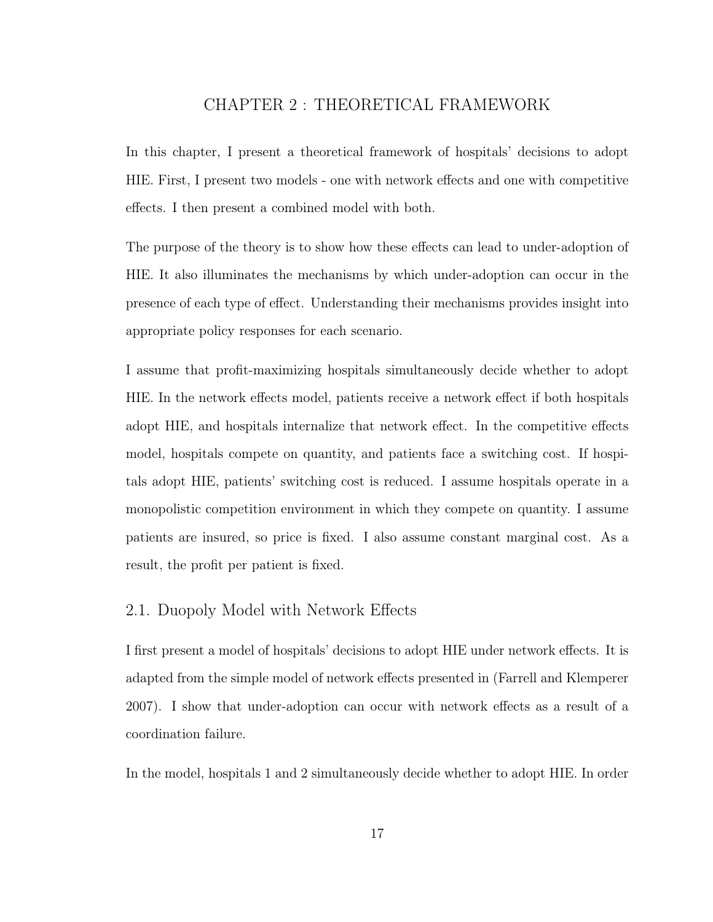# CHAPTER 2 : THEORETICAL FRAMEWORK

In this chapter, I present a theoretical framework of hospitals' decisions to adopt HIE. First, I present two models - one with network effects and one with competitive effects. I then present a combined model with both.

The purpose of the theory is to show how these effects can lead to under-adoption of HIE. It also illuminates the mechanisms by which under-adoption can occur in the presence of each type of effect. Understanding their mechanisms provides insight into appropriate policy responses for each scenario.

I assume that profit-maximizing hospitals simultaneously decide whether to adopt HIE. In the network effects model, patients receive a network effect if both hospitals adopt HIE, and hospitals internalize that network effect. In the competitive effects model, hospitals compete on quantity, and patients face a switching cost. If hospitals adopt HIE, patients' switching cost is reduced. I assume hospitals operate in a monopolistic competition environment in which they compete on quantity. I assume patients are insured, so price is fixed. I also assume constant marginal cost. As a result, the profit per patient is fixed.

## 2.1. Duopoly Model with Network Effects

I first present a model of hospitals' decisions to adopt HIE under network effects. It is adapted from the simple model of network effects presented in (Farrell and Klemperer 2007). I show that under-adoption can occur with network effects as a result of a coordination failure.

In the model, hospitals 1 and 2 simultaneously decide whether to adopt HIE. In order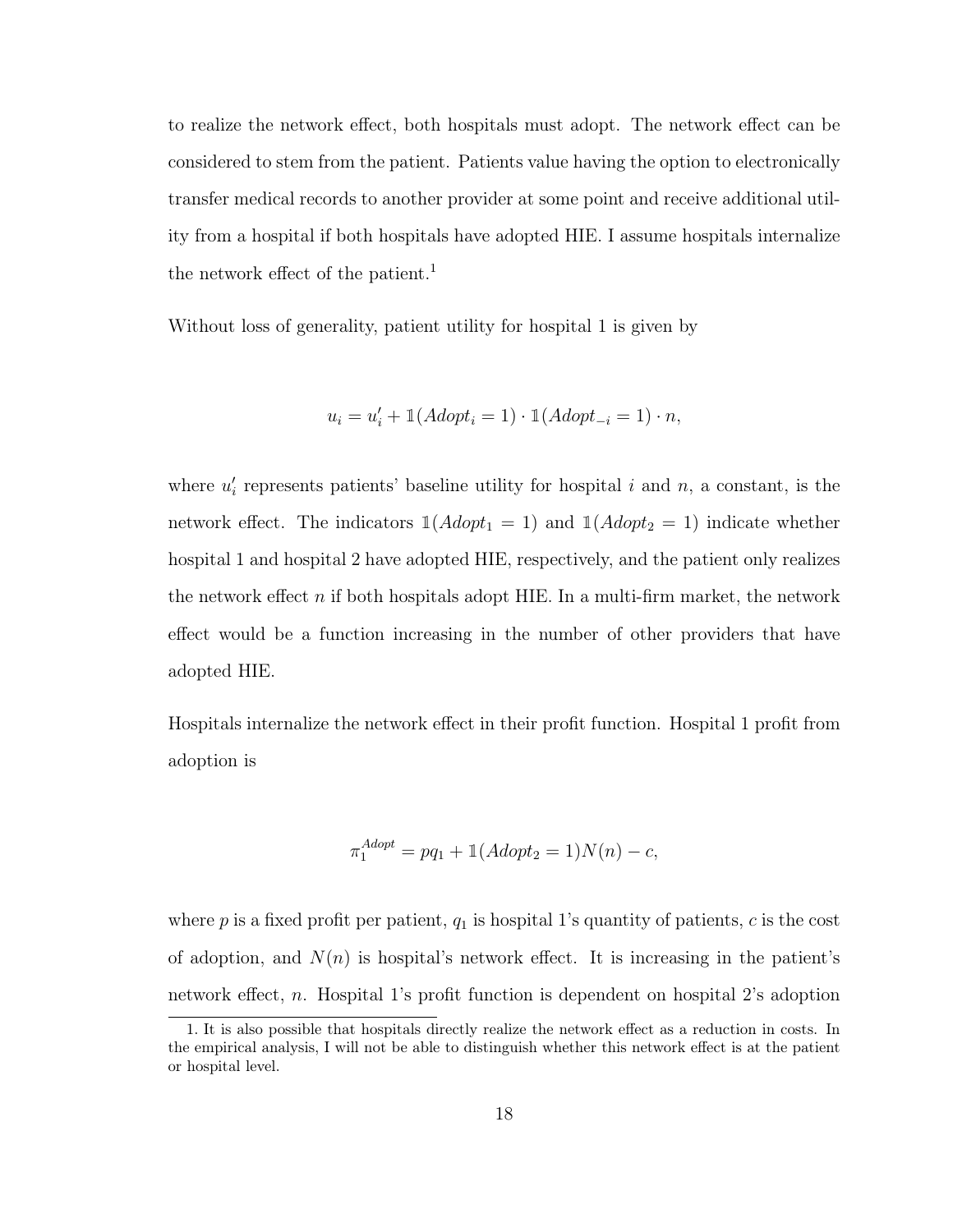to realize the network effect, both hospitals must adopt. The network effect can be considered to stem from the patient. Patients value having the option to electronically transfer medical records to another provider at some point and receive additional utility from a hospital if both hospitals have adopted HIE. I assume hospitals internalize the network effect of the patient.[1]

Without loss of generality, patient utility for hospital 1 is given by

$$u_i = u_i' + \mathbb{1}(Adopt_i = 1) \cdot \mathbb{1}(Adopt_{-i} = 1) \cdot n,$$

where $u_i'$ represents patients' baseline utility for hospital $i$ and $n$, a constant, is the network effect. The indicators $\mathbb{1}(Adopt_1 = 1)$ and $\mathbb{1}(Adopt_2 = 1)$ indicate whether hospital 1 and hospital 2 have adopted HIE, respectively, and the patient only realizes the network effect $n$ if both hospitals adopt HIE. In a multi-firm market, the network effect would be a function increasing in the number of other providers that have adopted HIE.

Hospitals internalize the network effect in their profit function. Hospital 1 profit from adoption is

$$\pi_1^{Adopt} = pq_1 + \mathbb{1}(Adopt_2 = 1)N(n) - c,$$

where $p$ is a fixed profit per patient, $q_1$ is hospital 1's quantity of patients, $c$ is the cost of adoption, and $N(n)$ is hospital's network effect. It is increasing in the patient's network effect, $n$. Hospital 1's profit function is dependent on hospital 2's adoption

1. It is also possible that hospitals directly realize the network effect as a reduction in costs. In the empirical analysis, I will not be able to distinguish whether this network effect is at the patient or hospital level.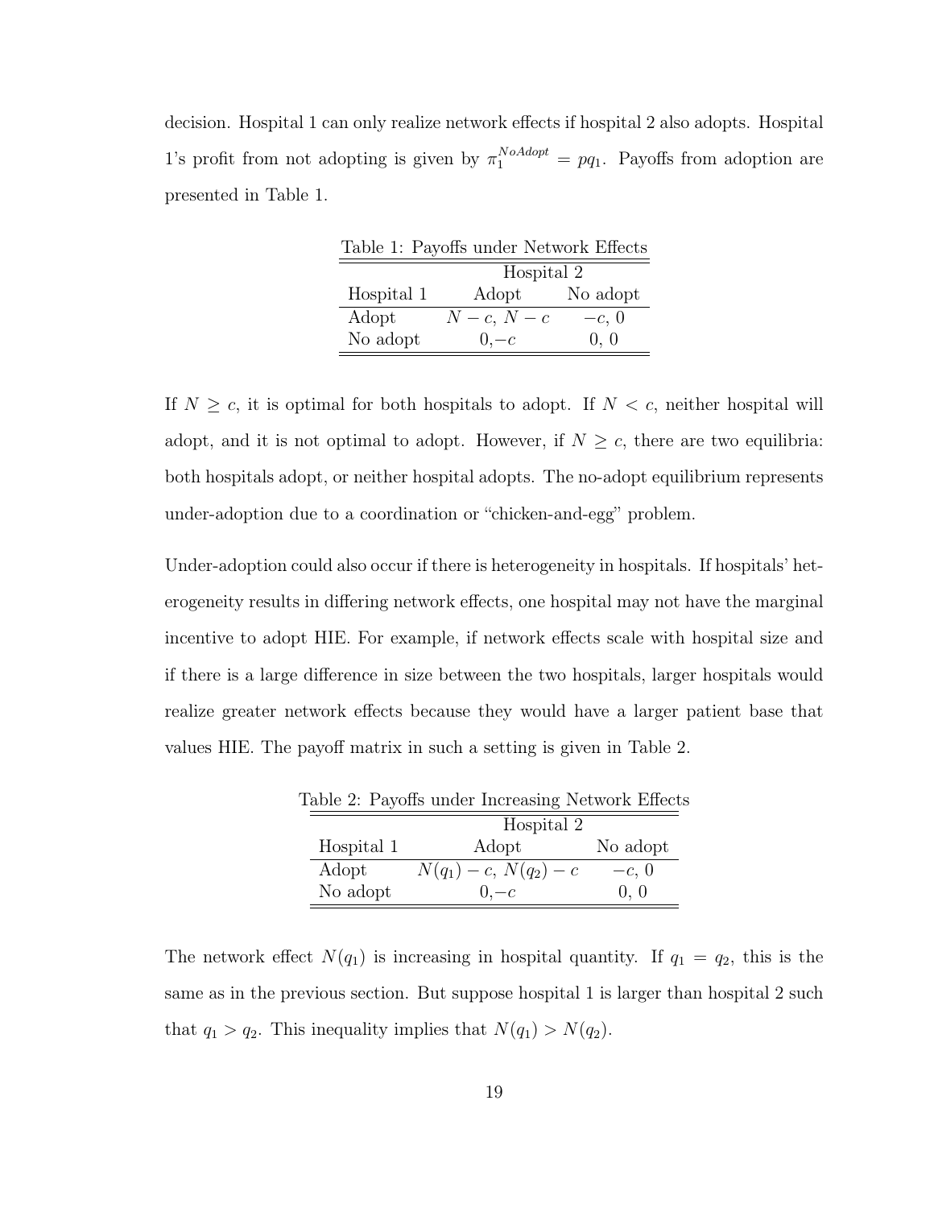decision. Hospital 1 can only realize network effects if hospital 2 also adopts. Hospital 1's profit from not adopting is given by $\pi_1^{NoAdopt} = pq_1$. Payoffs from adoption are presented in Table 1.

Table 1: Payoffs under Network Effects

| | Hospital 2 | |
|---|---|---|
| Hospital 1 | Adopt | No adopt |
| Adopt | $N - c$, $N - c$ | $-c$, 0 |
| No adopt | 0,$-c$ | 0, 0 |

If $N \geq c$, it is optimal for both hospitals to adopt. If $N < c$, neither hospital will adopt, and it is not optimal to adopt. However, if $N \geq c$, there are two equilibria: both hospitals adopt, or neither hospital adopts. The no-adopt equilibrium represents under-adoption due to a coordination or "chicken-and-egg" problem.

Under-adoption could also occur if there is heterogeneity in hospitals. If hospitals' heterogeneity results in differing network effects, one hospital may not have the marginal incentive to adopt HIE. For example, if network effects scale with hospital size and if there is a large difference in size between the two hospitals, larger hospitals would realize greater network effects because they would have a larger patient base that values HIE. The payoff matrix in such a setting is given in Table 2.

Table 2: Payoffs under Increasing Network Effects

| | Hospital 2 | |
|---|---|---|
| Hospital 1 | Adopt | No adopt |
| Adopt | $N(q_1) - c$, $N(q_2) - c$ | $-c$, 0 |
| No adopt | 0,$-c$ | 0, 0 |

The network effect $N(q_1)$ is increasing in hospital quantity. If $q_1 = q_2$, this is the same as in the previous section. But suppose hospital 1 is larger than hospital 2 such that $q_1 > q_2$. This inequality implies that $N(q_1) > N(q_2)$.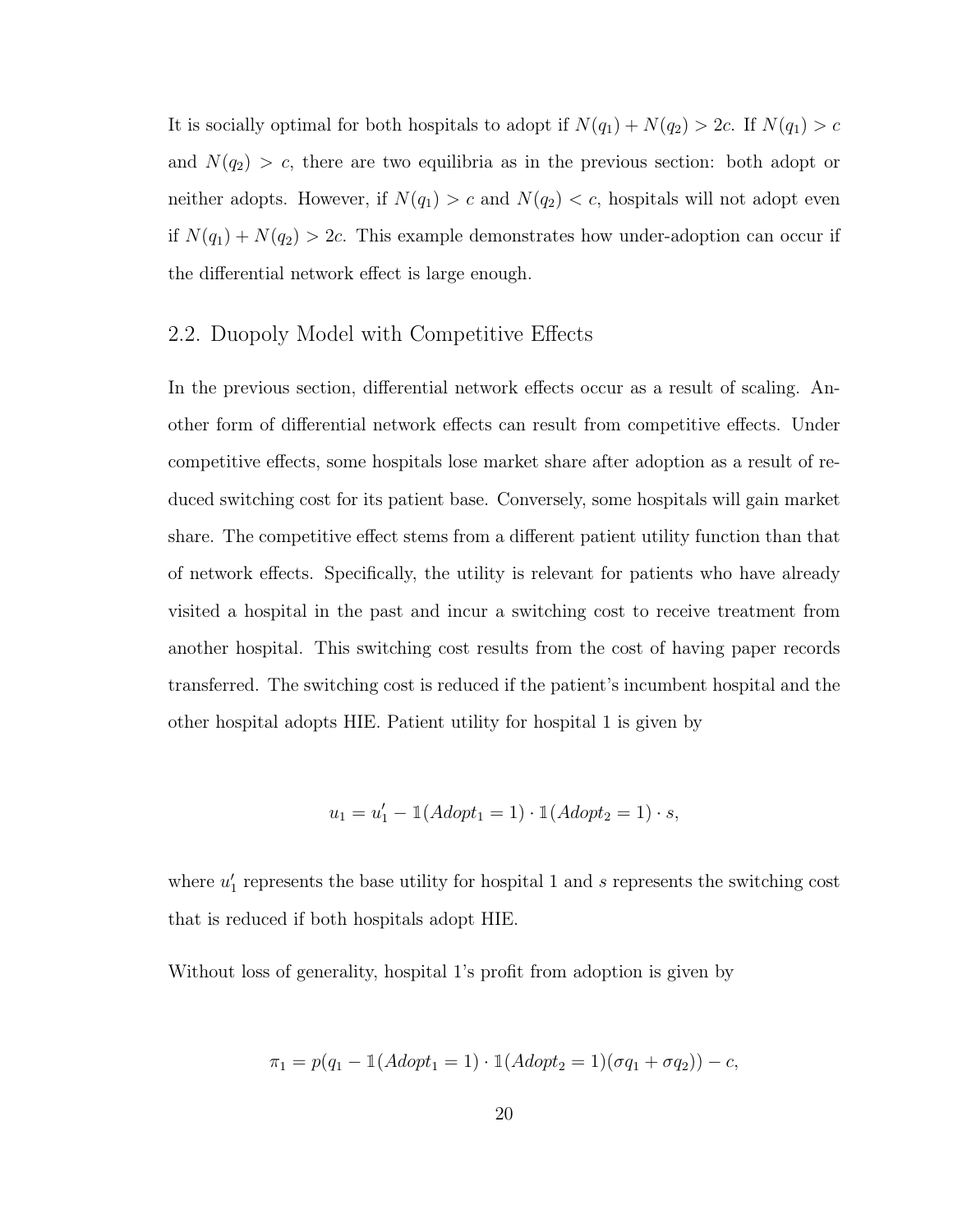It is socially optimal for both hospitals to adopt if $N(q_1) + N(q_2) > 2c$. If $N(q_1) > c$ and $N(q_2) > c$, there are two equilibria as in the previous section: both adopt or neither adopts. However, if $N(q_1) > c$ and $N(q_2) < c$, hospitals will not adopt even if $N(q_1) + N(q_2) > 2c$. This example demonstrates how under-adoption can occur if the differential network effect is large enough.

## 2.2. Duopoly Model with Competitive Effects

In the previous section, differential network effects occur as a result of scaling. Another form of differential network effects can result from competitive effects. Under competitive effects, some hospitals lose market share after adoption as a result of reduced switching cost for its patient base. Conversely, some hospitals will gain market share. The competitive effect stems from a different patient utility function than that of network effects. Specifically, the utility is relevant for patients who have already visited a hospital in the past and incur a switching cost to receive treatment from another hospital. This switching cost results from the cost of having paper records transferred. The switching cost is reduced if the patient's incumbent hospital and the other hospital adopts HIE. Patient utility for hospital 1 is given by

$$u_1 = u_1' - \mathbb{1}(Adopt_1 = 1) \cdot \mathbb{1}(Adopt_2 = 1) \cdot s,$$

where $u_1'$ represents the base utility for hospital 1 and $s$ represents the switching cost that is reduced if both hospitals adopt HIE.

Without loss of generality, hospital 1's profit from adoption is given by

$$\pi_1 = p(q_1 - \mathbb{1}(Adopt_1 = 1) \cdot \mathbb{1}(Adopt_2 = 1)(\sigma q_1 + \sigma q_2)) - c,$$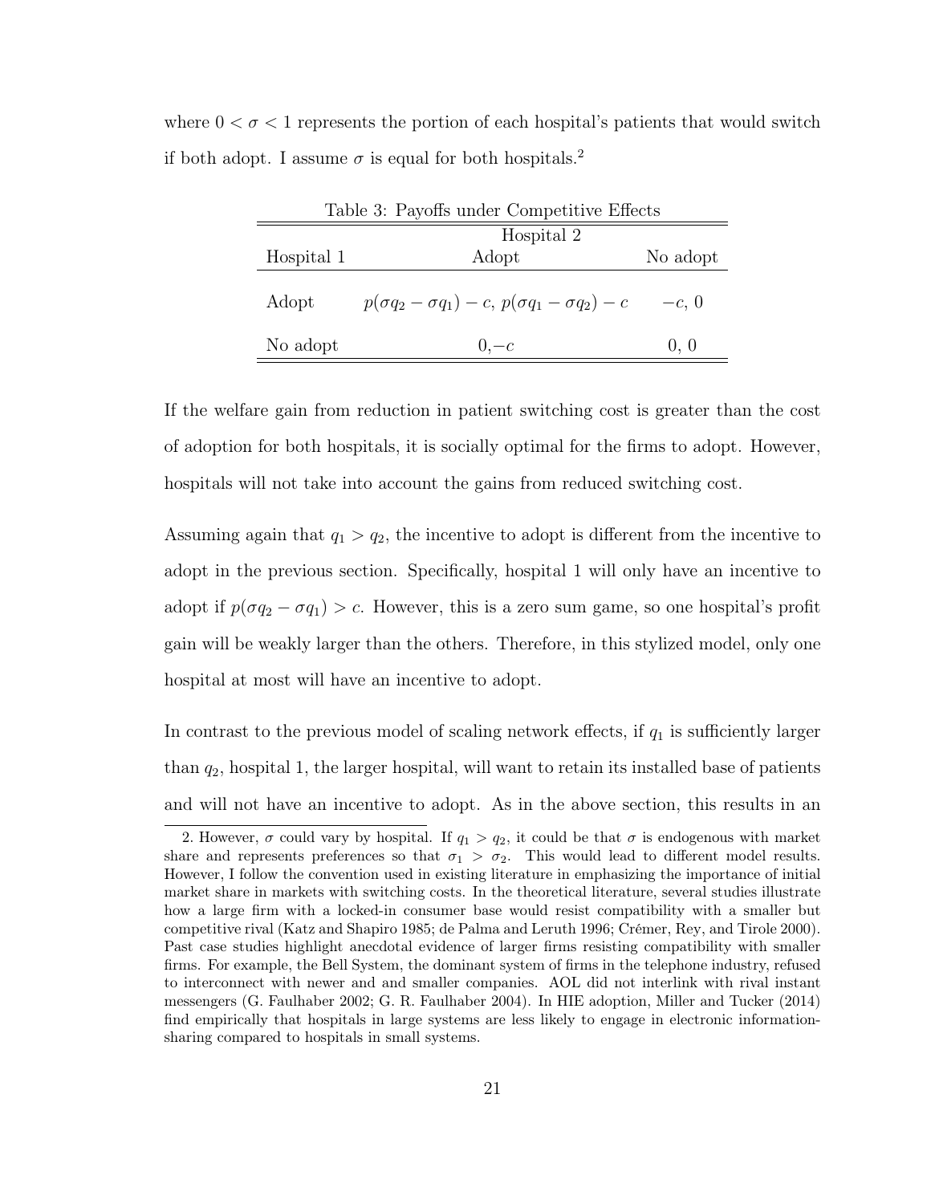where $0 < \sigma < 1$ represents the portion of each hospital's patients that would switch if both adopt. I assume $\sigma$ is equal for both hospitals.[2]

Table 3: Payoffs under Competitive Effects

| | Hospital 2 | |
|---|---|---|
| Hospital 1 | Adopt | No adopt |
| Adopt | $p(\sigma q_2 - \sigma q_1) - c$, $p(\sigma q_1 - \sigma q_2) - c$ | $-c$, 0 |
| No adopt | 0,$-c$ | 0, 0 |

If the welfare gain from reduction in patient switching cost is greater than the cost of adoption for both hospitals, it is socially optimal for the firms to adopt. However, hospitals will not take into account the gains from reduced switching cost.

Assuming again that $q_1 > q_2$, the incentive to adopt is different from the incentive to adopt in the previous section. Specifically, hospital 1 will only have an incentive to adopt if $p(\sigma q_2 - \sigma q_1) > c$. However, this is a zero sum game, so one hospital's profit gain will be weakly larger than the others. Therefore, in this stylized model, only one hospital at most will have an incentive to adopt.

In contrast to the previous model of scaling network effects, if $q_1$ is sufficiently larger than $q_2$, hospital 1, the larger hospital, will want to retain its installed base of patients and will not have an incentive to adopt. As in the above section, this results in an

2. However, $\sigma$ could vary by hospital. If $q_1 > q_2$, it could be that $\sigma$ is endogenous with market share and represents preferences so that $\sigma_1 > \sigma_2$. This would lead to different model results. However, I follow the convention used in existing literature in emphasizing the importance of initial market share in markets with switching costs. In the theoretical literature, several studies illustrate how a large firm with a locked-in consumer base would resist compatibility with a smaller but competitive rival (Katz and Shapiro 1985; de Palma and Leruth 1996; Crémer, Rey, and Tirole 2000). Past case studies highlight anecdotal evidence of larger firms resisting compatibility with smaller firms. For example, the Bell System, the dominant system of firms in the telephone industry, refused to interconnect with newer and and smaller companies. AOL did not interlink with rival instant messengers (G. Faulhaber 2002; G. R. Faulhaber 2004). In HIE adoption, Miller and Tucker (2014) find empirically that hospitals in large systems are less likely to engage in electronic information-sharing compared to hospitals in small systems.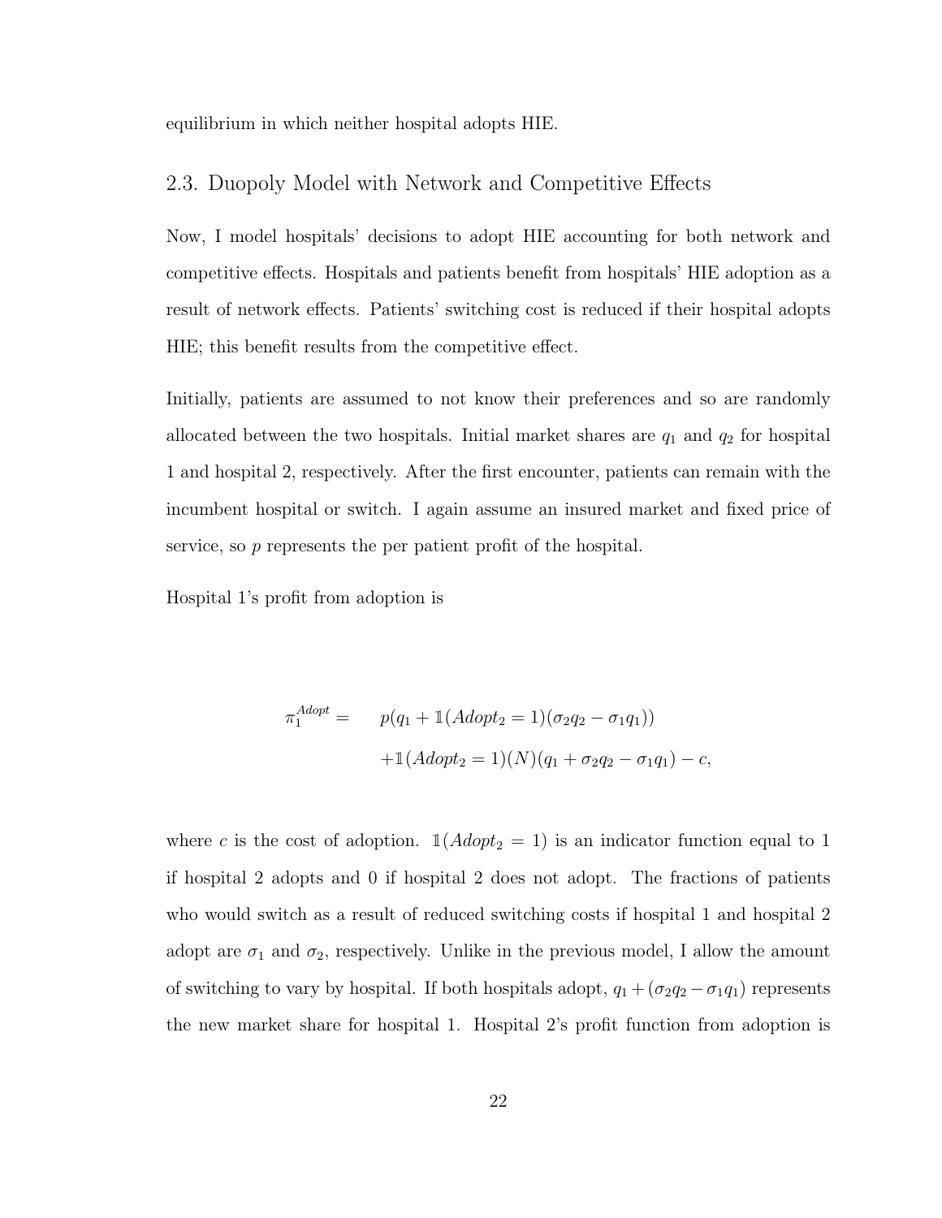equilibrium in which neither hospital adopts HIE.

## 2.3. Duopoly Model with Network and Competitive Effects

Now, I model hospitals' decisions to adopt HIE accounting for both network and competitive effects. Hospitals and patients benefit from hospitals' HIE adoption as a result of network effects. Patients' switching cost is reduced if their hospital adopts HIE; this benefit results from the competitive effect.

Initially, patients are assumed to not know their preferences and so are randomly allocated between the two hospitals. Initial market shares are $q_1$ and $q_2$ for hospital 1 and hospital 2, respectively. After the first encounter, patients can remain with the incumbent hospital or switch. I again assume an insured market and fixed price of service, so $p$ represents the per patient profit of the hospital.

Hospital 1's profit from adoption is

$$
\begin{aligned}
\pi_1^{Adopt} = \quad & p(q_1 + \mathbb{1}(Adopt_2 = 1)(\sigma_2 q_2 - \sigma_1 q_1)) \\
& + \mathbb{1}(Adopt_2 = 1)(N)(q_1 + \sigma_2 q_2 - \sigma_1 q_1) - c,
\end{aligned}
$$

where $c$ is the cost of adoption. $\mathbb{1}(Adopt_2 = 1)$ is an indicator function equal to 1 if hospital 2 adopts and 0 if hospital 2 does not adopt. The fractions of patients who would switch as a result of reduced switching costs if hospital 1 and hospital 2 adopt are $\sigma_1$ and $\sigma_2$, respectively. Unlike in the previous model, I allow the amount of switching to vary by hospital. If both hospitals adopt, $q_1 + (\sigma_2 q_2 - \sigma_1 q_1)$ represents the new market share for hospital 1. Hospital 2's profit function from adoption is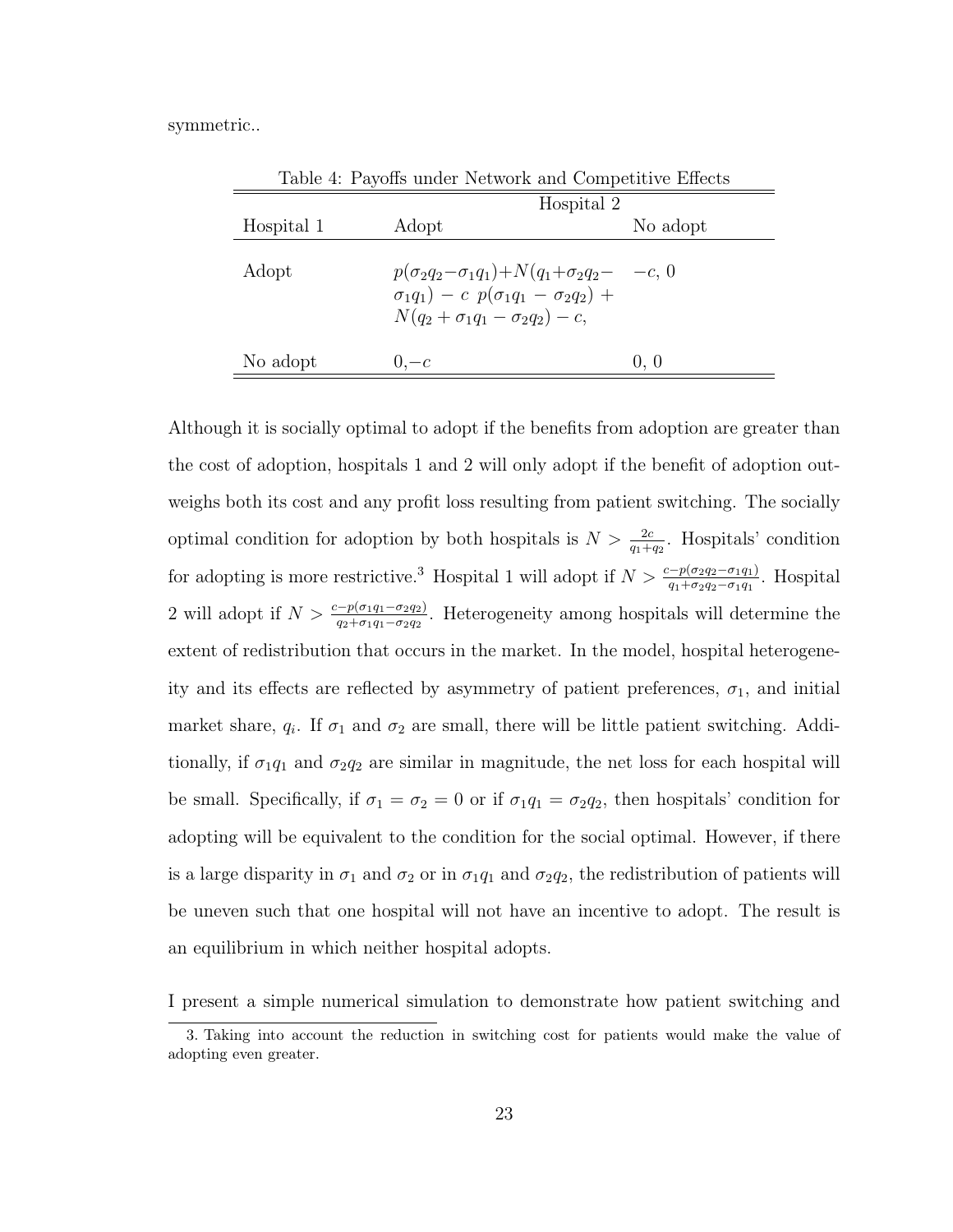symmetric..

Table 4: Payoffs under Network and Competitive Effects

| | Hospital 2 | |
|---|---|---|
| Hospital 1 | Adopt | No adopt |
| Adopt | $p(\sigma_2 q_2 - \sigma_1 q_1) + N(q_1 + \sigma_2 q_2 - \sigma_1 q_1) - c$ $p(\sigma_1 q_1 - \sigma_2 q_2) + N(q_2 + \sigma_1 q_1 - \sigma_2 q_2) - c$, | $-c$, 0 |
| No adopt | 0,$-c$ | 0, 0 |

Although it is socially optimal to adopt if the benefits from adoption are greater than the cost of adoption, hospitals 1 and 2 will only adopt if the benefit of adoption outweighs both its cost and any profit loss resulting from patient switching. The socially optimal condition for adoption by both hospitals is $N > \frac{2c}{q_1+q_2}$. Hospitals' condition for adopting is more restrictive.[3] Hospital 1 will adopt if $N > \frac{c-p(\sigma_2 q_2 - \sigma_1 q_1)}{q_1 + \sigma_2 q_2 - \sigma_1 q_1}$. Hospital 2 will adopt if $N > \frac{c-p(\sigma_1 q_1 - \sigma_2 q_2)}{q_2 + \sigma_1 q_1 - \sigma_2 q_2}$. Heterogeneity among hospitals will determine the extent of redistribution that occurs in the market. In the model, hospital heterogeneity and its effects are reflected by asymmetry of patient preferences, $\sigma_1$, and initial market share, $q_i$. If $\sigma_1$ and $\sigma_2$ are small, there will be little patient switching. Additionally, if $\sigma_1 q_1$ and $\sigma_2 q_2$ are similar in magnitude, the net loss for each hospital will be small. Specifically, if $\sigma_1 = \sigma_2 = 0$ or if $\sigma_1 q_1 = \sigma_2 q_2$, then hospitals' condition for adopting will be equivalent to the condition for the social optimal. However, if there is a large disparity in $\sigma_1$ and $\sigma_2$ or in $\sigma_1 q_1$ and $\sigma_2 q_2$, the redistribution of patients will be uneven such that one hospital will not have an incentive to adopt. The result is an equilibrium in which neither hospital adopts.

I present a simple numerical simulation to demonstrate how patient switching and

3. Taking into account the reduction in switching cost for patients would make the value of adopting even greater.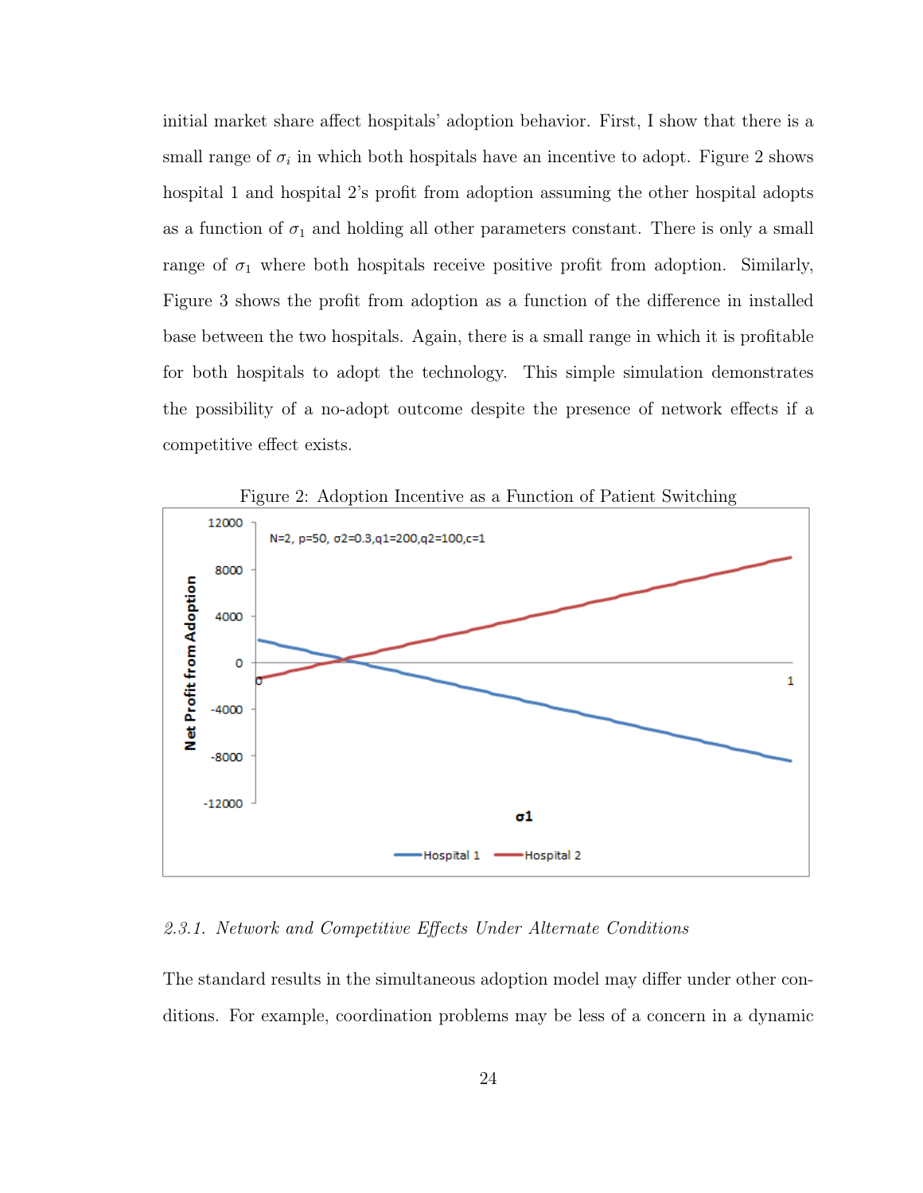initial market share affect hospitals' adoption behavior. First, I show that there is a small range of $\sigma_i$ in which both hospitals have an incentive to adopt. Figure 2 shows hospital 1 and hospital 2's profit from adoption assuming the other hospital adopts as a function of $\sigma_1$ and holding all other parameters constant. There is only a small range of $\sigma_1$ where both hospitals receive positive profit from adoption. Similarly, Figure 3 shows the profit from adoption as a function of the difference in installed base between the two hospitals. Again, there is a small range in which it is profitable for both hospitals to adopt the technology. This simple simulation demonstrates the possibility of a no-adopt outcome despite the presence of network effects if a competitive effect exists.

Figure 2: Adoption Incentive as a Function of Patient Switching

#### 2.3.1. *Network and Competitive Effects Under Alternate Conditions*

The standard results in the simultaneous adoption model may differ under other conditions. For example, coordination problems may be less of a concern in a dynamic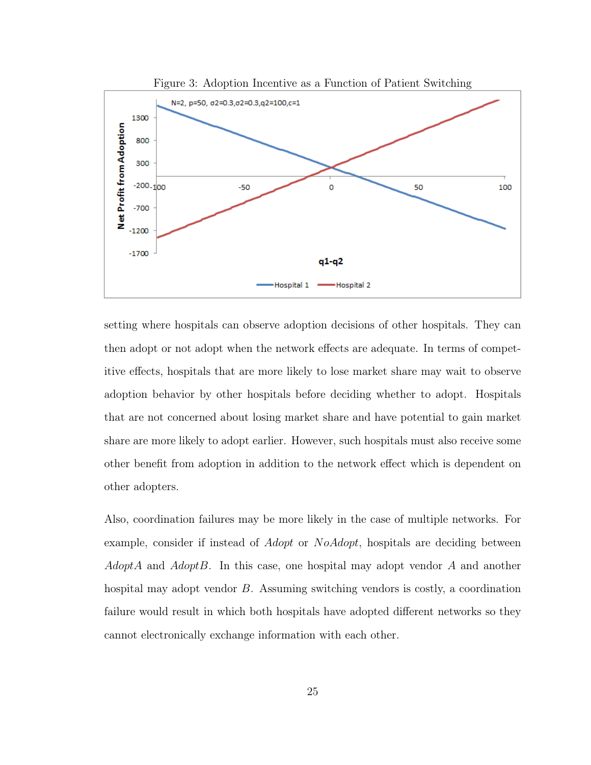Figure 3: Adoption Incentive as a Function of Patient Switching

setting where hospitals can observe adoption decisions of other hospitals. They can then adopt or not adopt when the network effects are adequate. In terms of competitive effects, hospitals that are more likely to lose market share may wait to observe adoption behavior by other hospitals before deciding whether to adopt. Hospitals that are not concerned about losing market share and have potential to gain market share are more likely to adopt earlier. However, such hospitals must also receive some other benefit from adoption in addition to the network effect which is dependent on other adopters.

Also, coordination failures may be more likely in the case of multiple networks. For example, consider if instead of *Adopt* or *NoAdopt*, hospitals are deciding between *AdoptA* and *AdoptB*. In this case, one hospital may adopt vendor $A$ and another hospital may adopt vendor $B$. Assuming switching vendors is costly, a coordination failure would result in which both hospitals have adopted different networks so they cannot electronically exchange information with each other.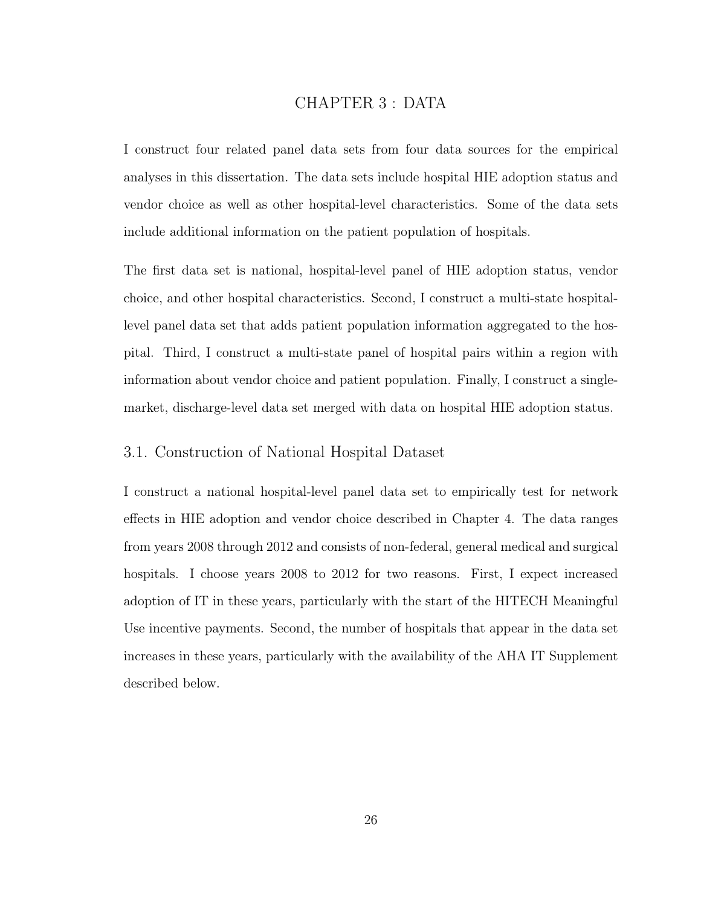# CHAPTER 3 : DATA

I construct four related panel data sets from four data sources for the empirical analyses in this dissertation. The data sets include hospital HIE adoption status and vendor choice as well as other hospital-level characteristics. Some of the data sets include additional information on the patient population of hospitals.

The first data set is national, hospital-level panel of HIE adoption status, vendor choice, and other hospital characteristics. Second, I construct a multi-state hospital-level panel data set that adds patient population information aggregated to the hospital. Third, I construct a multi-state panel of hospital pairs within a region with information about vendor choice and patient population. Finally, I construct a single-market, discharge-level data set merged with data on hospital HIE adoption status.

## 3.1. Construction of National Hospital Dataset

I construct a national hospital-level panel data set to empirically test for network effects in HIE adoption and vendor choice described in Chapter 4. The data ranges from years 2008 through 2012 and consists of non-federal, general medical and surgical hospitals. I choose years 2008 to 2012 for two reasons. First, I expect increased adoption of IT in these years, particularly with the start of the HITECH Meaningful Use incentive payments. Second, the number of hospitals that appear in the data set increases in these years, particularly with the availability of the AHA IT Supplement described below.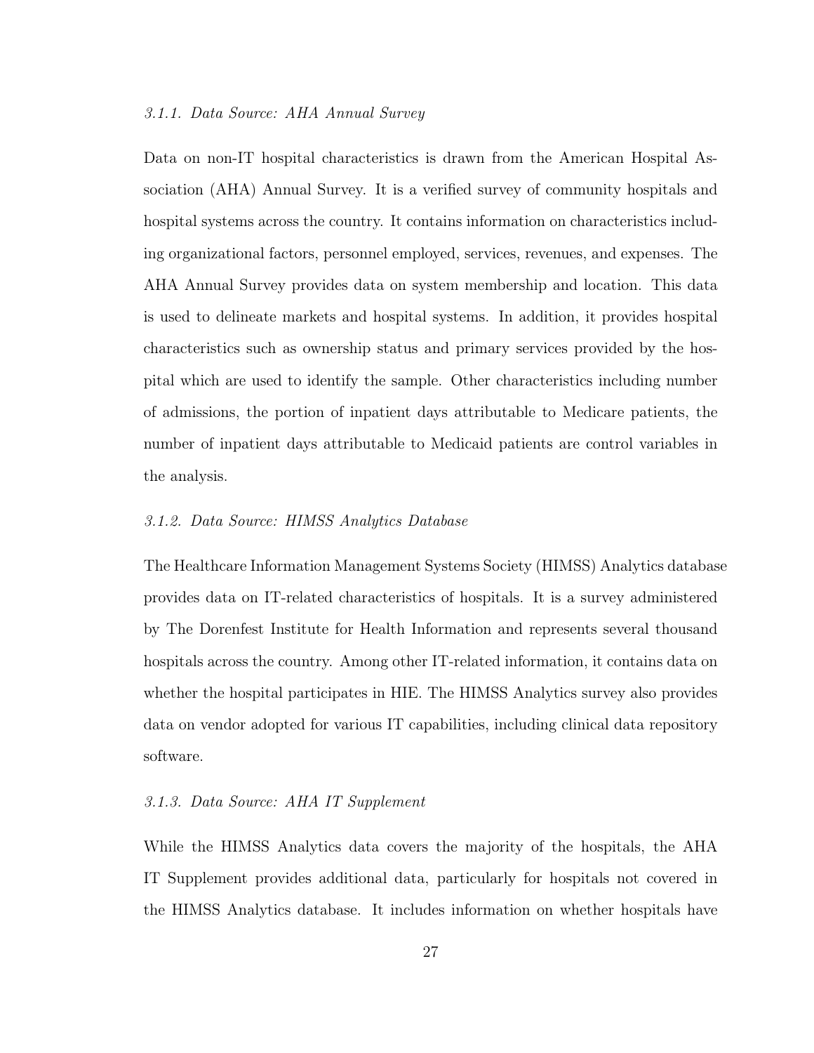#### *3.1.1. Data Source: AHA Annual Survey*

Data on non-IT hospital characteristics is drawn from the American Hospital Association (AHA) Annual Survey. It is a verified survey of community hospitals and hospital systems across the country. It contains information on characteristics including organizational factors, personnel employed, services, revenues, and expenses. The AHA Annual Survey provides data on system membership and location. This data is used to delineate markets and hospital systems. In addition, it provides hospital characteristics such as ownership status and primary services provided by the hospital which are used to identify the sample. Other characteristics including number of admissions, the portion of inpatient days attributable to Medicare patients, the number of inpatient days attributable to Medicaid patients are control variables in the analysis.

#### *3.1.2. Data Source: HIMSS Analytics Database*

The Healthcare Information Management Systems Society (HIMSS) Analytics database provides data on IT-related characteristics of hospitals. It is a survey administered by The Dorenfest Institute for Health Information and represents several thousand hospitals across the country. Among other IT-related information, it contains data on whether the hospital participates in HIE. The HIMSS Analytics survey also provides data on vendor adopted for various IT capabilities, including clinical data repository software.

#### *3.1.3. Data Source: AHA IT Supplement*

While the HIMSS Analytics data covers the majority of the hospitals, the AHA IT Supplement provides additional data, particularly for hospitals not covered in the HIMSS Analytics database. It includes information on whether hospitals have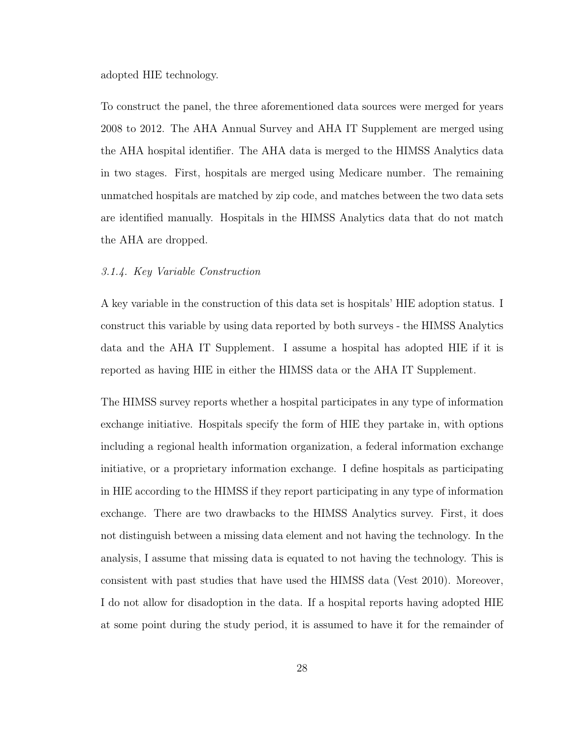adopted HIE technology.

To construct the panel, the three aforementioned data sources were merged for years 2008 to 2012. The AHA Annual Survey and AHA IT Supplement are merged using the AHA hospital identifier. The AHA data is merged to the HIMSS Analytics data in two stages. First, hospitals are merged using Medicare number. The remaining unmatched hospitals are matched by zip code, and matches between the two data sets are identified manually. Hospitals in the HIMSS Analytics data that do not match the AHA are dropped.

### *3.1.4. Key Variable Construction*

A key variable in the construction of this data set is hospitals' HIE adoption status. I construct this variable by using data reported by both surveys - the HIMSS Analytics data and the AHA IT Supplement. I assume a hospital has adopted HIE if it is reported as having HIE in either the HIMSS data or the AHA IT Supplement.

The HIMSS survey reports whether a hospital participates in any type of information exchange initiative. Hospitals specify the form of HIE they partake in, with options including a regional health information organization, a federal information exchange initiative, or a proprietary information exchange. I define hospitals as participating in HIE according to the HIMSS if they report participating in any type of information exchange. There are two drawbacks to the HIMSS Analytics survey. First, it does not distinguish between a missing data element and not having the technology. In the analysis, I assume that missing data is equated to not having the technology. This is consistent with past studies that have used the HIMSS data (Vest 2010). Moreover, I do not allow for disadoption in the data. If a hospital reports having adopted HIE at some point during the study period, it is assumed to have it for the remainder of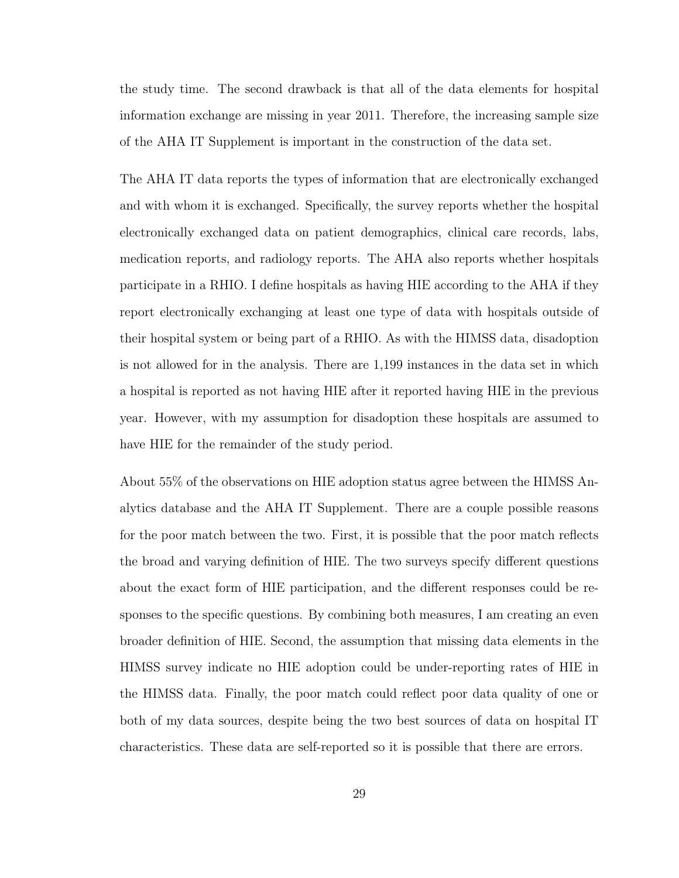the study time. The second drawback is that all of the data elements for hospital information exchange are missing in year 2011. Therefore, the increasing sample size of the AHA IT Supplement is important in the construction of the data set.

The AHA IT data reports the types of information that are electronically exchanged and with whom it is exchanged. Specifically, the survey reports whether the hospital electronically exchanged data on patient demographics, clinical care records, labs, medication reports, and radiology reports. The AHA also reports whether hospitals participate in a RHIO. I define hospitals as having HIE according to the AHA if they report electronically exchanging at least one type of data with hospitals outside of their hospital system or being part of a RHIO. As with the HIMSS data, disadoption is not allowed for in the analysis. There are 1,199 instances in the data set in which a hospital is reported as not having HIE after it reported having HIE in the previous year. However, with my assumption for disadoption these hospitals are assumed to have HIE for the remainder of the study period.

About 55% of the observations on HIE adoption status agree between the HIMSS Analytics database and the AHA IT Supplement. There are a couple possible reasons for the poor match between the two. First, it is possible that the poor match reflects the broad and varying definition of HIE. The two surveys specify different questions about the exact form of HIE participation, and the different responses could be responses to the specific questions. By combining both measures, I am creating an even broader definition of HIE. Second, the assumption that missing data elements in the HIMSS survey indicate no HIE adoption could be under-reporting rates of HIE in the HIMSS data. Finally, the poor match could reflect poor data quality of one or both of my data sources, despite being the two best sources of data on hospital IT characteristics. These data are self-reported so it is possible that there are errors.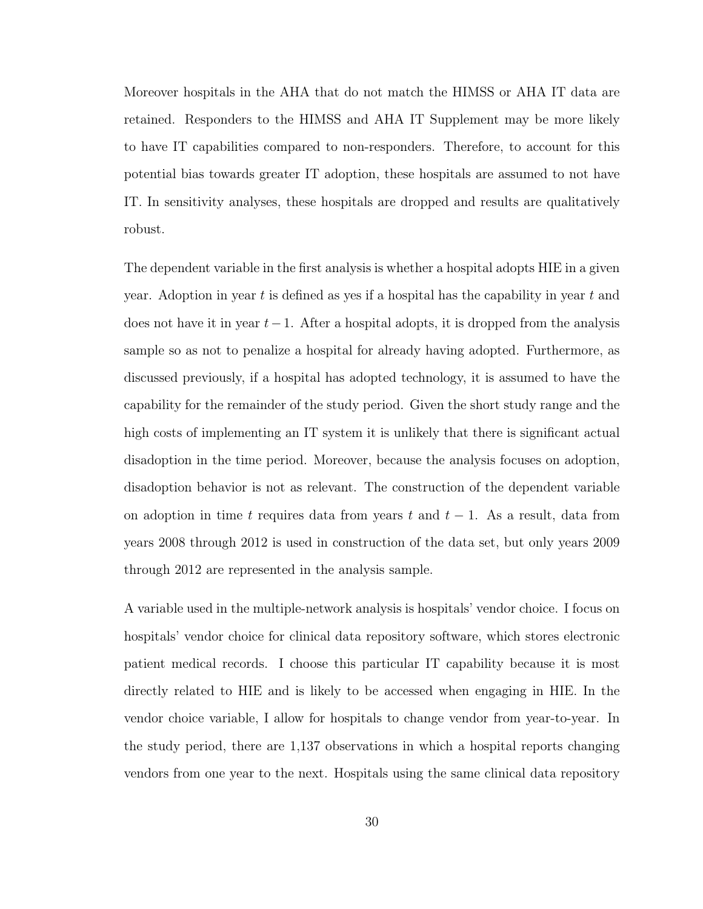Moreover hospitals in the AHA that do not match the HIMSS or AHA IT data are retained. Responders to the HIMSS and AHA IT Supplement may be more likely to have IT capabilities compared to non-responders. Therefore, to account for this potential bias towards greater IT adoption, these hospitals are assumed to not have IT. In sensitivity analyses, these hospitals are dropped and results are qualitatively robust.

The dependent variable in the first analysis is whether a hospital adopts HIE in a given year. Adoption in year $t$ is defined as yes if a hospital has the capability in year $t$ and does not have it in year $t-1$. After a hospital adopts, it is dropped from the analysis sample so as not to penalize a hospital for already having adopted. Furthermore, as discussed previously, if a hospital has adopted technology, it is assumed to have the capability for the remainder of the study period. Given the short study range and the high costs of implementing an IT system it is unlikely that there is significant actual disadoption in the time period. Moreover, because the analysis focuses on adoption, disadoption behavior is not as relevant. The construction of the dependent variable on adoption in time $t$ requires data from years $t$ and $t-1$. As a result, data from years 2008 through 2012 is used in construction of the data set, but only years 2009 through 2012 are represented in the analysis sample.

A variable used in the multiple-network analysis is hospitals' vendor choice. I focus on hospitals' vendor choice for clinical data repository software, which stores electronic patient medical records. I choose this particular IT capability because it is most directly related to HIE and is likely to be accessed when engaging in HIE. In the vendor choice variable, I allow for hospitals to change vendor from year-to-year. In the study period, there are 1,137 observations in which a hospital reports changing vendors from one year to the next. Hospitals using the same clinical data repository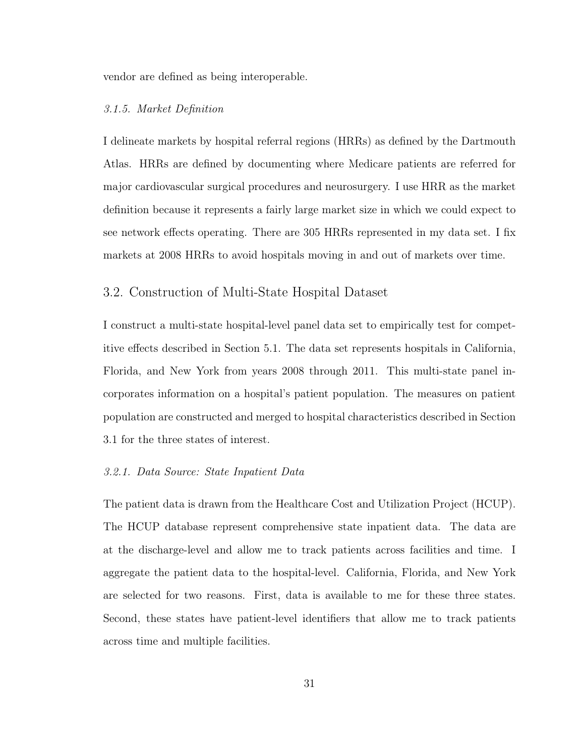vendor are defined as being interoperable.

#### *3.1.5. Market Definition*

I delineate markets by hospital referral regions (HRRs) as defined by the Dartmouth Atlas. HRRs are defined by documenting where Medicare patients are referred for major cardiovascular surgical procedures and neurosurgery. I use HRR as the market definition because it represents a fairly large market size in which we could expect to see network effects operating. There are 305 HRRs represented in my data set. I fix markets at 2008 HRRs to avoid hospitals moving in and out of markets over time.

## 3.2. Construction of Multi-State Hospital Dataset

I construct a multi-state hospital-level panel data set to empirically test for competitive effects described in Section 5.1. The data set represents hospitals in California, Florida, and New York from years 2008 through 2011. This multi-state panel incorporates information on a hospital's patient population. The measures on patient population are constructed and merged to hospital characteristics described in Section 3.1 for the three states of interest.

#### *3.2.1. Data Source: State Inpatient Data*

The patient data is drawn from the Healthcare Cost and Utilization Project (HCUP). The HCUP database represent comprehensive state inpatient data. The data are at the discharge-level and allow me to track patients across facilities and time. I aggregate the patient data to the hospital-level. California, Florida, and New York are selected for two reasons. First, data is available to me for these three states. Second, these states have patient-level identifiers that allow me to track patients across time and multiple facilities.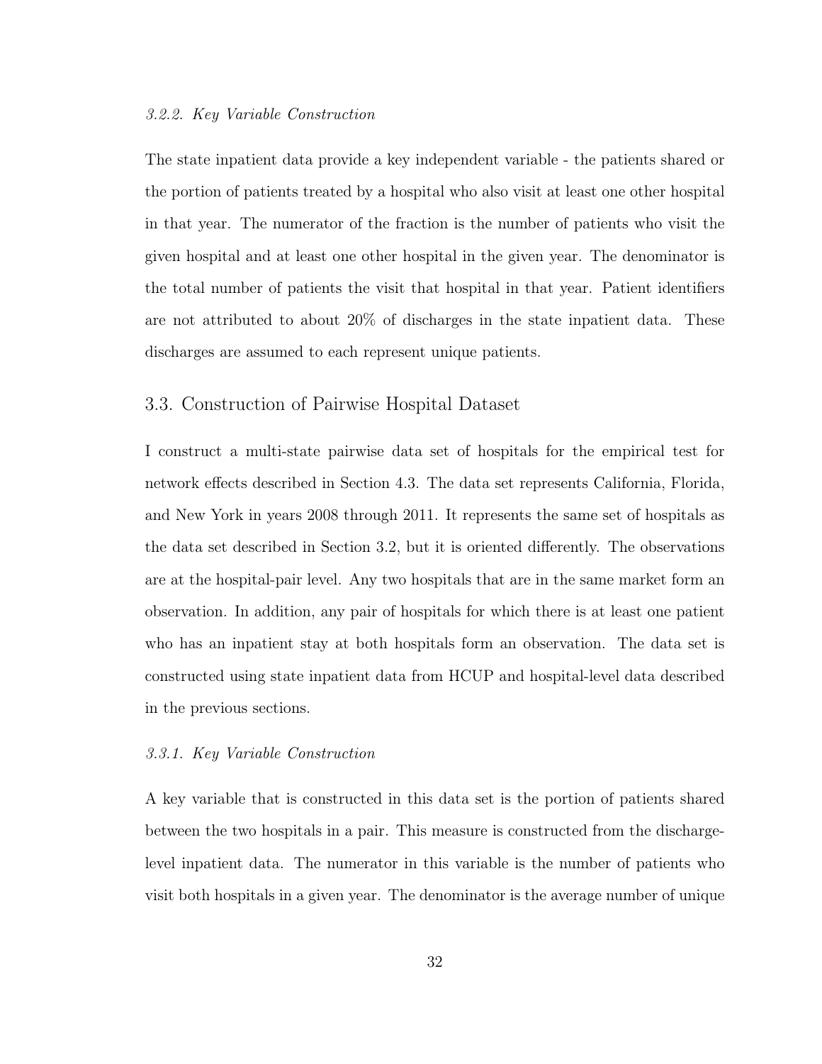#### *3.2.2. Key Variable Construction*

The state inpatient data provide a key independent variable - the patients shared or the portion of patients treated by a hospital who also visit at least one other hospital in that year. The numerator of the fraction is the number of patients who visit the given hospital and at least one other hospital in the given year. The denominator is the total number of patients the visit that hospital in that year. Patient identifiers are not attributed to about 20% of discharges in the state inpatient data. These discharges are assumed to each represent unique patients.

## 3.3. Construction of Pairwise Hospital Dataset

I construct a multi-state pairwise data set of hospitals for the empirical test for network effects described in Section 4.3. The data set represents California, Florida, and New York in years 2008 through 2011. It represents the same set of hospitals as the data set described in Section 3.2, but it is oriented differently. The observations are at the hospital-pair level. Any two hospitals that are in the same market form an observation. In addition, any pair of hospitals for which there is at least one patient who has an inpatient stay at both hospitals form an observation. The data set is constructed using state inpatient data from HCUP and hospital-level data described in the previous sections.

#### *3.3.1. Key Variable Construction*

A key variable that is constructed in this data set is the portion of patients shared between the two hospitals in a pair. This measure is constructed from the discharge-level inpatient data. The numerator in this variable is the number of patients who visit both hospitals in a given year. The denominator is the average number of unique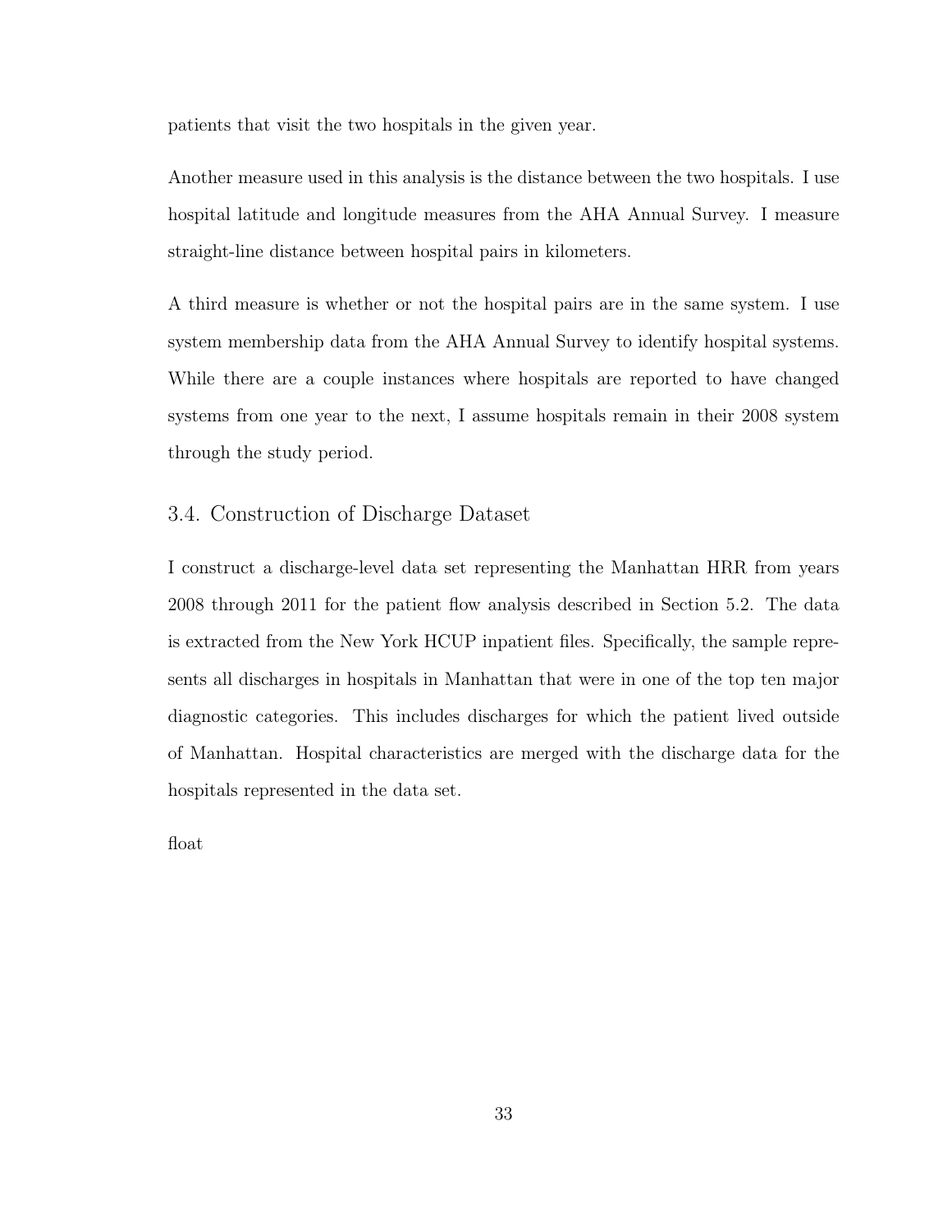patients that visit the two hospitals in the given year.

Another measure used in this analysis is the distance between the two hospitals. I use hospital latitude and longitude measures from the AHA Annual Survey. I measure straight-line distance between hospital pairs in kilometers.

A third measure is whether or not the hospital pairs are in the same system. I use system membership data from the AHA Annual Survey to identify hospital systems. While there are a couple instances where hospitals are reported to have changed systems from one year to the next, I assume hospitals remain in their 2008 system through the study period.

## 3.4. Construction of Discharge Dataset

I construct a discharge-level data set representing the Manhattan HRR from years 2008 through 2011 for the patient flow analysis described in Section 5.2. The data is extracted from the New York HCUP inpatient files. Specifically, the sample represents all discharges in hospitals in Manhattan that were in one of the top ten major diagnostic categories. This includes discharges for which the patient lived outside of Manhattan. Hospital characteristics are merged with the discharge data for the hospitals represented in the data set.

float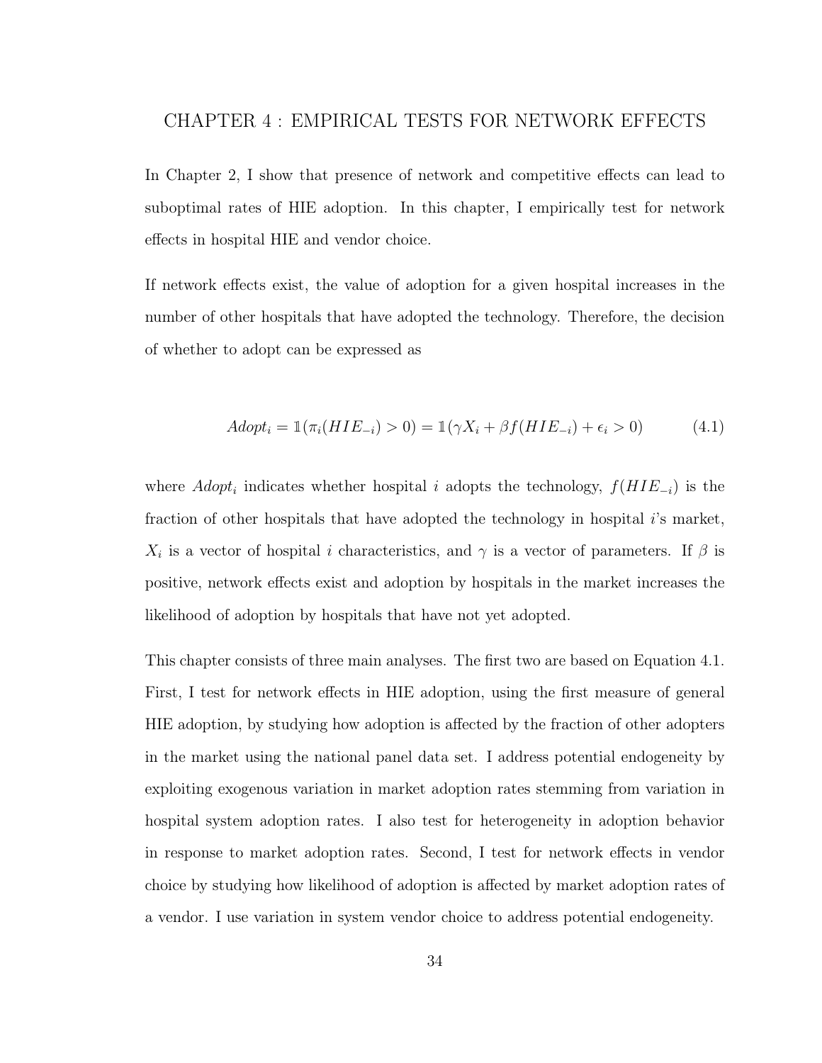# CHAPTER 4 : EMPIRICAL TESTS FOR NETWORK EFFECTS

In Chapter 2, I show that presence of network and competitive effects can lead to suboptimal rates of HIE adoption. In this chapter, I empirically test for network effects in hospital HIE and vendor choice.

If network effects exist, the value of adoption for a given hospital increases in the number of other hospitals that have adopted the technology. Therefore, the decision of whether to adopt can be expressed as

$$Adopt_i = \mathbb{1}(\pi_i(HIE_{-i}) > 0) = \mathbb{1}(\gamma X_i + \beta f(HIE_{-i}) + \epsilon_i > 0) \tag{4.1}$$

where $Adopt_i$ indicates whether hospital $i$ adopts the technology, $f(HIE_{-i})$ is the fraction of other hospitals that have adopted the technology in hospital $i$'s market, $X_i$ is a vector of hospital $i$ characteristics, and $\gamma$ is a vector of parameters. If $\beta$ is positive, network effects exist and adoption by hospitals in the market increases the likelihood of adoption by hospitals that have not yet adopted.

This chapter consists of three main analyses. The first two are based on Equation 4.1. First, I test for network effects in HIE adoption, using the first measure of general HIE adoption, by studying how adoption is affected by the fraction of other adopters in the market using the national panel data set. I address potential endogeneity by exploiting exogenous variation in market adoption rates stemming from variation in hospital system adoption rates. I also test for heterogeneity in adoption behavior in response to market adoption rates. Second, I test for network effects in vendor choice by studying how likelihood of adoption is affected by market adoption rates of a vendor. I use variation in system vendor choice to address potential endogeneity.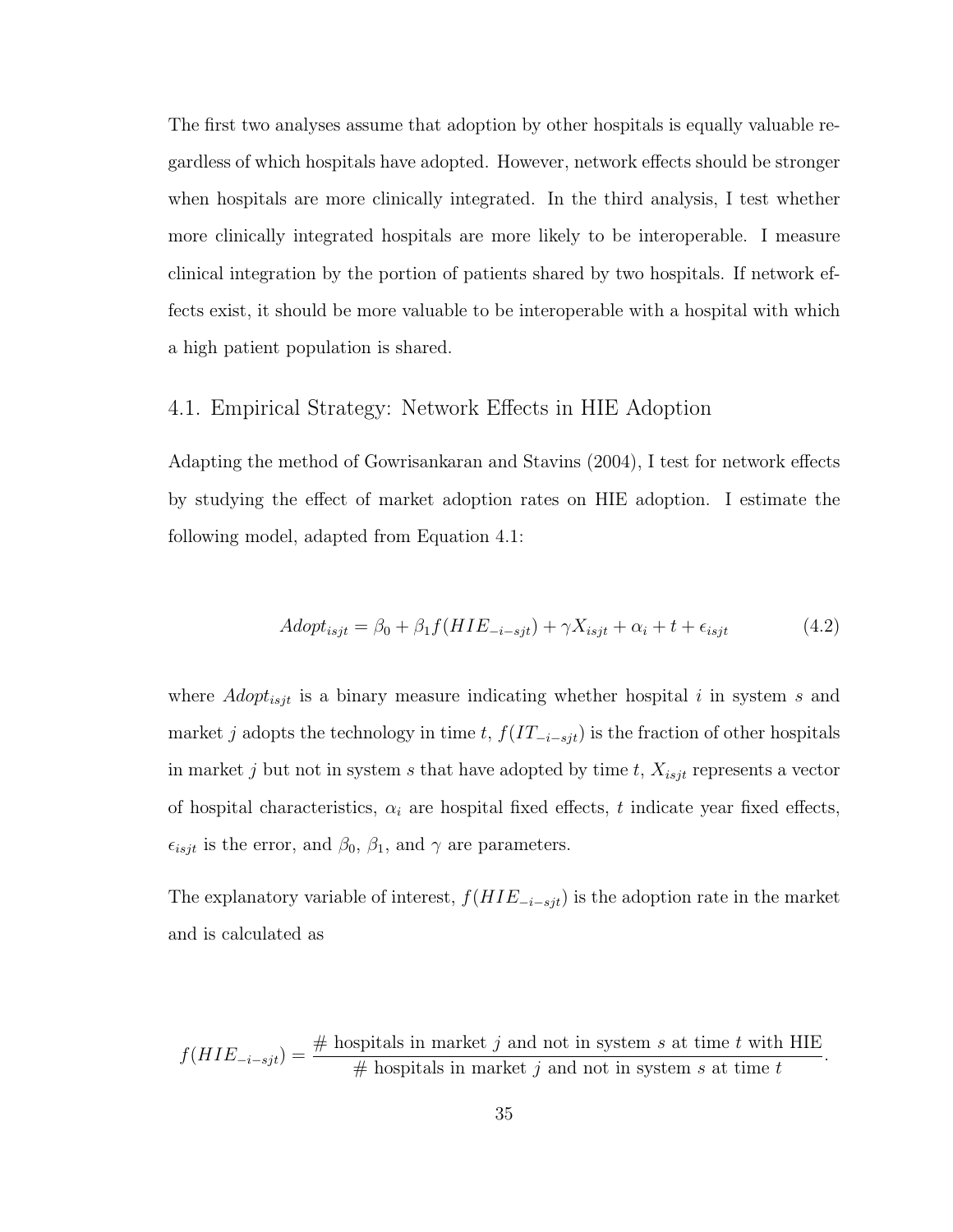The first two analyses assume that adoption by other hospitals is equally valuable regardless of which hospitals have adopted. However, network effects should be stronger when hospitals are more clinically integrated. In the third analysis, I test whether more clinically integrated hospitals are more likely to be interoperable. I measure clinical integration by the portion of patients shared by two hospitals. If network effects exist, it should be more valuable to be interoperable with a hospital with which a high patient population is shared.

## 4.1. Empirical Strategy: Network Effects in HIE Adoption

Adapting the method of Gowrisankaran and Stavins (2004), I test for network effects by studying the effect of market adoption rates on HIE adoption. I estimate the following model, adapted from Equation 4.1:

$$Adopt_{isjt} = \beta_0 + \beta_1 f(HIE_{-i-sjt}) + \gamma X_{isjt} + \alpha_i + t + \epsilon_{isjt} \tag{4.2}$$

where $Adopt_{isjt}$ is a binary measure indicating whether hospital $i$ in system $s$ and market $j$ adopts the technology in time $t$, $f(IT_{-i-sjt})$ is the fraction of other hospitals in market $j$ but not in system $s$ that have adopted by time $t$, $X_{isjt}$ represents a vector of hospital characteristics, $\alpha_i$ are hospital fixed effects, $t$ indicate year fixed effects, $\epsilon_{isjt}$ is the error, and $\beta_0$, $\beta_1$, and $\gamma$ are parameters.

The explanatory variable of interest, $f(HIE_{-i-sjt})$ is the adoption rate in the market and is calculated as

$$f(HIE_{-i-sjt}) = \frac{\text{\# hospitals in market } j \text{ and not in system } s \text{ at time } t \text{ with HIE}}{\text{\# hospitals in market } j \text{ and not in system } s \text{ at time } t}.$$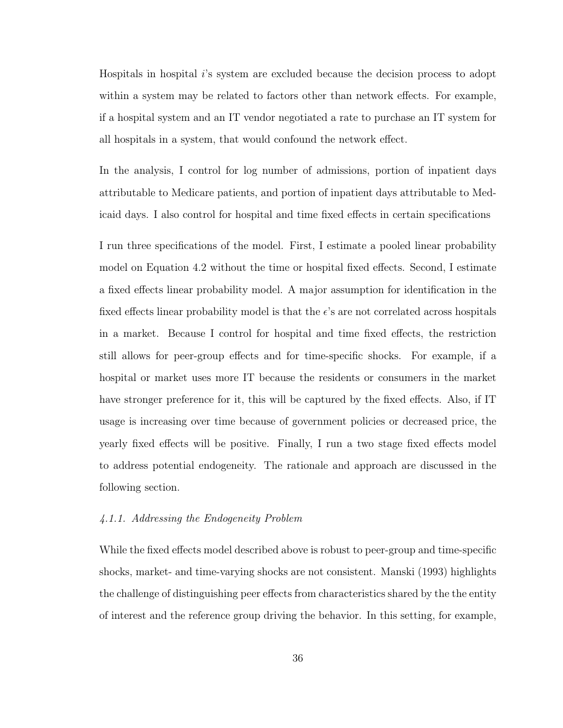Hospitals in hospital $i$'s system are excluded because the decision process to adopt within a system may be related to factors other than network effects. For example, if a hospital system and an IT vendor negotiated a rate to purchase an IT system for all hospitals in a system, that would confound the network effect.

In the analysis, I control for log number of admissions, portion of inpatient days attributable to Medicare patients, and portion of inpatient days attributable to Medicaid days. I also control for hospital and time fixed effects in certain specifications

I run three specifications of the model. First, I estimate a pooled linear probability model on Equation 4.2 without the time or hospital fixed effects. Second, I estimate a fixed effects linear probability model. A major assumption for identification in the fixed effects linear probability model is that the $\epsilon$'s are not correlated across hospitals in a market. Because I control for hospital and time fixed effects, the restriction still allows for peer-group effects and for time-specific shocks. For example, if a hospital or market uses more IT because the residents or consumers in the market have stronger preference for it, this will be captured by the fixed effects. Also, if IT usage is increasing over time because of government policies or decreased price, the yearly fixed effects will be positive. Finally, I run a two stage fixed effects model to address potential endogeneity. The rationale and approach are discussed in the following section.

#### *4.1.1. Addressing the Endogeneity Problem*

While the fixed effects model described above is robust to peer-group and time-specific shocks, market- and time-varying shocks are not consistent. Manski (1993) highlights the challenge of distinguishing peer effects from characteristics shared by the the entity of interest and the reference group driving the behavior. In this setting, for example,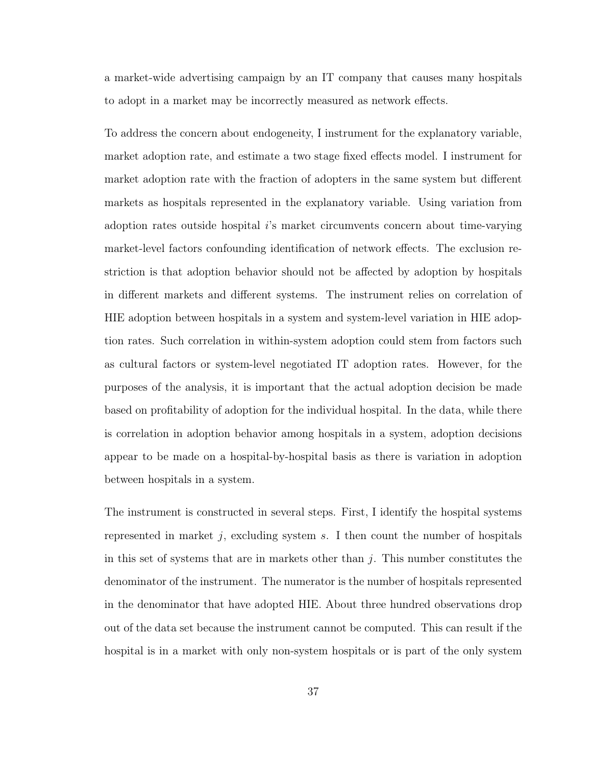a market-wide advertising campaign by an IT company that causes many hospitals to adopt in a market may be incorrectly measured as network effects.

To address the concern about endogeneity, I instrument for the explanatory variable, market adoption rate, and estimate a two stage fixed effects model. I instrument for market adoption rate with the fraction of adopters in the same system but different markets as hospitals represented in the explanatory variable. Using variation from adoption rates outside hospital $i$'s market circumvents concern about time-varying market-level factors confounding identification of network effects. The exclusion restriction is that adoption behavior should not be affected by adoption by hospitals in different markets and different systems. The instrument relies on correlation of HIE adoption between hospitals in a system and system-level variation in HIE adoption rates. Such correlation in within-system adoption could stem from factors such as cultural factors or system-level negotiated IT adoption rates. However, for the purposes of the analysis, it is important that the actual adoption decision be made based on profitability of adoption for the individual hospital. In the data, while there is correlation in adoption behavior among hospitals in a system, adoption decisions appear to be made on a hospital-by-hospital basis as there is variation in adoption between hospitals in a system.

The instrument is constructed in several steps. First, I identify the hospital systems represented in market $j$, excluding system $s$. I then count the number of hospitals in this set of systems that are in markets other than $j$. This number constitutes the denominator of the instrument. The numerator is the number of hospitals represented in the denominator that have adopted HIE. About three hundred observations drop out of the data set because the instrument cannot be computed. This can result if the hospital is in a market with only non-system hospitals or is part of the only system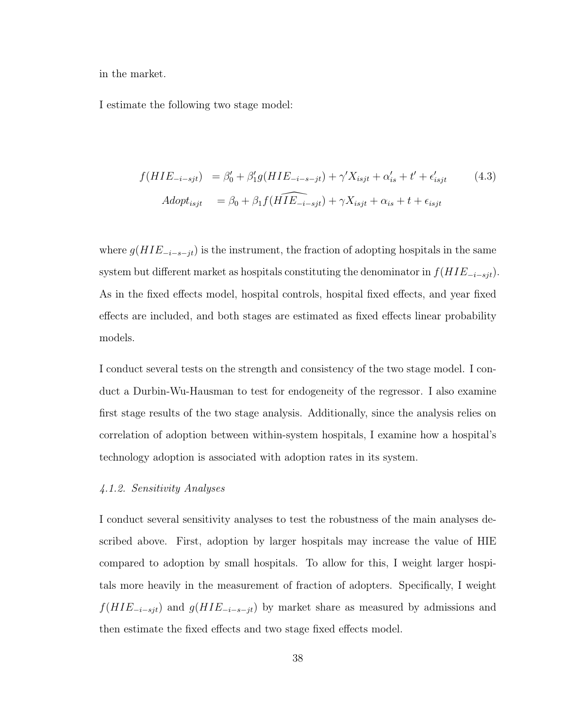in the market.

I estimate the following two stage model:

$$
\begin{aligned}
f(HIE_{-i-sjt}) &= \beta_0' + \beta_1' g(HIE_{-i-s-jt}) + \gamma' X_{isjt} + \alpha_{is}' + t' + \epsilon_{isjt}' \qquad (4.3) \\
Adopt_{isjt} &= \beta_0 + \beta_1 f(\widehat{HIE_{-i-sjt}}) + \gamma X_{isjt} + \alpha_{is} + t + \epsilon_{isjt}
\end{aligned}
$$

where $g(HIE_{-i-s-jt})$ is the instrument, the fraction of adopting hospitals in the same system but different market as hospitals constituting the denominator in $f(HIE_{-i-sjt})$. As in the fixed effects model, hospital controls, hospital fixed effects, and year fixed effects are included, and both stages are estimated as fixed effects linear probability models.

I conduct several tests on the strength and consistency of the two stage model. I conduct a Durbin-Wu-Hausman to test for endogeneity of the regressor. I also examine first stage results of the two stage analysis. Additionally, since the analysis relies on correlation of adoption between within-system hospitals, I examine how a hospital's technology adoption is associated with adoption rates in its system.

*4.1.2. Sensitivity Analyses*

I conduct several sensitivity analyses to test the robustness of the main analyses described above. First, adoption by larger hospitals may increase the value of HIE compared to adoption by small hospitals. To allow for this, I weight larger hospitals more heavily in the measurement of fraction of adopters. Specifically, I weight $f(HIE_{-i-sjt})$ and $g(HIE_{-i-s-jt})$ by market share as measured by admissions and then estimate the fixed effects and two stage fixed effects model.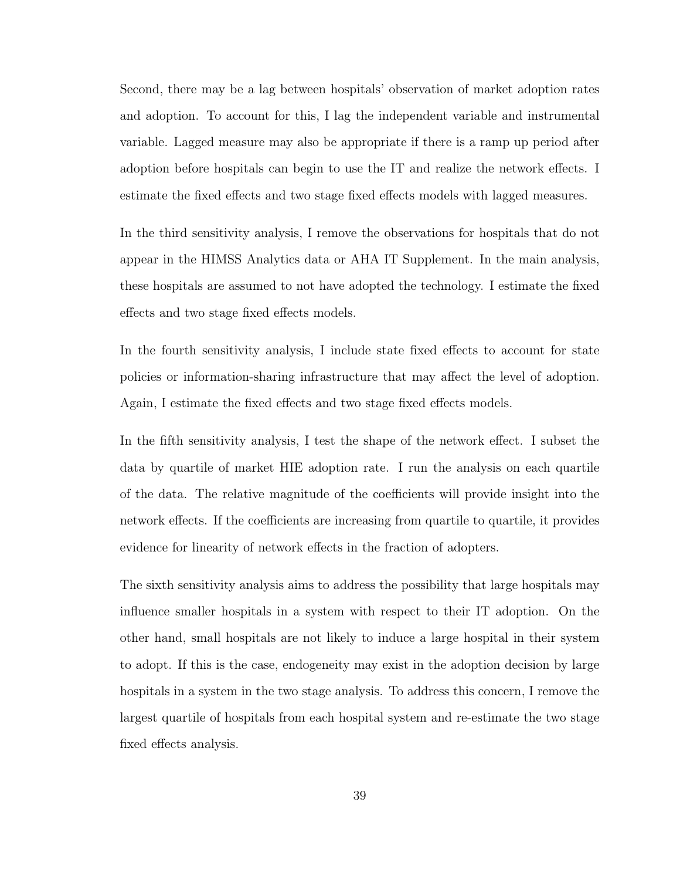Second, there may be a lag between hospitals' observation of market adoption rates and adoption. To account for this, I lag the independent variable and instrumental variable. Lagged measure may also be appropriate if there is a ramp up period after adoption before hospitals can begin to use the IT and realize the network effects. I estimate the fixed effects and two stage fixed effects models with lagged measures.

In the third sensitivity analysis, I remove the observations for hospitals that do not appear in the HIMSS Analytics data or AHA IT Supplement. In the main analysis, these hospitals are assumed to not have adopted the technology. I estimate the fixed effects and two stage fixed effects models.

In the fourth sensitivity analysis, I include state fixed effects to account for state policies or information-sharing infrastructure that may affect the level of adoption. Again, I estimate the fixed effects and two stage fixed effects models.

In the fifth sensitivity analysis, I test the shape of the network effect. I subset the data by quartile of market HIE adoption rate. I run the analysis on each quartile of the data. The relative magnitude of the coefficients will provide insight into the network effects. If the coefficients are increasing from quartile to quartile, it provides evidence for linearity of network effects in the fraction of adopters.

The sixth sensitivity analysis aims to address the possibility that large hospitals may influence smaller hospitals in a system with respect to their IT adoption. On the other hand, small hospitals are not likely to induce a large hospital in their system to adopt. If this is the case, endogeneity may exist in the adoption decision by large hospitals in a system in the two stage analysis. To address this concern, I remove the largest quartile of hospitals from each hospital system and re-estimate the two stage fixed effects analysis.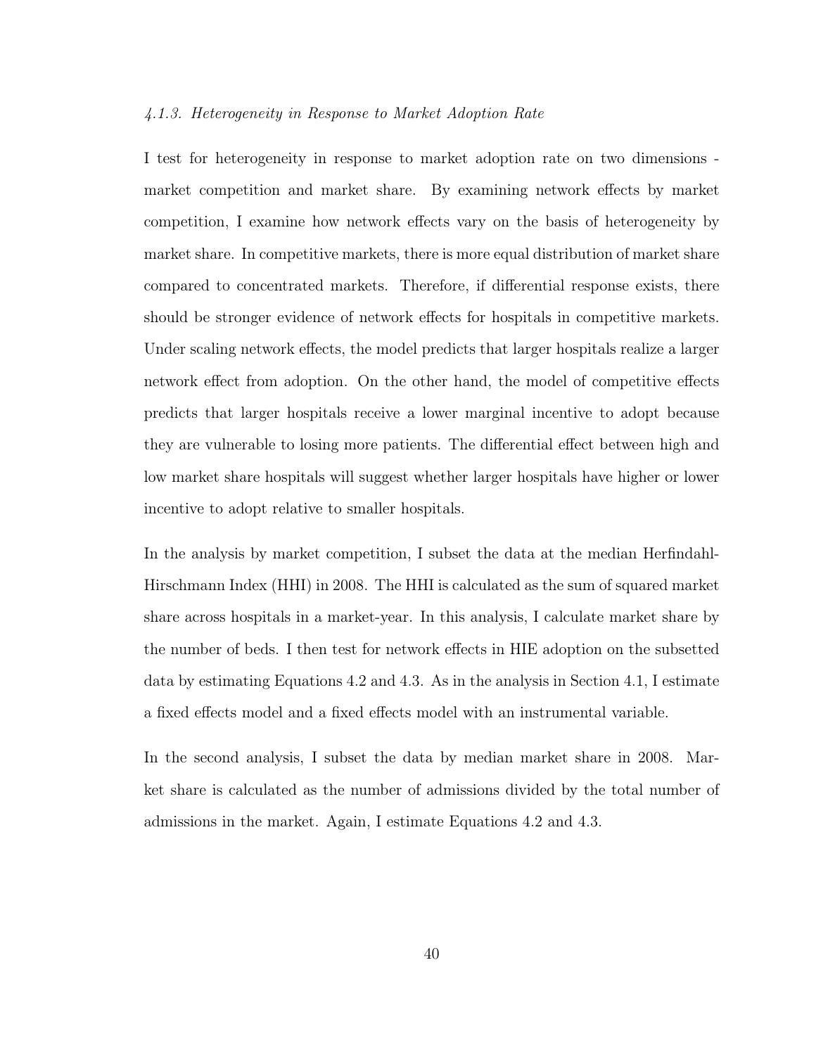#### *4.1.3. Heterogeneity in Response to Market Adoption Rate*

I test for heterogeneity in response to market adoption rate on two dimensions - market competition and market share. By examining network effects by market competition, I examine how network effects vary on the basis of heterogeneity by market share. In competitive markets, there is more equal distribution of market share compared to concentrated markets. Therefore, if differential response exists, there should be stronger evidence of network effects for hospitals in competitive markets. Under scaling network effects, the model predicts that larger hospitals realize a larger network effect from adoption. On the other hand, the model of competitive effects predicts that larger hospitals receive a lower marginal incentive to adopt because they are vulnerable to losing more patients. The differential effect between high and low market share hospitals will suggest whether larger hospitals have higher or lower incentive to adopt relative to smaller hospitals.

In the analysis by market competition, I subset the data at the median Herfindahl-Hirschmann Index (HHI) in 2008. The HHI is calculated as the sum of squared market share across hospitals in a market-year. In this analysis, I calculate market share by the number of beds. I then test for network effects in HIE adoption on the subsetted data by estimating Equations 4.2 and 4.3. As in the analysis in Section 4.1, I estimate a fixed effects model and a fixed effects model with an instrumental variable.

In the second analysis, I subset the data by median market share in 2008. Market share is calculated as the number of admissions divided by the total number of admissions in the market. Again, I estimate Equations 4.2 and 4.3.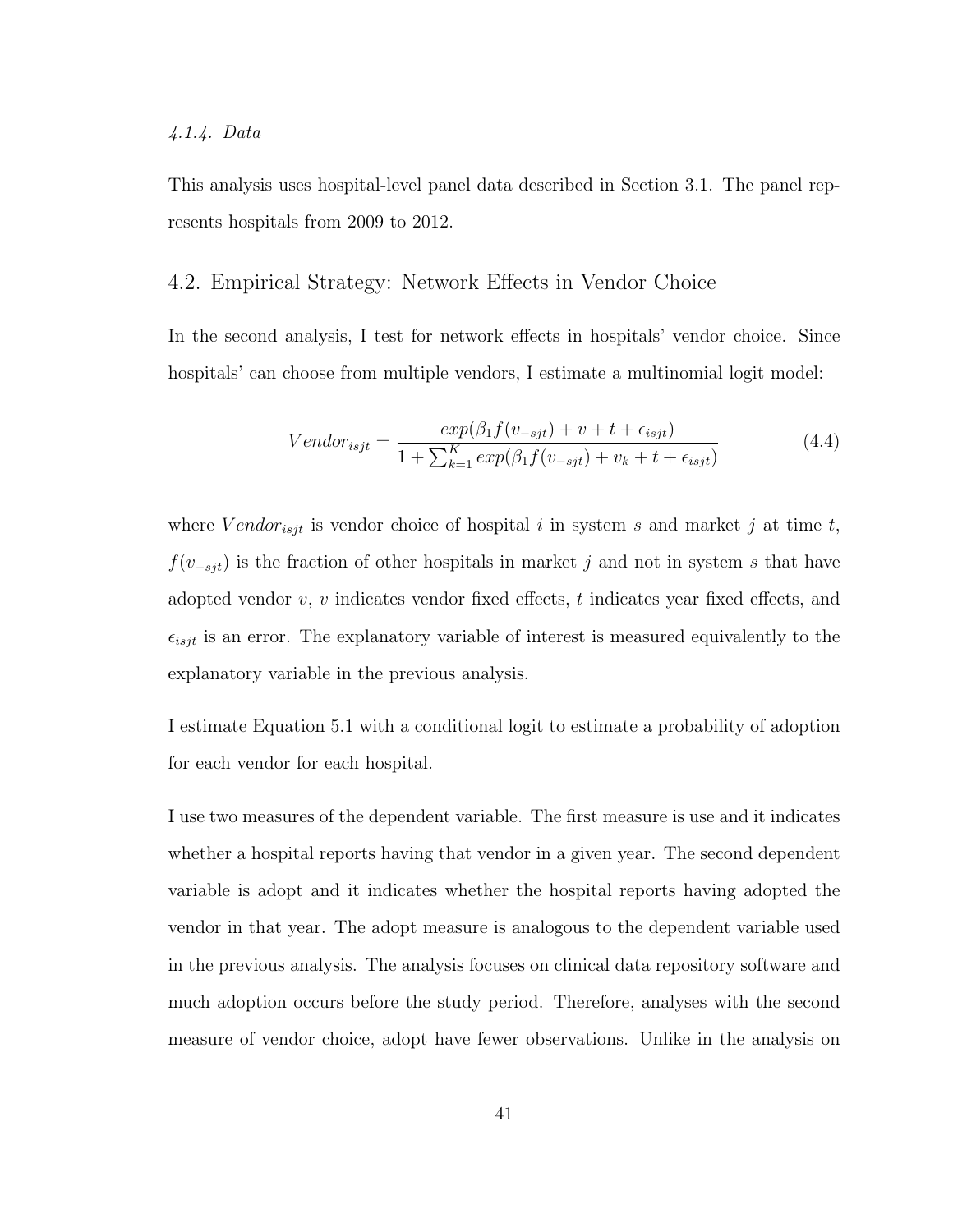*4.1.4. Data*

This analysis uses hospital-level panel data described in Section 3.1. The panel represents hospitals from 2009 to 2012.

## 4.2. Empirical Strategy: Network Effects in Vendor Choice

In the second analysis, I test for network effects in hospitals' vendor choice. Since hospitals' can choose from multiple vendors, I estimate a multinomial logit model:

$$Vendor_{isjt} = \frac{exp(\beta_1 f(v_{-sjt}) + v + t + \epsilon_{isjt})}{1 + \sum_{k=1}^{K} exp(\beta_1 f(v_{-sjt}) + v_k + t + \epsilon_{isjt})} \tag{4.4}$$

where $Vendor_{isjt}$ is vendor choice of hospital $i$ in system $s$ and market $j$ at time $t$, $f(v_{-sjt})$ is the fraction of other hospitals in market $j$ and not in system $s$ that have adopted vendor $v$, $v$ indicates vendor fixed effects, $t$ indicates year fixed effects, and $\epsilon_{isjt}$ is an error. The explanatory variable of interest is measured equivalently to the explanatory variable in the previous analysis.

I estimate Equation 5.1 with a conditional logit to estimate a probability of adoption for each vendor for each hospital.

I use two measures of the dependent variable. The first measure is use and it indicates whether a hospital reports having that vendor in a given year. The second dependent variable is adopt and it indicates whether the hospital reports having adopted the vendor in that year. The adopt measure is analogous to the dependent variable used in the previous analysis. The analysis focuses on clinical data repository software and much adoption occurs before the study period. Therefore, analyses with the second measure of vendor choice, adopt have fewer observations. Unlike in the analysis on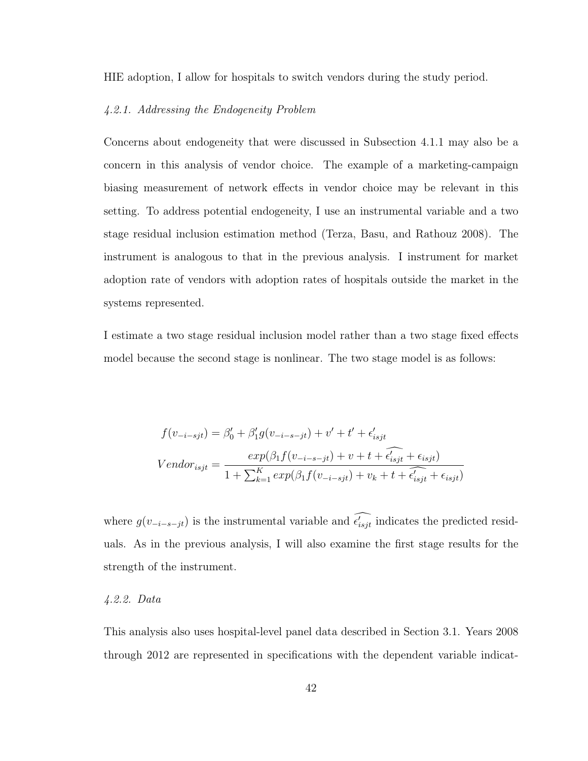HIE adoption, I allow for hospitals to switch vendors during the study period.

### *4.2.1. Addressing the Endogeneity Problem*

Concerns about endogeneity that were discussed in Subsection 4.1.1 may also be a concern in this analysis of vendor choice. The example of a marketing-campaign biasing measurement of network effects in vendor choice may be relevant in this setting. To address potential endogeneity, I use an instrumental variable and a two stage residual inclusion estimation method (Terza, Basu, and Rathouz 2008). The instrument is analogous to that in the previous analysis. I instrument for market adoption rate of vendors with adoption rates of hospitals outside the market in the systems represented.

I estimate a two stage residual inclusion model rather than a two stage fixed effects model because the second stage is nonlinear. The two stage model is as follows:

$$
\begin{aligned}
f(v_{-i-sjt}) &= \beta_0' + \beta_1' g(v_{-i-s-jt}) + v' + t' + \epsilon_{isjt}' \\
Vendor_{isjt} &= \frac{exp(\beta_1 f(v_{-i-s-jt}) + v + t + \widehat{\epsilon_{isjt}'} + \epsilon_{isjt})}{1 + \sum_{k=1}^{K} exp(\beta_1 f(v_{-i-sjt}) + v_k + t + \widehat{\epsilon_{isjt}'} + \epsilon_{isjt})}
\end{aligned}
$$

where $g(v_{-i-s-jt})$ is the instrumental variable and $\widehat{\epsilon_{isjt}'}$ indicates the predicted residuals. As in the previous analysis, I will also examine the first stage results for the strength of the instrument.

### *4.2.2. Data*

This analysis also uses hospital-level panel data described in Section 3.1. Years 2008 through 2012 are represented in specifications with the dependent variable indicat-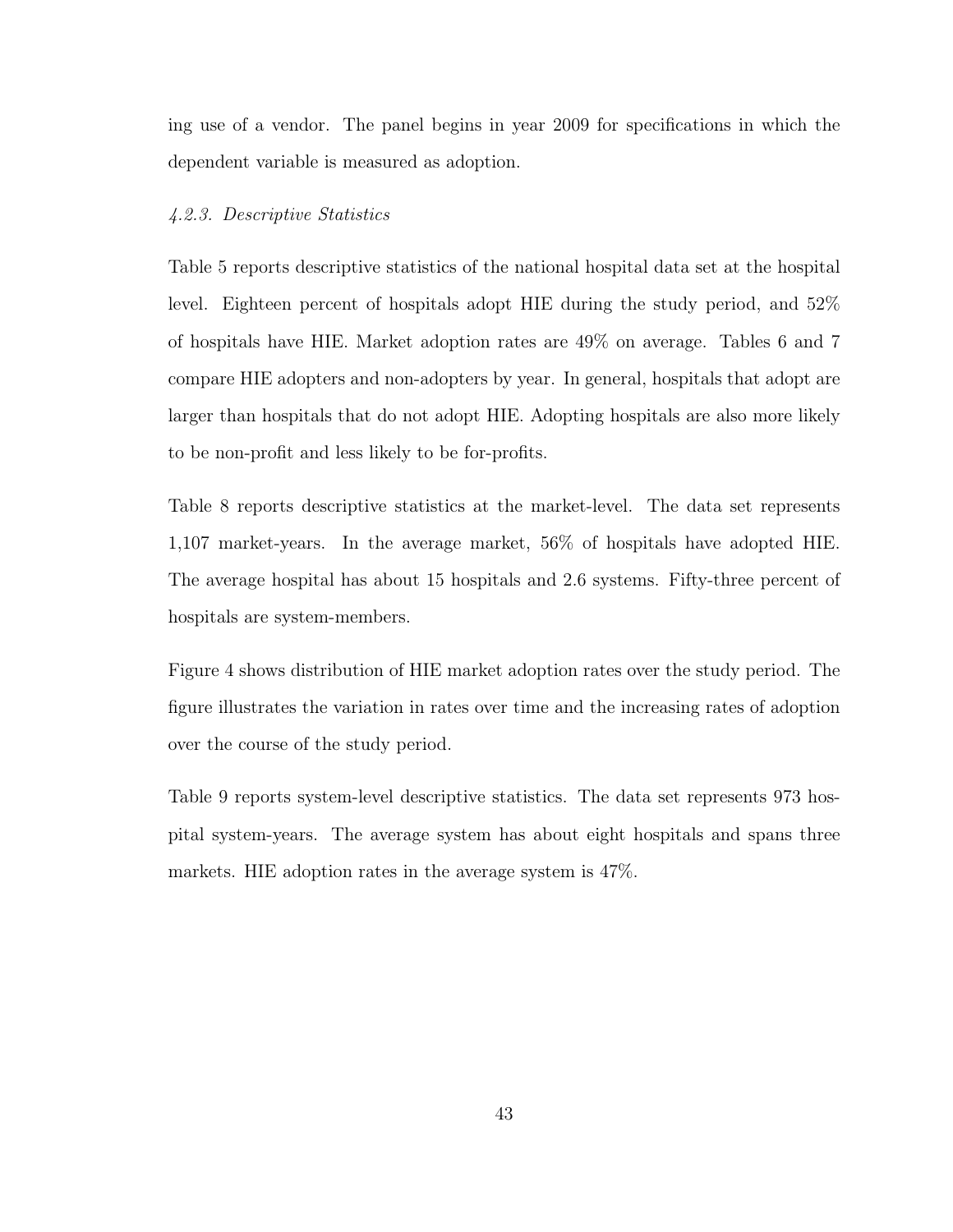ing use of a vendor. The panel begins in year 2009 for specifications in which the dependent variable is measured as adoption.

*4.2.3. Descriptive Statistics*

Table 5 reports descriptive statistics of the national hospital data set at the hospital level. Eighteen percent of hospitals adopt HIE during the study period, and 52% of hospitals have HIE. Market adoption rates are 49% on average. Tables 6 and 7 compare HIE adopters and non-adopters by year. In general, hospitals that adopt are larger than hospitals that do not adopt HIE. Adopting hospitals are also more likely to be non-profit and less likely to be for-profits.

Table 8 reports descriptive statistics at the market-level. The data set represents 1,107 market-years. In the average market, 56% of hospitals have adopted HIE. The average hospital has about 15 hospitals and 2.6 systems. Fifty-three percent of hospitals are system-members.

Figure 4 shows distribution of HIE market adoption rates over the study period. The figure illustrates the variation in rates over time and the increasing rates of adoption over the course of the study period.

Table 9 reports system-level descriptive statistics. The data set represents 973 hospital system-years. The average system has about eight hospitals and spans three markets. HIE adoption rates in the average system is 47%.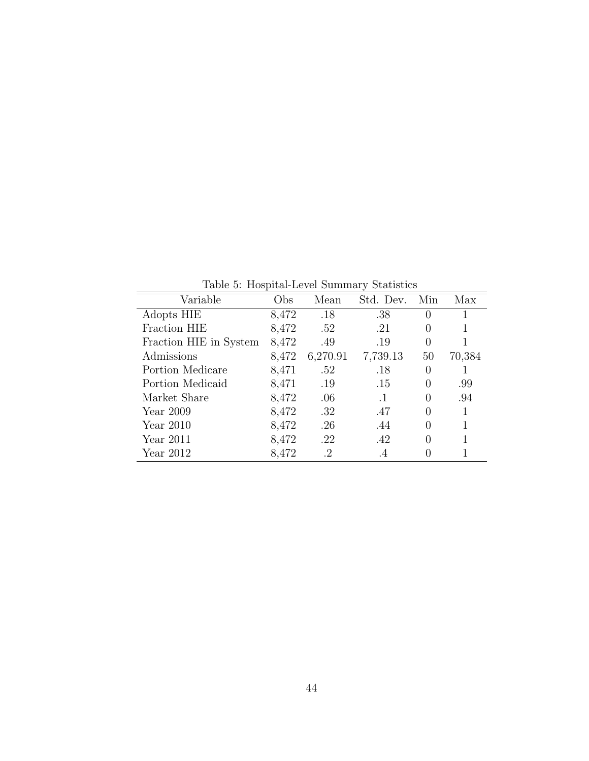Table 5: Hospital-Level Summary Statistics

| Variable | Obs | Mean | Std. Dev. | Min | Max |
|---|---|---|---|---|---|
| Adopts HIE | 8,472 | .18 | .38 | 0 | 1 |
| Fraction HIE | 8,472 | .52 | .21 | 0 | 1 |
| Fraction HIE in System | 8,472 | .49 | .19 | 0 | 1 |
| Admissions | 8,472 | 6,270.91 | 7,739.13 | 50 | 70,384 |
| Portion Medicare | 8,471 | .52 | .18 | 0 | 1 |
| Portion Medicaid | 8,471 | .19 | .15 | 0 | .99 |
| Market Share | 8,472 | .06 | .1 | 0 | .94 |
| Year 2009 | 8,472 | .32 | .47 | 0 | 1 |
| Year 2010 | 8,472 | .26 | .44 | 0 | 1 |
| Year 2011 | 8,472 | .22 | .42 | 0 | 1 |
| Year 2012 | 8,472 | .2 | .4 | 0 | 1 |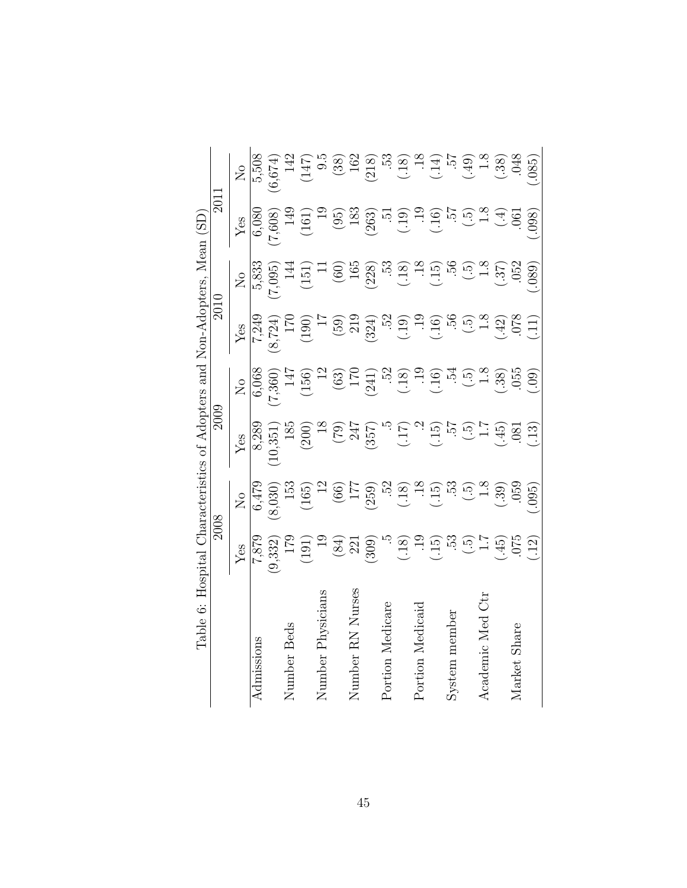Table 6: Hospital Characteristics of Adopters and Non-Adopters, Mean (SD)

| | 2008 | | 2009 | | 2010 | | 2011 | |
|---|---|---|---|---|---|---|---|---|
| | Yes | No | Yes | No | Yes | No | Yes | No |
| Admissions | 7,879 | 6,479 | 8,289 | 6,068 | 7,249 | 5,833 | 6,080 | 5,508 |
| | (9,332) | (8,030) | (10,351) | (7,360) | (8,724) | (7,095) | (7,608) | (6,674) |
| Number Beds | 179 | 153 | 185 | 147 | 170 | 144 | 149 | 142 |
| | (191) | (165) | (200) | (156) | (190) | (151) | (161) | (147) |
| Number Physicians | 19 | 12 | 18 | 12 | 17 | 11 | 19 | 9.5 |
| | (84) | (66) | (79) | (63) | (59) | (60) | (95) | (38) |
| Number RN Nurses | 221 | 177 | 247 | 170 | 219 | 165 | 183 | 162 |
| | (309) | (259) | (357) | (241) | (324) | (228) | (263) | (218) |
| Portion Medicare | .5 | .52 | .5 | .52 | .52 | .53 | .51 | .53 |
| | (.18) | (.18) | (.17) | (.18) | (.19) | (.18) | (.19) | (.18) |
| Portion Medicaid | .19 | .18 | .2 | .19 | .19 | .18 | .19 | .18 |
| | (.15) | (.15) | (.15) | (.16) | (.16) | (.15) | (.16) | (.14) |
| System member | .53 | .53 | .57 | .54 | .56 | .56 | .57 | .57 |
| | (.5) | (.5) | (.5) | (.5) | (.5) | (.5) | (.5) | (.49) |
| Academic Med Ctr | 1.7 | 1.8 | 1.7 | 1.8 | 1.8 | 1.8 | 1.8 | 1.8 |
| | (.45) | (.39) | (.45) | (.38) | (.42) | (.37) | (.4) | (.38) |
| Market Share | .075 | .059 | .081 | .055 | .078 | .052 | .061 | .048 |
| | (.12) | (.095) | (.13) | (.09) | (.11) | (.089) | (.098) | (.085) |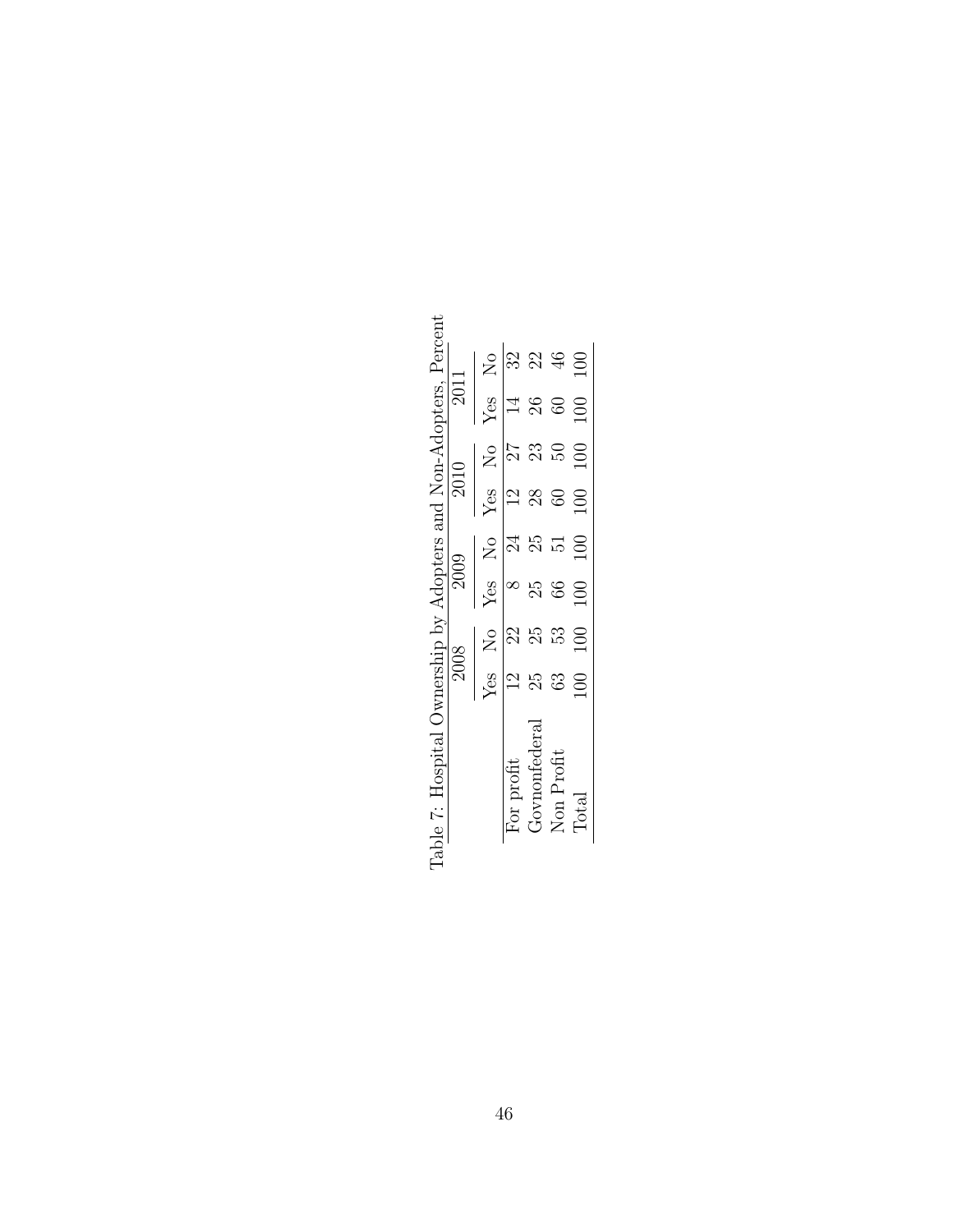Table 7: Hospital Ownership by Adopters and Non-Adopters, Percent

| | 2008 | | 2009 | | 2010 | | 2011 | |
|---|---|---|---|---|---|---|---|---|
| | Yes | No | Yes | No | Yes | No | Yes | No |
| For profit | 12 | 22 | 8 | 24 | 12 | 27 | 14 | 32 |
| Govnonfederal | 25 | 25 | 25 | 25 | 28 | 23 | 26 | 22 |
| Non Profit | 63 | 53 | 66 | 51 | 60 | 50 | 60 | 46 |
| Total | 100 | 100 | 100 | 100 | 100 | 100 | 100 | 100 |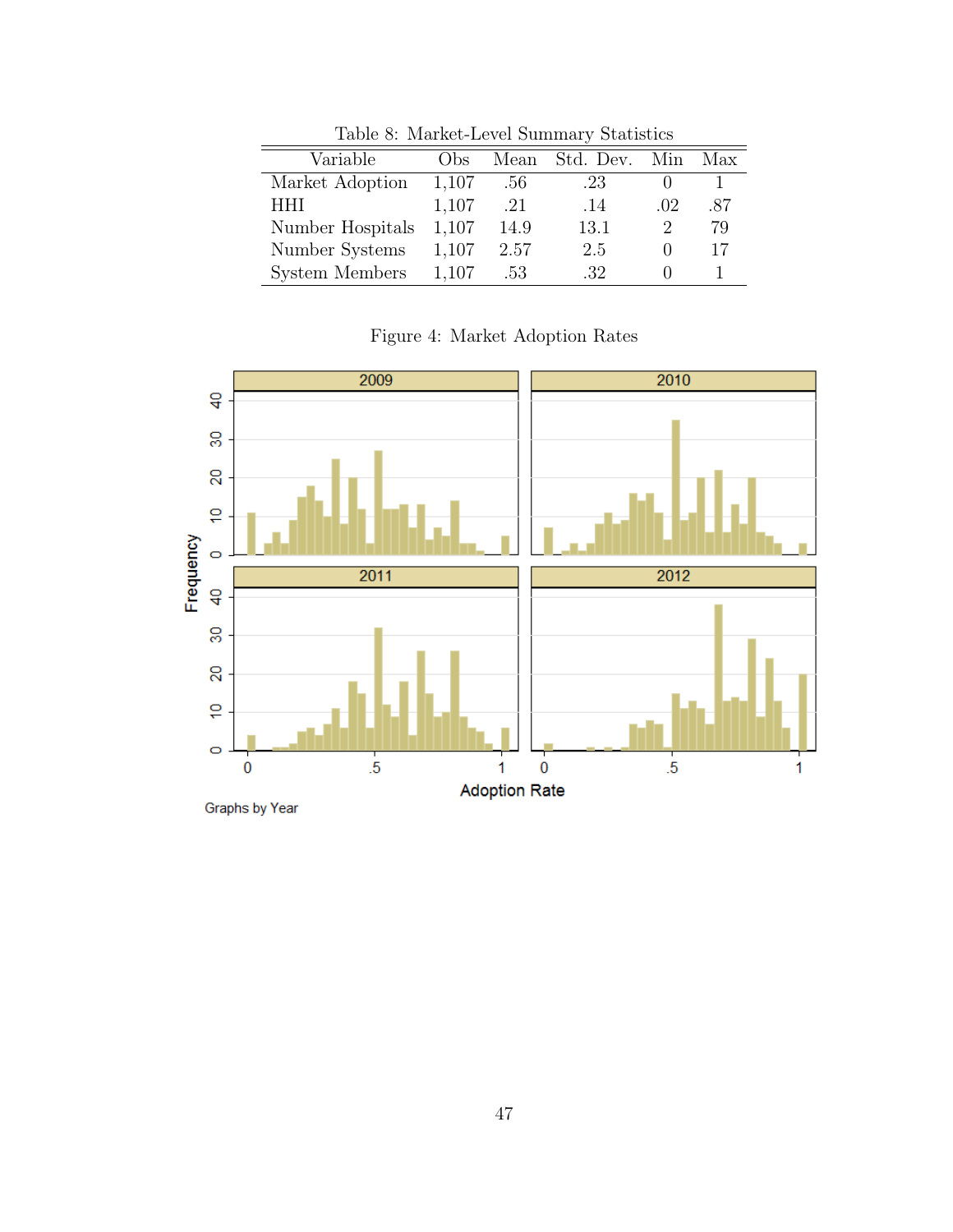Table 8: Market-Level Summary Statistics

| Variable | Obs | Mean | Std. Dev. | Min | Max |
|---|---|---|---|---|---|
| Market Adoption | 1,107 | .56 | .23 | 0 | 1 |
| HHI | 1,107 | .21 | .14 | .02 | .87 |
| Number Hospitals | 1,107 | 14.9 | 13.1 | 2 | 79 |
| Number Systems | 1,107 | 2.57 | 2.5 | 0 | 17 |
| System Members | 1,107 | .53 | .32 | 0 | 1 |

Figure 4: Market Adoption Rates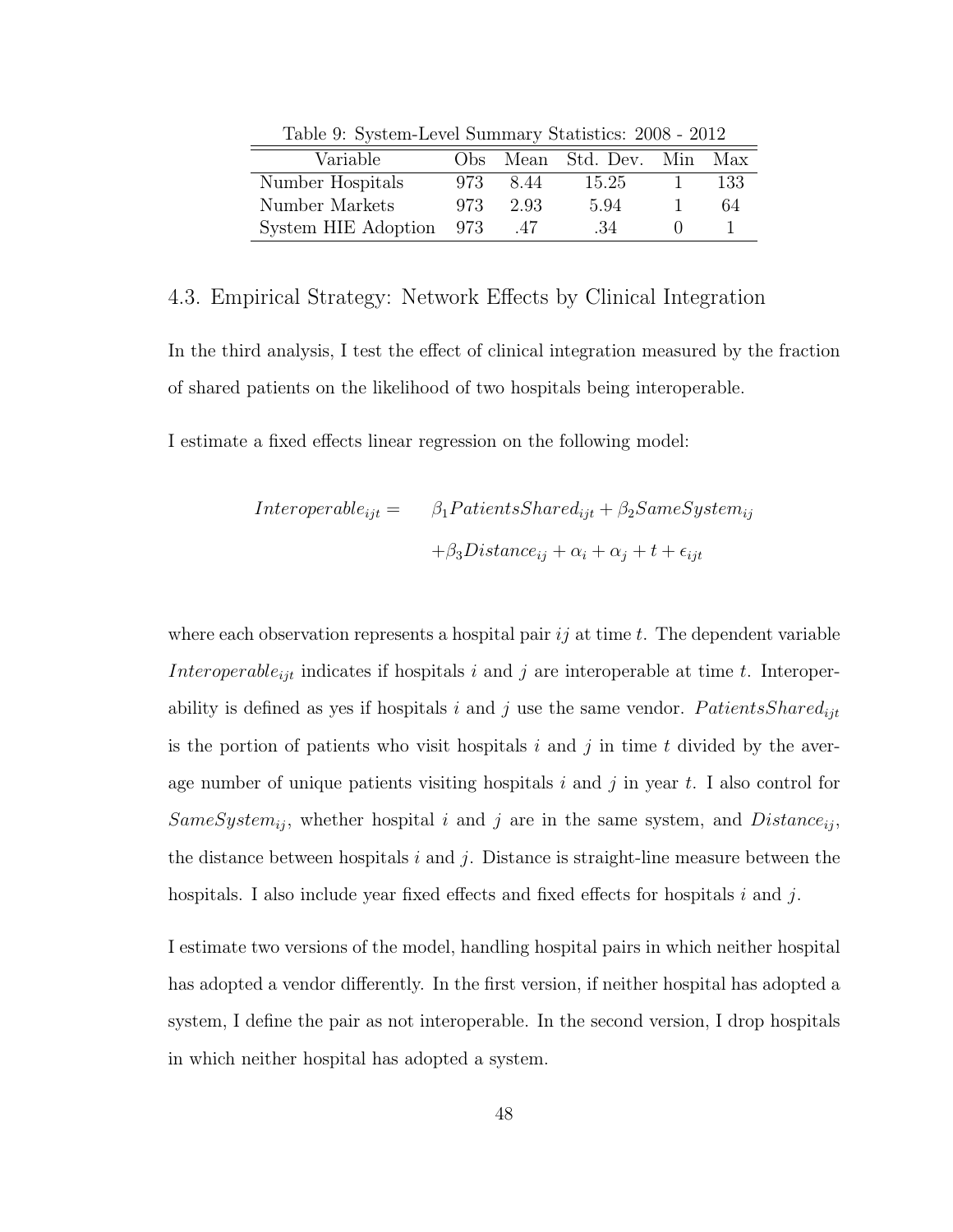Table 9: System-Level Summary Statistics: 2008 - 2012

| Variable | Obs | Mean | Std. Dev. | Min | Max |
|---|---|---|---|---|---|
| Number Hospitals | 973 | 8.44 | 15.25 | 1 | 133 |
| Number Markets | 973 | 2.93 | 5.94 | 1 | 64 |
| System HIE Adoption | 973 | .47 | .34 | 0 | 1 |

## 4.3. Empirical Strategy: Network Effects by Clinical Integration

In the third analysis, I test the effect of clinical integration measured by the fraction of shared patients on the likelihood of two hospitals being interoperable.

I estimate a fixed effects linear regression on the following model:

$$
\begin{aligned}
Interoperable_{ijt} = \quad & \beta_1 PatientsShared_{ijt} + \beta_2 SameSystem_{ij} \\
& + \beta_3 Distance_{ij} + \alpha_i + \alpha_j + t + \epsilon_{ijt}
\end{aligned}
$$

where each observation represents a hospital pair $ij$ at time $t$. The dependent variable $Interoperable_{ijt}$ indicates if hospitals $i$ and $j$ are interoperable at time $t$. Interoperability is defined as yes if hospitals $i$ and $j$ use the same vendor. $PatientsShared_{ijt}$ is the portion of patients who visit hospitals $i$ and $j$ in time $t$ divided by the average number of unique patients visiting hospitals $i$ and $j$ in year $t$. I also control for $SameSystem_{ij}$, whether hospital $i$ and $j$ are in the same system, and $Distance_{ij}$, the distance between hospitals $i$ and $j$. Distance is straight-line measure between the hospitals. I also include year fixed effects and fixed effects for hospitals $i$ and $j$.

I estimate two versions of the model, handling hospital pairs in which neither hospital has adopted a vendor differently. In the first version, if neither hospital has adopted a system, I define the pair as not interoperable. In the second version, I drop hospitals in which neither hospital has adopted a system.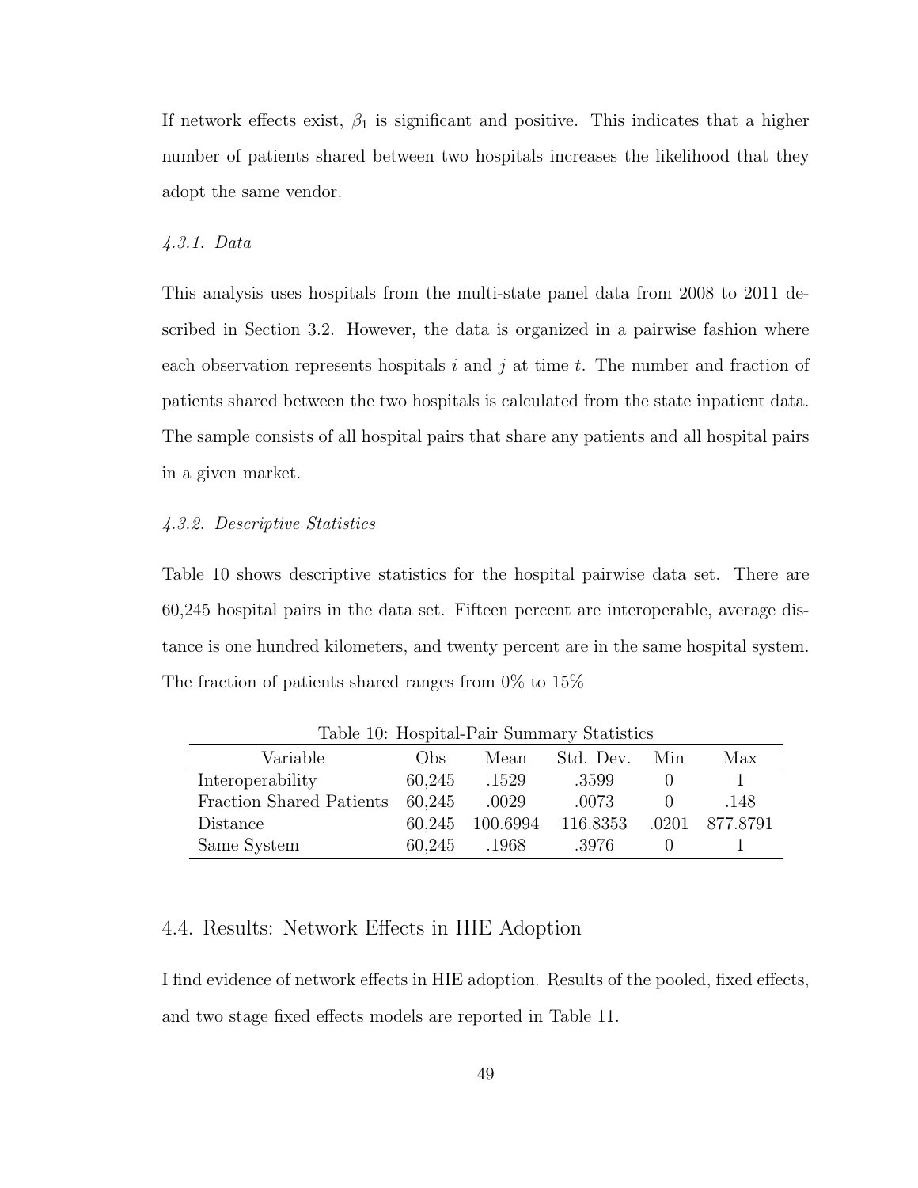If network effects exist, $\beta_1$ is significant and positive. This indicates that a higher number of patients shared between two hospitals increases the likelihood that they adopt the same vendor.

#### *4.3.1. Data*

This analysis uses hospitals from the multi-state panel data from 2008 to 2011 described in Section 3.2. However, the data is organized in a pairwise fashion where each observation represents hospitals $i$ and $j$ at time $t$. The number and fraction of patients shared between the two hospitals is calculated from the state inpatient data. The sample consists of all hospital pairs that share any patients and all hospital pairs in a given market.

#### *4.3.2. Descriptive Statistics*

Table 10 shows descriptive statistics for the hospital pairwise data set. There are 60,245 hospital pairs in the data set. Fifteen percent are interoperable, average distance is one hundred kilometers, and twenty percent are in the same hospital system. The fraction of patients shared ranges from 0% to 15%

Table 10: Hospital-Pair Summary Statistics

| Variable | Obs | Mean | Std. Dev. | Min | Max |
|---|---|---|---|---|---|
| Interoperability | 60,245 | .1529 | .3599 | 0 | 1 |
| Fraction Shared Patients | 60,245 | .0029 | .0073 | 0 | .148 |
| Distance | 60,245 | 100.6994 | 116.8353 | .0201 | 877.8791 |
| Same System | 60,245 | .1968 | .3976 | 0 | 1 |

## 4.4. Results: Network Effects in HIE Adoption

I find evidence of network effects in HIE adoption. Results of the pooled, fixed effects, and two stage fixed effects models are reported in Table 11.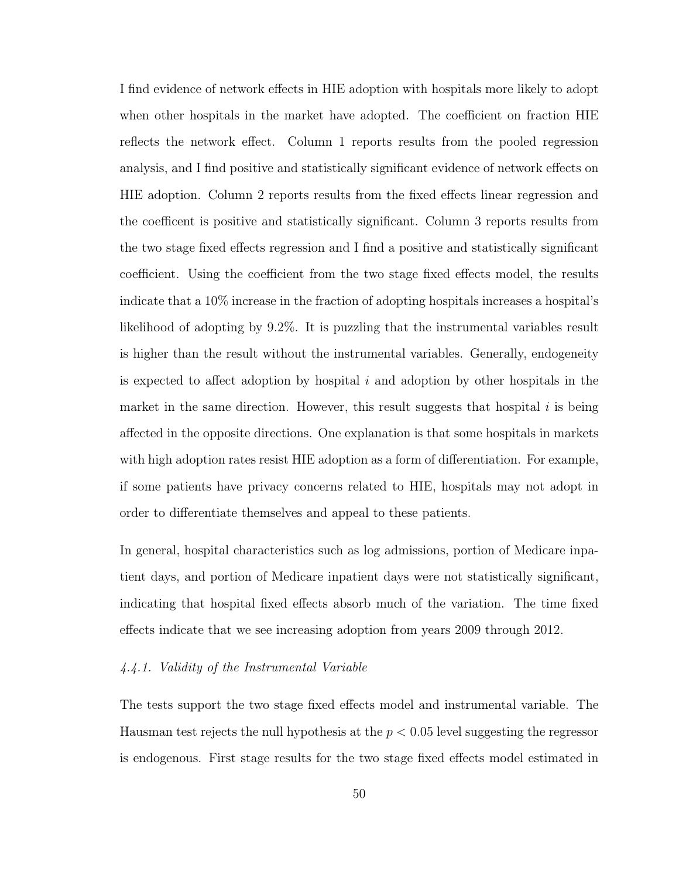I find evidence of network effects in HIE adoption with hospitals more likely to adopt when other hospitals in the market have adopted. The coefficient on fraction HIE reflects the network effect. Column 1 reports results from the pooled regression analysis, and I find positive and statistically significant evidence of network effects on HIE adoption. Column 2 reports results from the fixed effects linear regression and the coefficent is positive and statistically significant. Column 3 reports results from the two stage fixed effects regression and I find a positive and statistically significant coefficient. Using the coefficient from the two stage fixed effects model, the results indicate that a 10% increase in the fraction of adopting hospitals increases a hospital's likelihood of adopting by 9.2%. It is puzzling that the instrumental variables result is higher than the result without the instrumental variables. Generally, endogeneity is expected to affect adoption by hospital $i$ and adoption by other hospitals in the market in the same direction. However, this result suggests that hospital $i$ is being affected in the opposite directions. One explanation is that some hospitals in markets with high adoption rates resist HIE adoption as a form of differentiation. For example, if some patients have privacy concerns related to HIE, hospitals may not adopt in order to differentiate themselves and appeal to these patients.

In general, hospital characteristics such as log admissions, portion of Medicare inpatient days, and portion of Medicare inpatient days were not statistically significant, indicating that hospital fixed effects absorb much of the variation. The time fixed effects indicate that we see increasing adoption from years 2009 through 2012.

### *4.4.1. Validity of the Instrumental Variable*

The tests support the two stage fixed effects model and instrumental variable. The Hausman test rejects the null hypothesis at the $p < 0.05$ level suggesting the regressor is endogenous. First stage results for the two stage fixed effects model estimated in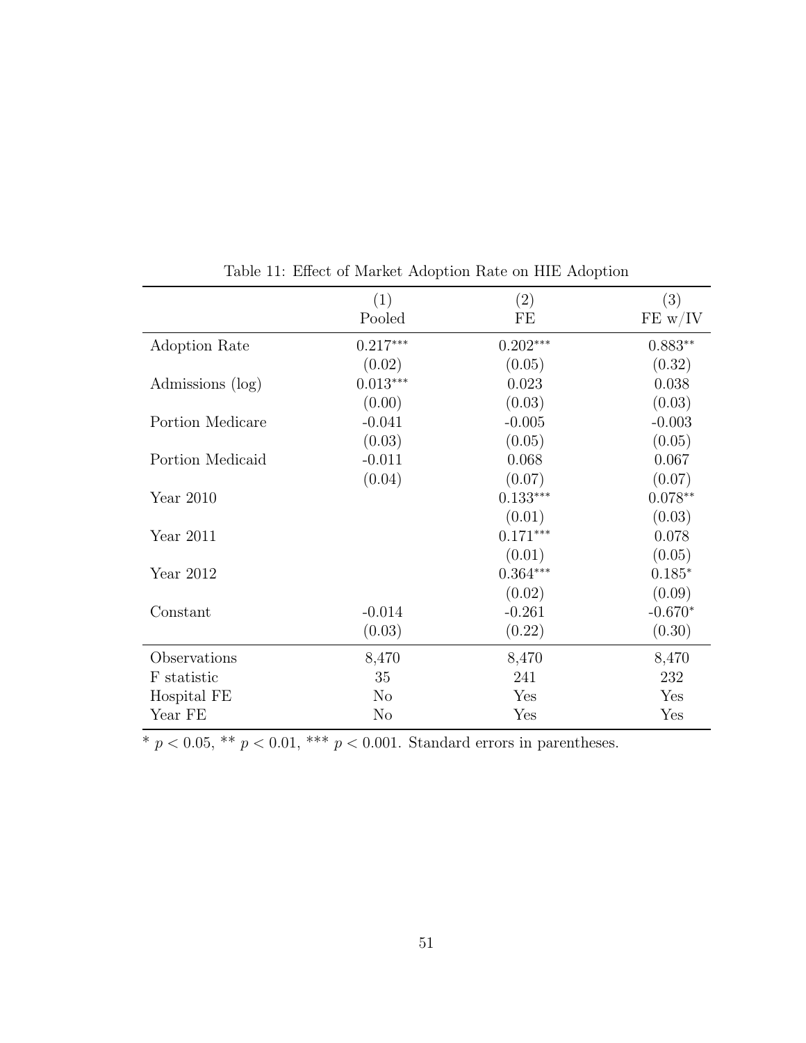Table 11: Effect of Market Adoption Rate on HIE Adoption

| | (1) Pooled | (2) FE | (3) FE w/IV |
|---|---|---|---|
| Adoption Rate | 0.217*** | 0.202*** | 0.883** |
| | (0.02) | (0.05) | (0.32) |
| Admissions (log) | 0.013*** | 0.023 | 0.038 |
| | (0.00) | (0.03) | (0.03) |
| Portion Medicare | -0.041 | -0.005 | -0.003 |
| | (0.03) | (0.05) | (0.05) |
| Portion Medicaid | -0.011 | 0.068 | 0.067 |
| | (0.04) | (0.07) | (0.07) |
| Year 2010 | | 0.133*** | 0.078** |
| | | (0.01) | (0.03) |
| Year 2011 | | 0.171*** | 0.078 |
| | | (0.01) | (0.05) |
| Year 2012 | | 0.364*** | 0.185* |
| | | (0.02) | (0.09) |
| Constant | -0.014 | -0.261 | -0.670* |
| | (0.03) | (0.22) | (0.30) |
| Observations | 8,470 | 8,470 | 8,470 |
| F statistic | 35 | 241 | 232 |
| Hospital FE | No | Yes | Yes |
| Year FE | No | Yes | Yes |

* $p < 0.05$, ** $p < 0.01$, *** $p < 0.001$. Standard errors in parentheses.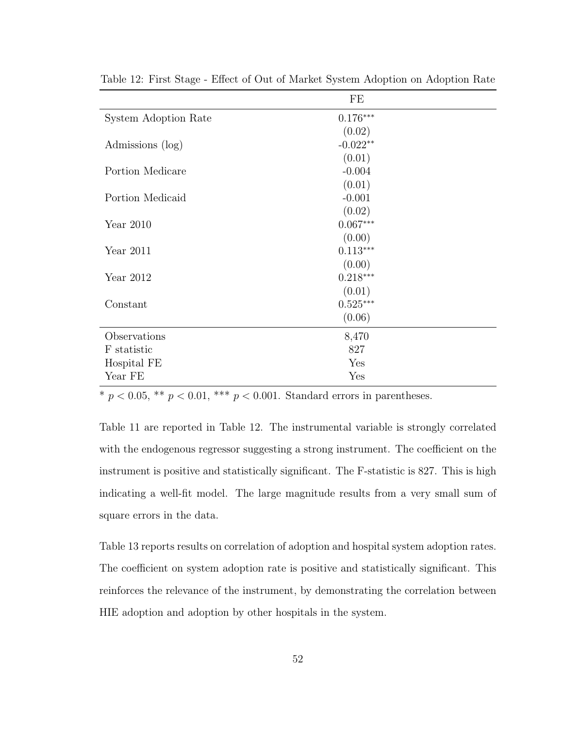Table 12: First Stage - Effect of Out of Market System Adoption on Adoption Rate

| | FE |
|---|---|
| System Adoption Rate | 0.176*** |
| | (0.02) |
| Admissions (log) | -0.022** |
| | (0.01) |
| Portion Medicare | -0.004 |
| | (0.01) |
| Portion Medicaid | -0.001 |
| | (0.02) |
| Year 2010 | 0.067*** |
| | (0.00) |
| Year 2011 | 0.113*** |
| | (0.00) |
| Year 2012 | 0.218*** |
| | (0.01) |
| Constant | 0.525*** |
| | (0.06) |
| Observations | 8,470 |
| F statistic | 827 |
| Hospital FE | Yes |
| Year FE | Yes |

* $p < 0.05$, ** $p < 0.01$, *** $p < 0.001$. Standard errors in parentheses.

Table 11 are reported in Table 12. The instrumental variable is strongly correlated with the endogenous regressor suggesting a strong instrument. The coefficient on the instrument is positive and statistically significant. The F-statistic is 827. This is high indicating a well-fit model. The large magnitude results from a very small sum of square errors in the data.

Table 13 reports results on correlation of adoption and hospital system adoption rates. The coefficient on system adoption rate is positive and statistically significant. This reinforces the relevance of the instrument, by demonstrating the correlation between HIE adoption and adoption by other hospitals in the system.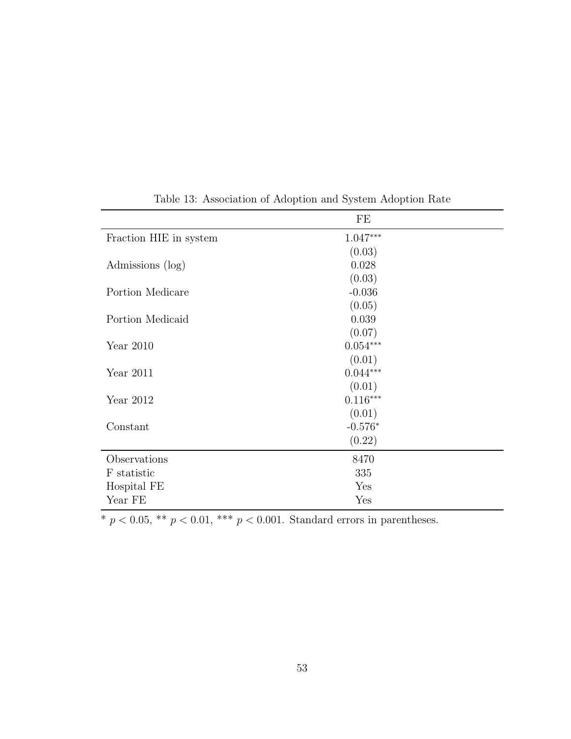Table 13: Association of Adoption and System Adoption Rate

| | FE |
|---|---|
| Fraction HIE in system | 1.047*** |
| | (0.03) |
| Admissions (log) | 0.028 |
| | (0.03) |
| Portion Medicare | -0.036 |
| | (0.05) |
| Portion Medicaid | 0.039 |
| | (0.07) |
| Year 2010 | 0.054*** |
| | (0.01) |
| Year 2011 | 0.044*** |
| | (0.01) |
| Year 2012 | 0.116*** |
| | (0.01) |
| Constant | -0.576* |
| | (0.22) |
| Observations | 8470 |
| F statistic | 335 |
| Hospital FE | Yes |
| Year FE | Yes |

* $p < 0.05$, ** $p < 0.01$, *** $p < 0.001$. Standard errors in parentheses.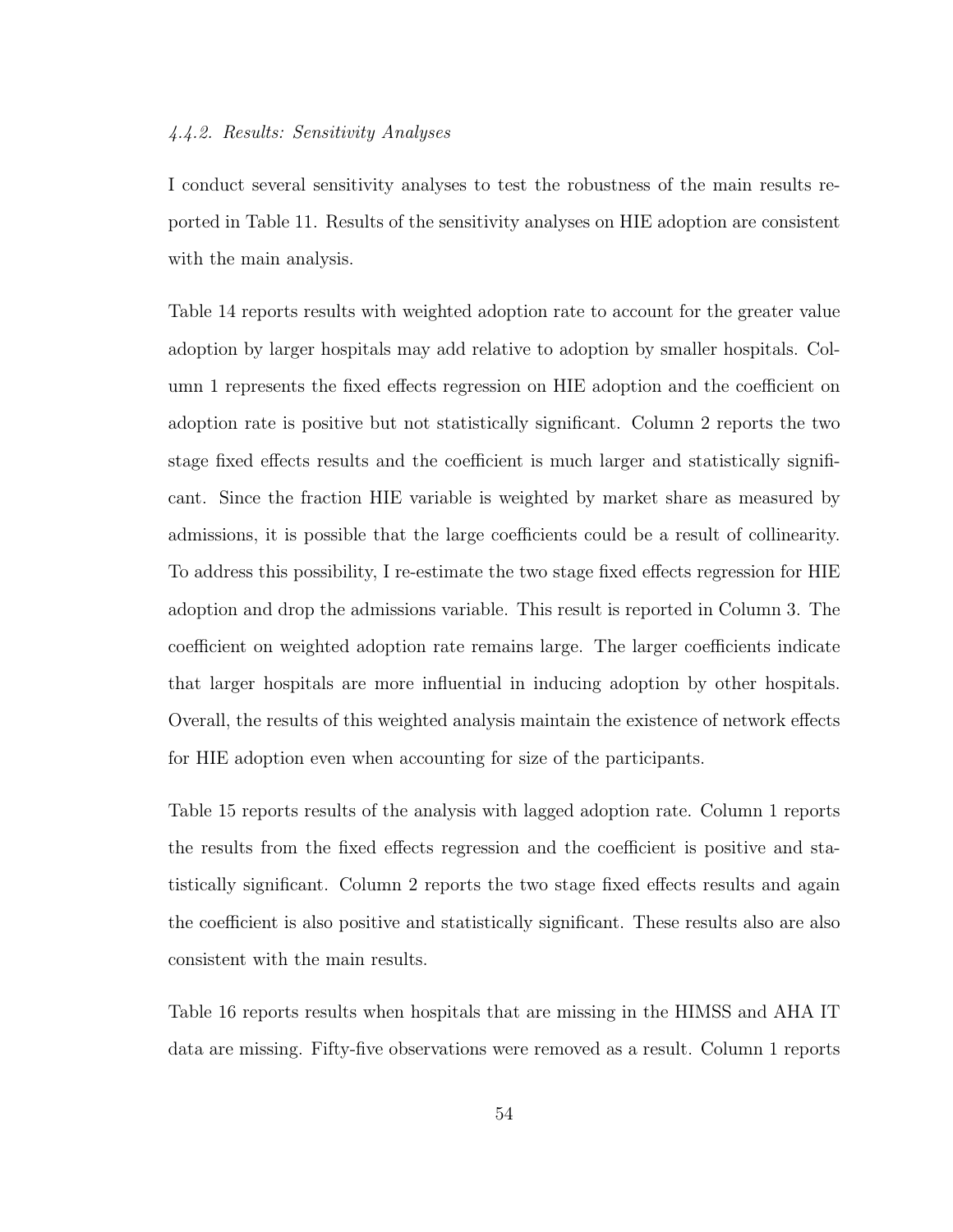#### *4.4.2. Results: Sensitivity Analyses*

I conduct several sensitivity analyses to test the robustness of the main results reported in Table 11. Results of the sensitivity analyses on HIE adoption are consistent with the main analysis.

Table 14 reports results with weighted adoption rate to account for the greater value adoption by larger hospitals may add relative to adoption by smaller hospitals. Column 1 represents the fixed effects regression on HIE adoption and the coefficient on adoption rate is positive but not statistically significant. Column 2 reports the two stage fixed effects results and the coefficient is much larger and statistically significant. Since the fraction HIE variable is weighted by market share as measured by admissions, it is possible that the large coefficients could be a result of collinearity. To address this possibility, I re-estimate the two stage fixed effects regression for HIE adoption and drop the admissions variable. This result is reported in Column 3. The coefficient on weighted adoption rate remains large. The larger coefficients indicate that larger hospitals are more influential in inducing adoption by other hospitals. Overall, the results of this weighted analysis maintain the existence of network effects for HIE adoption even when accounting for size of the participants.

Table 15 reports results of the analysis with lagged adoption rate. Column 1 reports the results from the fixed effects regression and the coefficient is positive and statistically significant. Column 2 reports the two stage fixed effects results and again the coefficient is also positive and statistically significant. These results also are also consistent with the main results.

Table 16 reports results when hospitals that are missing in the HIMSS and AHA IT data are missing. Fifty-five observations were removed as a result. Column 1 reports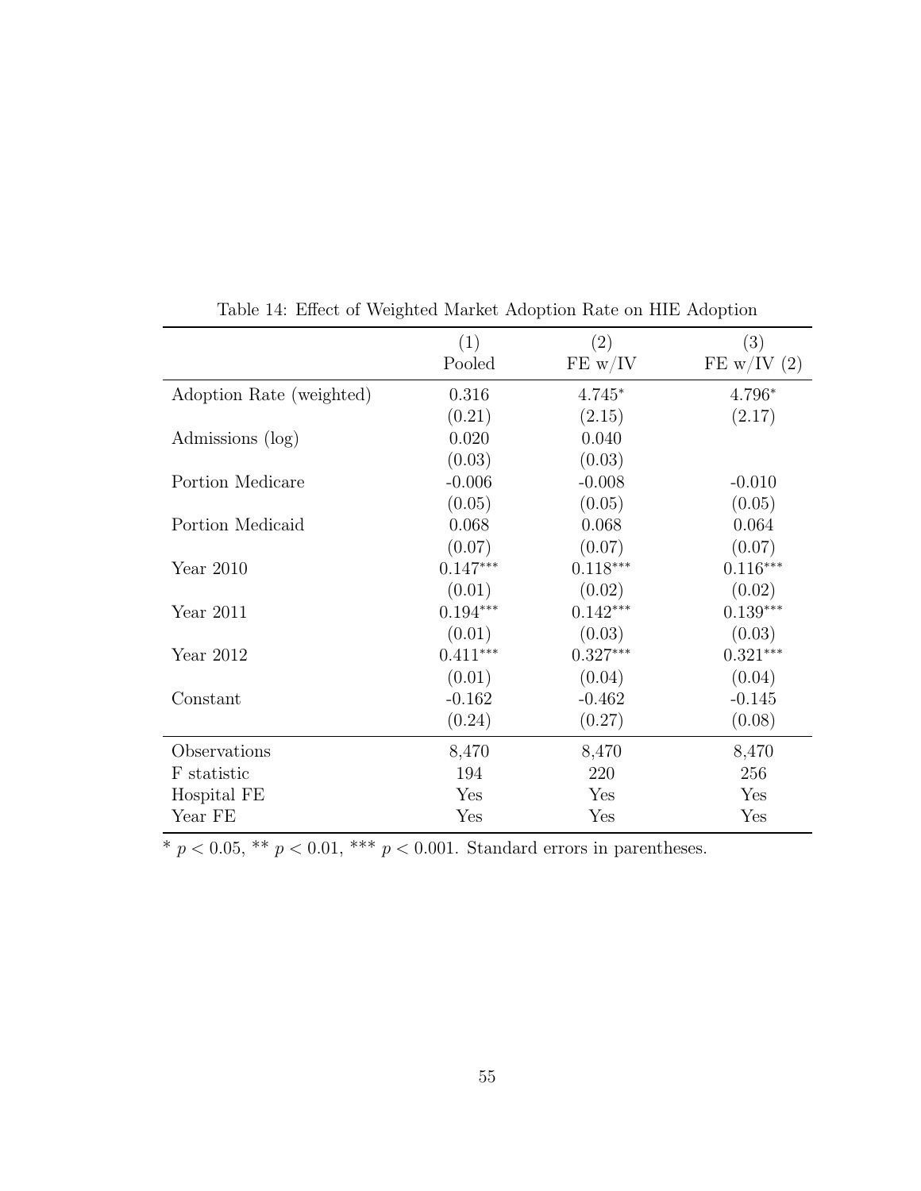Table 14: Effect of Weighted Market Adoption Rate on HIE Adoption

| | (1) Pooled | (2) FE w/IV | (3) FE w/IV (2) |
|---|---|---|---|
| Adoption Rate (weighted) | 0.316 | 4.745* | 4.796* |
| | (0.21) | (2.15) | (2.17) |
| Admissions (log) | 0.020 | 0.040 | |
| | (0.03) | (0.03) | |
| Portion Medicare | -0.006 | -0.008 | -0.010 |
| | (0.05) | (0.05) | (0.05) |
| Portion Medicaid | 0.068 | 0.068 | 0.064 |
| | (0.07) | (0.07) | (0.07) |
| Year 2010 | 0.147*** | 0.118*** | 0.116*** |
| | (0.01) | (0.02) | (0.02) |
| Year 2011 | 0.194*** | 0.142*** | 0.139*** |
| | (0.01) | (0.03) | (0.03) |
| Year 2012 | 0.411*** | 0.327*** | 0.321*** |
| | (0.01) | (0.04) | (0.04) |
| Constant | -0.162 | -0.462 | -0.145 |
| | (0.24) | (0.27) | (0.08) |
| Observations | 8,470 | 8,470 | 8,470 |
| F statistic | 194 | 220 | 256 |
| Hospital FE | Yes | Yes | Yes |
| Year FE | Yes | Yes | Yes |

* $p < 0.05$, ** $p < 0.01$, *** $p < 0.001$. Standard errors in parentheses.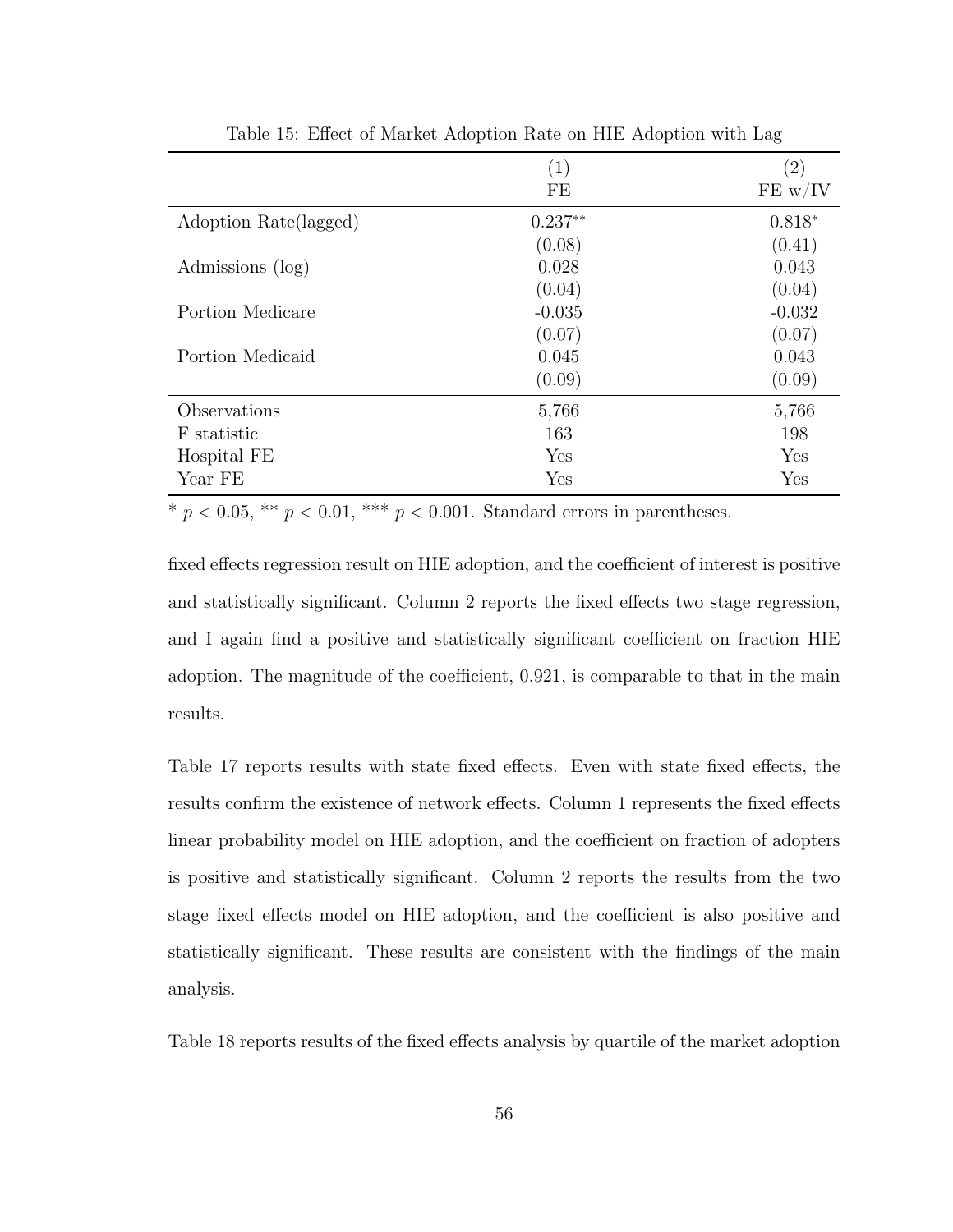Table 15: Effect of Market Adoption Rate on HIE Adoption with Lag

| | (1) FE | (2) FE w/IV |
|---|---|---|
| Adoption Rate(lagged) | $0.237^{**}$ | $0.818^{*}$ |
| | (0.08) | (0.41) |
| Admissions (log) | 0.028 | 0.043 |
| | (0.04) | (0.04) |
| Portion Medicare | -0.035 | -0.032 |
| | (0.07) | (0.07) |
| Portion Medicaid | 0.045 | 0.043 |
| | (0.09) | (0.09) |
| Observations | 5,766 | 5,766 |
| F statistic | 163 | 198 |
| Hospital FE | Yes | Yes |
| Year FE | Yes | Yes |

$^{*}$ $p < 0.05$, $^{**}$ $p < 0.01$, $^{***}$ $p < 0.001$. Standard errors in parentheses.

fixed effects regression result on HIE adoption, and the coefficient of interest is positive and statistically significant. Column 2 reports the fixed effects two stage regression, and I again find a positive and statistically significant coefficient on fraction HIE adoption. The magnitude of the coefficient, 0.921, is comparable to that in the main results.

Table 17 reports results with state fixed effects. Even with state fixed effects, the results confirm the existence of network effects. Column 1 represents the fixed effects linear probability model on HIE adoption, and the coefficient on fraction of adopters is positive and statistically significant. Column 2 reports the results from the two stage fixed effects model on HIE adoption, and the coefficient is also positive and statistically significant. These results are consistent with the findings of the main analysis.

Table 18 reports results of the fixed effects analysis by quartile of the market adoption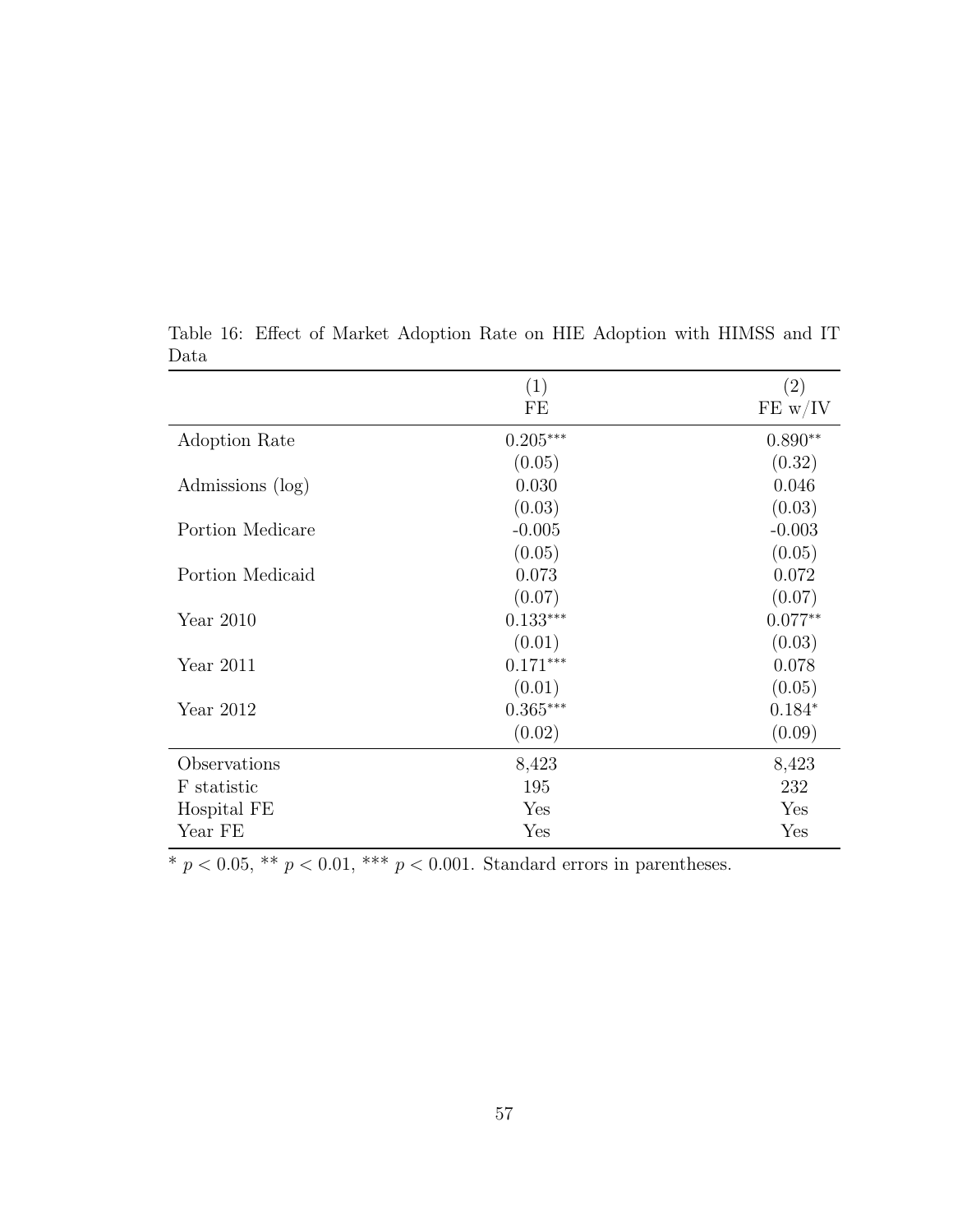Table 16: Effect of Market Adoption Rate on HIE Adoption with HIMSS and IT Data

| | (1) FE | (2) FE w/IV |
|---|---|---|
| Adoption Rate | $0.205^{***}$ | $0.890^{**}$ |
| | (0.05) | (0.32) |
| Admissions (log) | 0.030 | 0.046 |
| | (0.03) | (0.03) |
| Portion Medicare | -0.005 | -0.003 |
| | (0.05) | (0.05) |
| Portion Medicaid | 0.073 | 0.072 |
| | (0.07) | (0.07) |
| Year 2010 | $0.133^{***}$ | $0.077^{**}$ |
| | (0.01) | (0.03) |
| Year 2011 | $0.171^{***}$ | 0.078 |
| | (0.01) | (0.05) |
| Year 2012 | $0.365^{***}$ | $0.184^{*}$ |
| | (0.02) | (0.09) |
| Observations | 8,423 | 8,423 |
| F statistic | 195 | 232 |
| Hospital FE | Yes | Yes |
| Year FE | Yes | Yes |

\* $p < 0.05$, \*\* $p < 0.01$, \*\*\* $p < 0.001$. Standard errors in parentheses.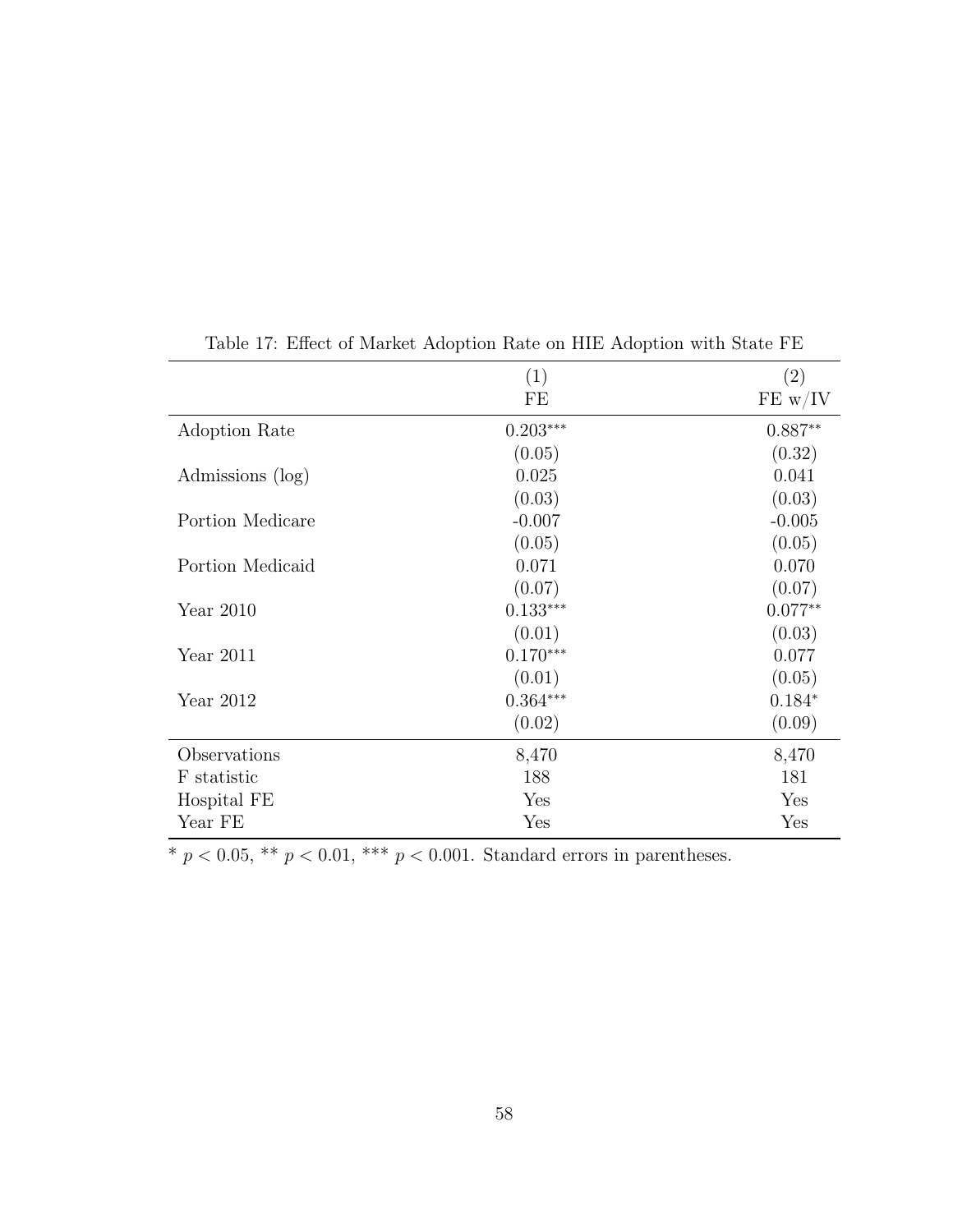Table 17: Effect of Market Adoption Rate on HIE Adoption with State FE

| | (1)<br>FE | (2)<br>FE w/IV |
|---|---|---|
| Adoption Rate | $0.203^{***}$ | $0.887^{**}$ |
| | (0.05) | (0.32) |
| Admissions (log) | 0.025 | 0.041 |
| | (0.03) | (0.03) |
| Portion Medicare | -0.007 | -0.005 |
| | (0.05) | (0.05) |
| Portion Medicaid | 0.071 | 0.070 |
| | (0.07) | (0.07) |
| Year 2010 | $0.133^{***}$ | $0.077^{**}$ |
| | (0.01) | (0.03) |
| Year 2011 | $0.170^{***}$ | 0.077 |
| | (0.01) | (0.05) |
| Year 2012 | $0.364^{***}$ | $0.184^{*}$ |
| | (0.02) | (0.09) |
| Observations | 8,470 | 8,470 |
| F statistic | 188 | 181 |
| Hospital FE | Yes | Yes |
| Year FE | Yes | Yes |

\* $p < 0.05$, \*\* $p < 0.01$, \*\*\* $p < 0.001$. Standard errors in parentheses.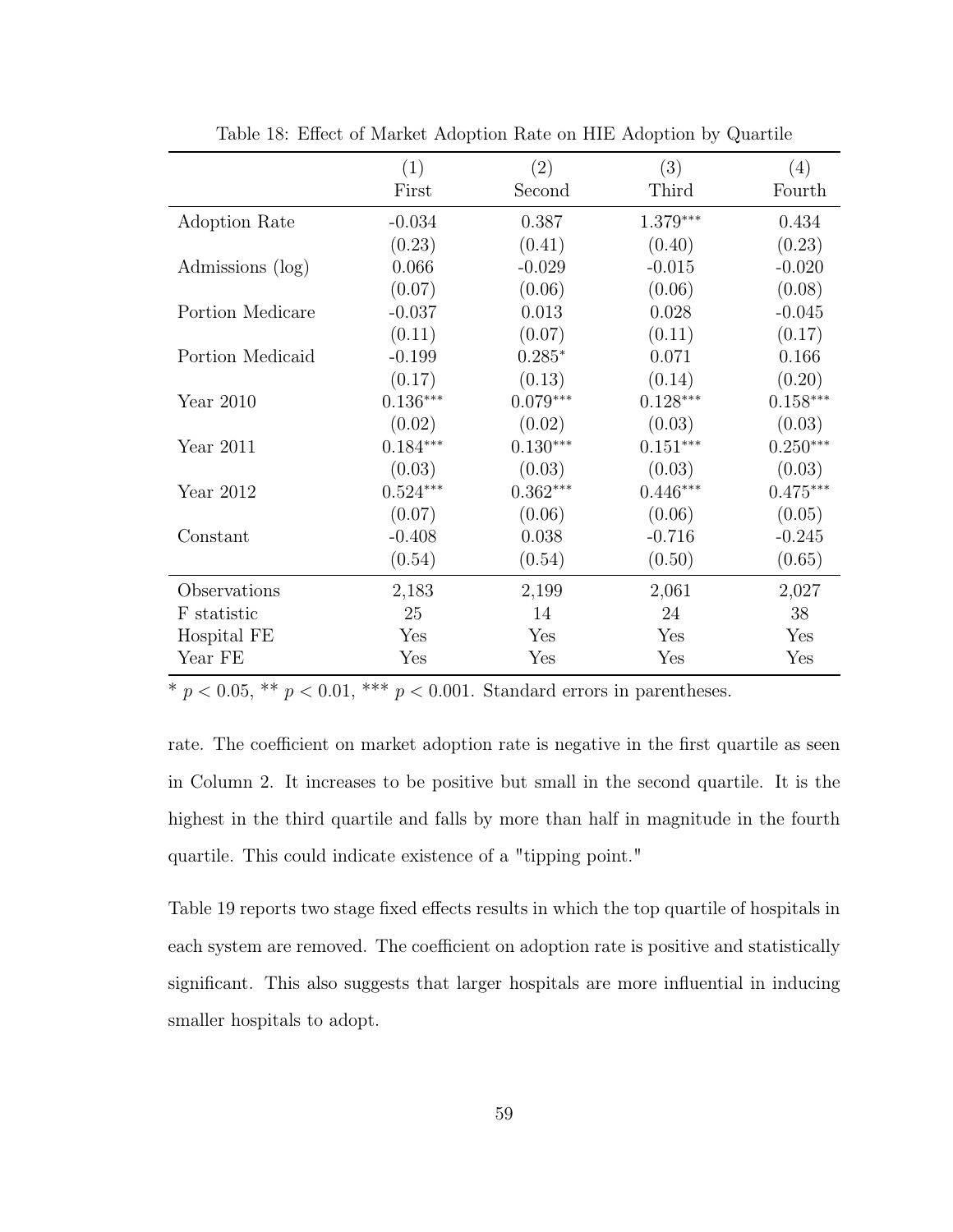Table 18: Effect of Market Adoption Rate on HIE Adoption by Quartile

| | (1) | (2) | (3) | (4) |
|---|---|---|---|---|
| | First | Second | Third | Fourth |
| Adoption Rate | -0.034 | 0.387 | 1.379*** | 0.434 |
| | (0.23) | (0.41) | (0.40) | (0.23) |
| Admissions (log) | 0.066 | -0.029 | -0.015 | -0.020 |
| | (0.07) | (0.06) | (0.06) | (0.08) |
| Portion Medicare | -0.037 | 0.013 | 0.028 | -0.045 |
| | (0.11) | (0.07) | (0.11) | (0.17) |
| Portion Medicaid | -0.199 | 0.285* | 0.071 | 0.166 |
| | (0.17) | (0.13) | (0.14) | (0.20) |
| Year 2010 | 0.136*** | 0.079*** | 0.128*** | 0.158*** |
| | (0.02) | (0.02) | (0.03) | (0.03) |
| Year 2011 | 0.184*** | 0.130*** | 0.151*** | 0.250*** |
| | (0.03) | (0.03) | (0.03) | (0.03) |
| Year 2012 | 0.524*** | 0.362*** | 0.446*** | 0.475*** |
| | (0.07) | (0.06) | (0.06) | (0.05) |
| Constant | -0.408 | 0.038 | -0.716 | -0.245 |
| | (0.54) | (0.54) | (0.50) | (0.65) |
| Observations | 2,183 | 2,199 | 2,061 | 2,027 |
| F statistic | 25 | 14 | 24 | 38 |
| Hospital FE | Yes | Yes | Yes | Yes |
| Year FE | Yes | Yes | Yes | Yes |

* $p < 0.05$, ** $p < 0.01$, *** $p < 0.001$. Standard errors in parentheses.

rate. The coefficient on market adoption rate is negative in the first quartile as seen in Column 2. It increases to be positive but small in the second quartile. It is the highest in the third quartile and falls by more than half in magnitude in the fourth quartile. This could indicate existence of a "tipping point."

Table 19 reports two stage fixed effects results in which the top quartile of hospitals in each system are removed. The coefficient on adoption rate is positive and statistically significant. This also suggests that larger hospitals are more influential in inducing smaller hospitals to adopt.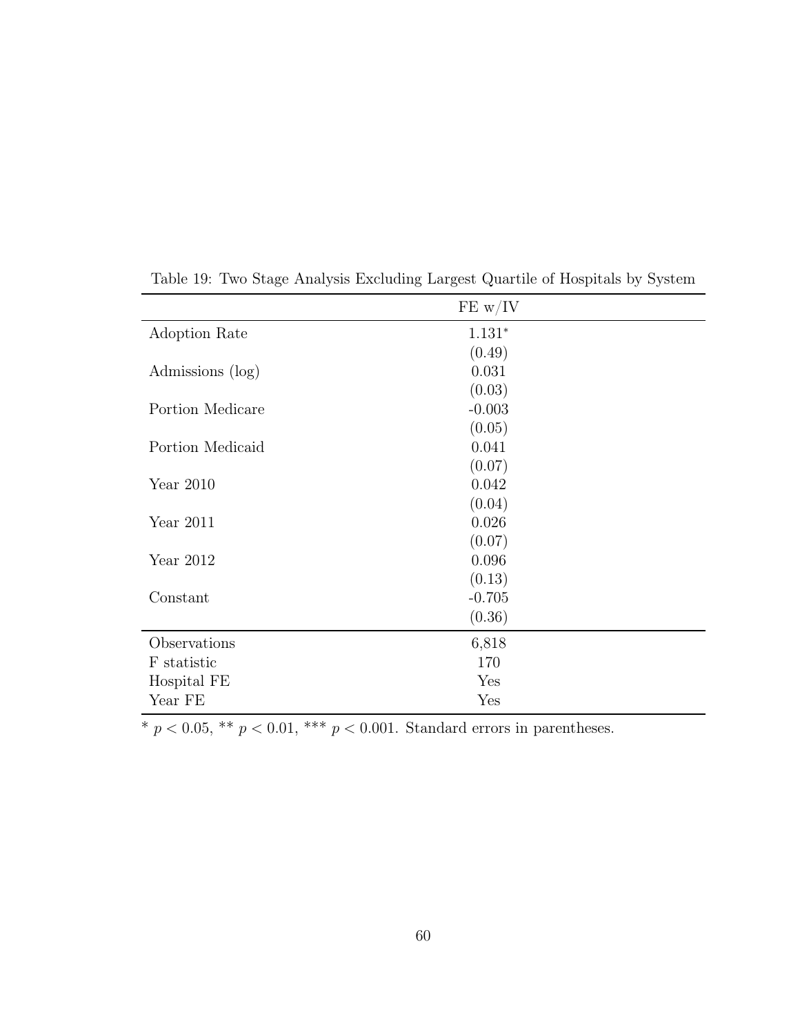Table 19: Two Stage Analysis Excluding Largest Quartile of Hospitals by System

| | FE w/IV |
|---|---|
| Adoption Rate | 1.131* |
| | (0.49) |
| Admissions (log) | 0.031 |
| | (0.03) |
| Portion Medicare | -0.003 |
| | (0.05) |
| Portion Medicaid | 0.041 |
| | (0.07) |
| Year 2010 | 0.042 |
| | (0.04) |
| Year 2011 | 0.026 |
| | (0.07) |
| Year 2012 | 0.096 |
| | (0.13) |
| Constant | -0.705 |
| | (0.36) |
| Observations | 6,818 |
| F statistic | 170 |
| Hospital FE | Yes |
| Year FE | Yes |

* $p < 0.05$, ** $p < 0.01$, *** $p < 0.001$. Standard errors in parentheses.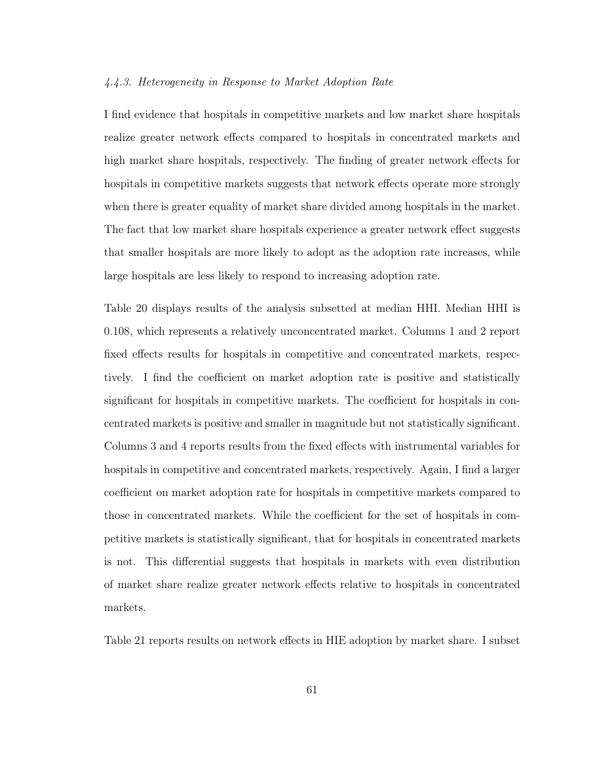#### *4.4.3. Heterogeneity in Response to Market Adoption Rate*

I find evidence that hospitals in competitive markets and low market share hospitals realize greater network effects compared to hospitals in concentrated markets and high market share hospitals, respectively. The finding of greater network effects for hospitals in competitive markets suggests that network effects operate more strongly when there is greater equality of market share divided among hospitals in the market. The fact that low market share hospitals experience a greater network effect suggests that smaller hospitals are more likely to adopt as the adoption rate increases, while large hospitals are less likely to respond to increasing adoption rate.

Table 20 displays results of the analysis subsetted at median HHI. Median HHI is 0.108, which represents a relatively unconcentrated market. Columns 1 and 2 report fixed effects results for hospitals in competitive and concentrated markets, respectively. I find the coefficient on market adoption rate is positive and statistically significant for hospitals in competitive markets. The coefficient for hospitals in concentrated markets is positive and smaller in magnitude but not statistically significant. Columns 3 and 4 reports results from the fixed effects with instrumental variables for hospitals in competitive and concentrated markets, respectively. Again, I find a larger coefficient on market adoption rate for hospitals in competitive markets compared to those in concentrated markets. While the coefficient for the set of hospitals in competitive markets is statistically significant, that for hospitals in concentrated markets is not. This differential suggests that hospitals in markets with even distribution of market share realize greater network effects relative to hospitals in concentrated markets.

Table 21 reports results on network effects in HIE adoption by market share. I subset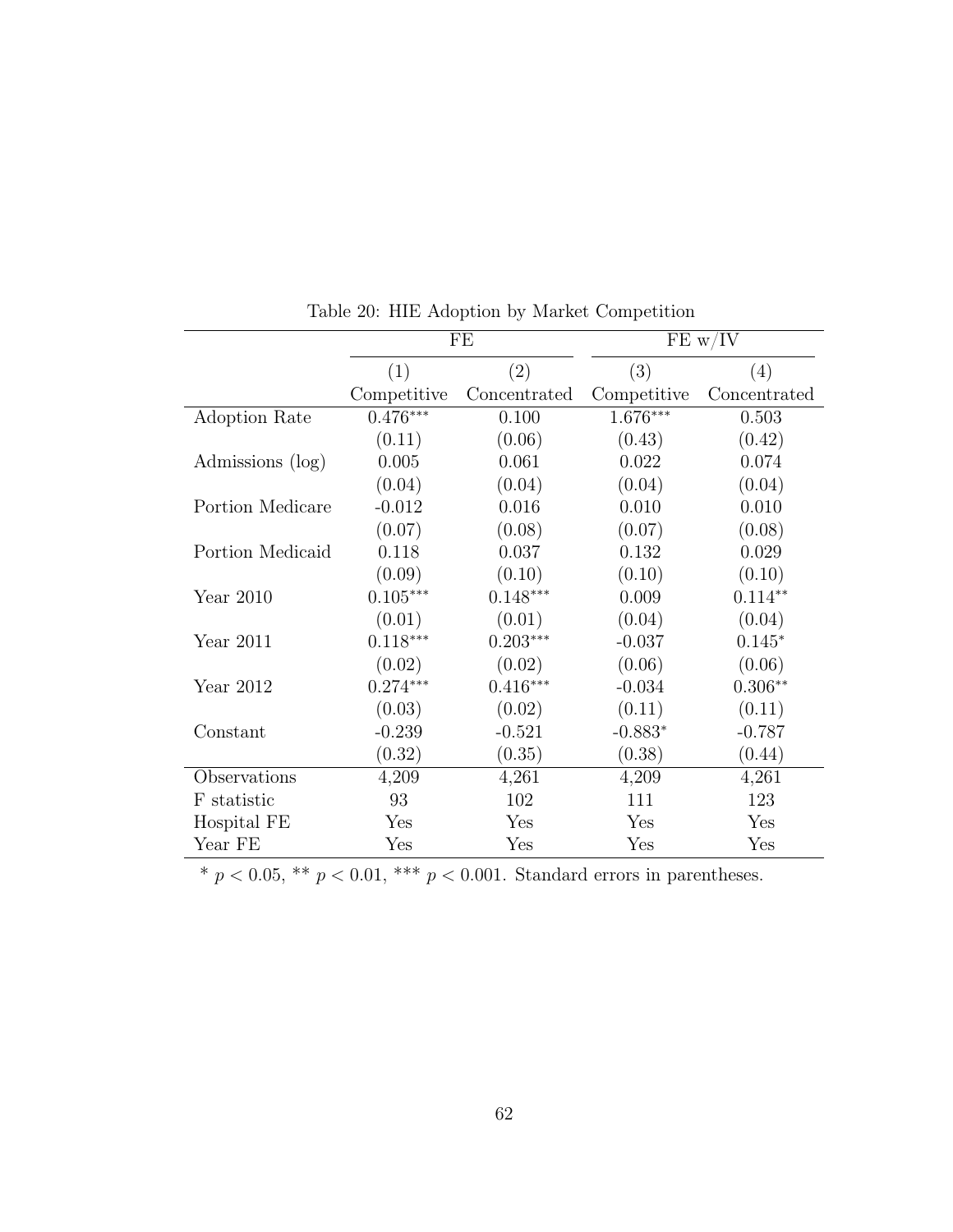Table 20: HIE Adoption by Market Competition

| | FE | | FE w/IV | |
|---|---|---|---|---|
| | (1) | (2) | (3) | (4) |
| | Competitive | Concentrated | Competitive | Concentrated |
| Adoption Rate | $0.476^{***}$ | 0.100 | $1.676^{***}$ | 0.503 |
| | (0.11) | (0.06) | (0.43) | (0.42) |
| Admissions (log) | 0.005 | 0.061 | 0.022 | 0.074 |
| | (0.04) | (0.04) | (0.04) | (0.04) |
| Portion Medicare | -0.012 | 0.016 | 0.010 | 0.010 |
| | (0.07) | (0.08) | (0.07) | (0.08) |
| Portion Medicaid | 0.118 | 0.037 | 0.132 | 0.029 |
| | (0.09) | (0.10) | (0.10) | (0.10) |
| Year 2010 | $0.105^{***}$ | $0.148^{***}$ | 0.009 | $0.114^{**}$ |
| | (0.01) | (0.01) | (0.04) | (0.04) |
| Year 2011 | $0.118^{***}$ | $0.203^{***}$ | -0.037 | $0.145^{*}$ |
| | (0.02) | (0.02) | (0.06) | (0.06) |
| Year 2012 | $0.274^{***}$ | $0.416^{***}$ | -0.034 | $0.306^{**}$ |
| | (0.03) | (0.02) | (0.11) | (0.11) |
| Constant | -0.239 | -0.521 | $-0.883^{*}$ | -0.787 |
| | (0.32) | (0.35) | (0.38) | (0.44) |
| Observations | 4,209 | 4,261 | 4,209 | 4,261 |
| F statistic | 93 | 102 | 111 | 123 |
| Hospital FE | Yes | Yes | Yes | Yes |
| Year FE | Yes | Yes | Yes | Yes |

* $p < 0.05$, ** $p < 0.01$, *** $p < 0.001$. Standard errors in parentheses.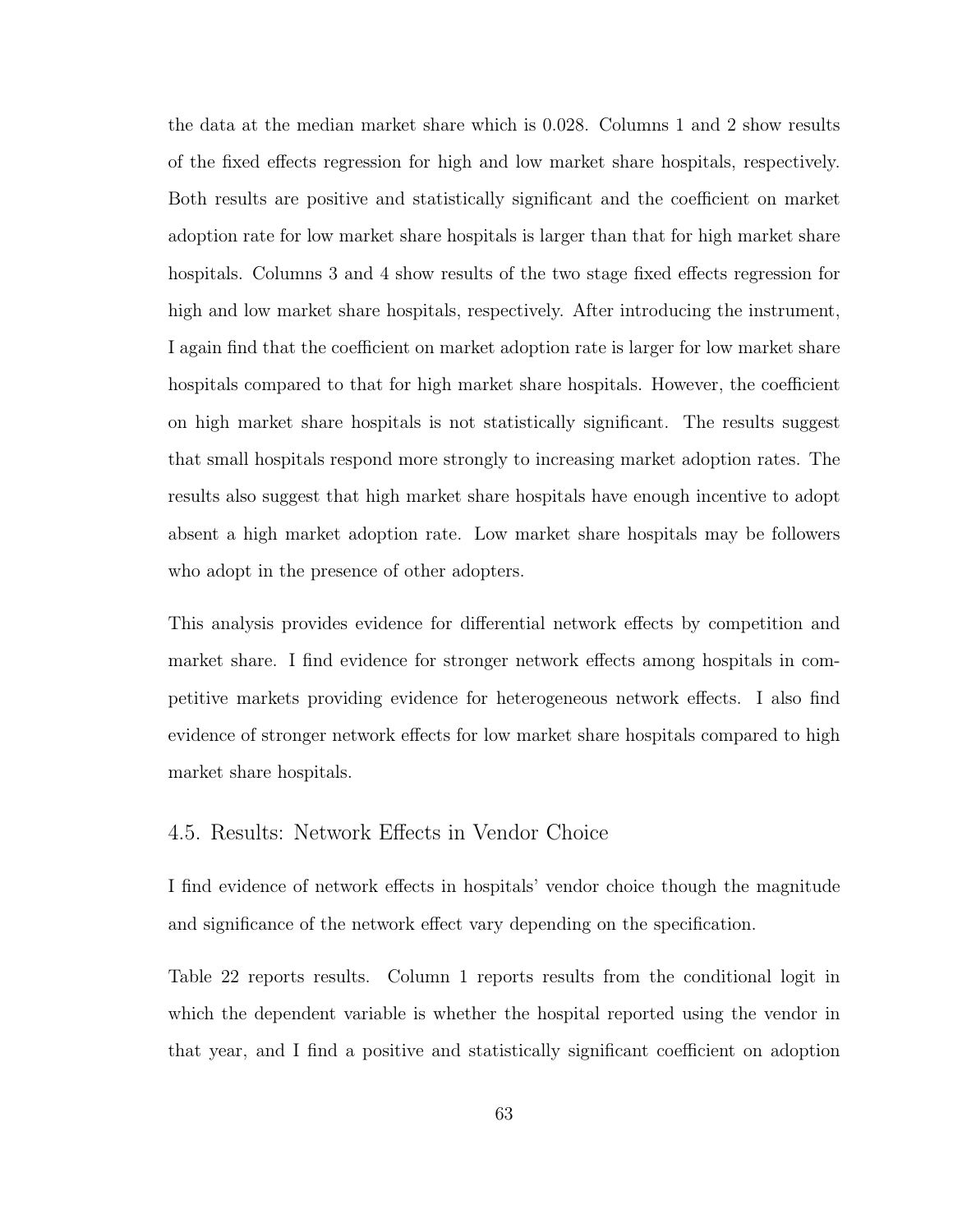the data at the median market share which is 0.028. Columns 1 and 2 show results of the fixed effects regression for high and low market share hospitals, respectively. Both results are positive and statistically significant and the coefficient on market adoption rate for low market share hospitals is larger than that for high market share hospitals. Columns 3 and 4 show results of the two stage fixed effects regression for high and low market share hospitals, respectively. After introducing the instrument, I again find that the coefficient on market adoption rate is larger for low market share hospitals compared to that for high market share hospitals. However, the coefficient on high market share hospitals is not statistically significant. The results suggest that small hospitals respond more strongly to increasing market adoption rates. The results also suggest that high market share hospitals have enough incentive to adopt absent a high market adoption rate. Low market share hospitals may be followers who adopt in the presence of other adopters.

This analysis provides evidence for differential network effects by competition and market share. I find evidence for stronger network effects among hospitals in competitive markets providing evidence for heterogeneous network effects. I also find evidence of stronger network effects for low market share hospitals compared to high market share hospitals.

## 4.5. Results: Network Effects in Vendor Choice

I find evidence of network effects in hospitals' vendor choice though the magnitude and significance of the network effect vary depending on the specification.

Table 22 reports results. Column 1 reports results from the conditional logit in which the dependent variable is whether the hospital reported using the vendor in that year, and I find a positive and statistically significant coefficient on adoption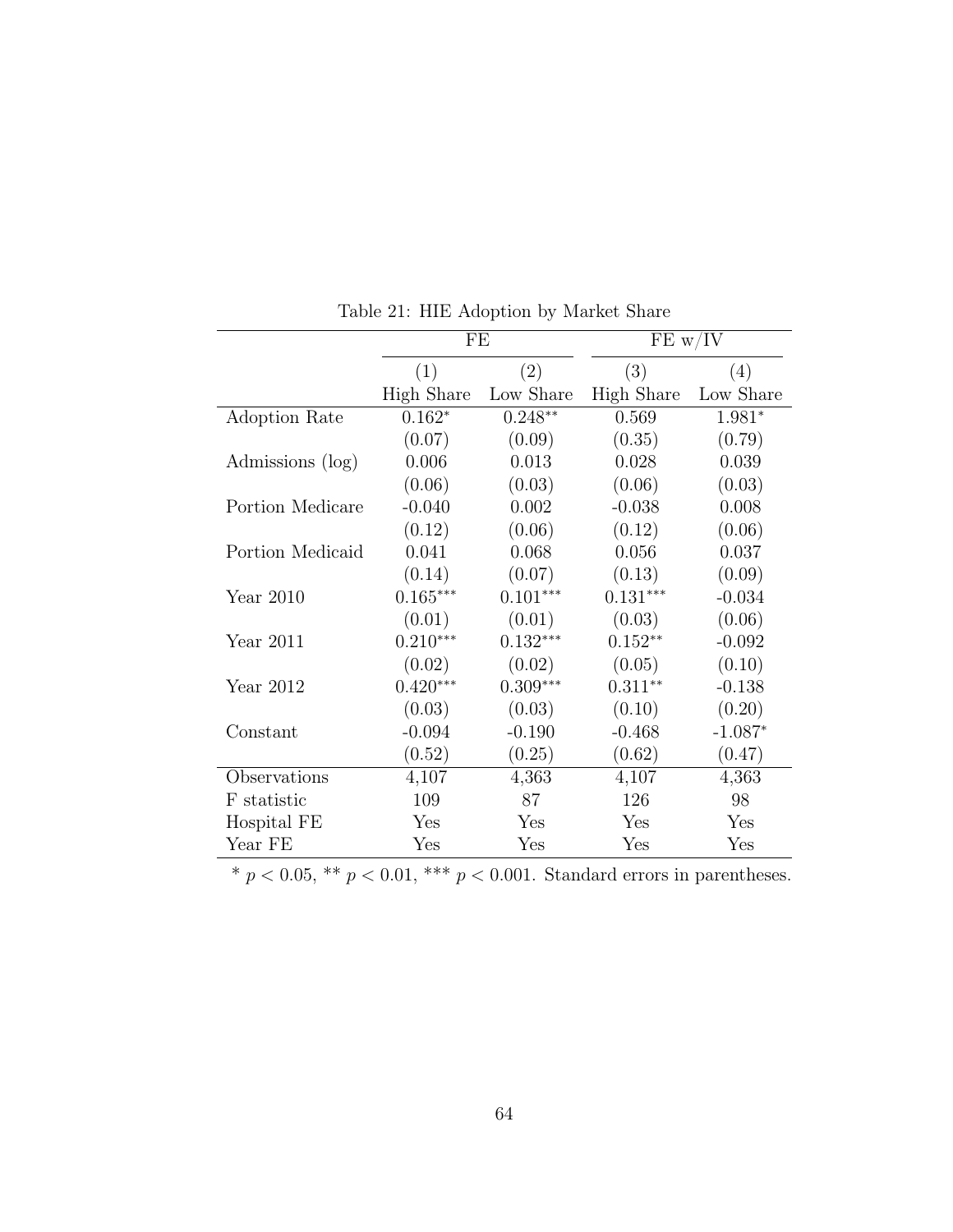Table 21: HIE Adoption by Market Share

| | FE | | FE w/IV | |
|---|---|---|---|---|
| | (1) | (2) | (3) | (4) |
| | High Share | Low Share | High Share | Low Share |
| Adoption Rate | 0.162* | 0.248** | 0.569 | 1.981* |
| | (0.07) | (0.09) | (0.35) | (0.79) |
| Admissions (log) | 0.006 | 0.013 | 0.028 | 0.039 |
| | (0.06) | (0.03) | (0.06) | (0.03) |
| Portion Medicare | -0.040 | 0.002 | -0.038 | 0.008 |
| | (0.12) | (0.06) | (0.12) | (0.06) |
| Portion Medicaid | 0.041 | 0.068 | 0.056 | 0.037 |
| | (0.14) | (0.07) | (0.13) | (0.09) |
| Year 2010 | 0.165*** | 0.101*** | 0.131*** | -0.034 |
| | (0.01) | (0.01) | (0.03) | (0.06) |
| Year 2011 | 0.210*** | 0.132*** | 0.152** | -0.092 |
| | (0.02) | (0.02) | (0.05) | (0.10) |
| Year 2012 | 0.420*** | 0.309*** | 0.311** | -0.138 |
| | (0.03) | (0.03) | (0.10) | (0.20) |
| Constant | -0.094 | -0.190 | -0.468 | -1.087* |
| | (0.52) | (0.25) | (0.62) | (0.47) |
| Observations | 4,107 | 4,363 | 4,107 | 4,363 |
| F statistic | 109 | 87 | 126 | 98 |
| Hospital FE | Yes | Yes | Yes | Yes |
| Year FE | Yes | Yes | Yes | Yes |

* $p < 0.05$, ** $p < 0.01$, *** $p < 0.001$. Standard errors in parentheses.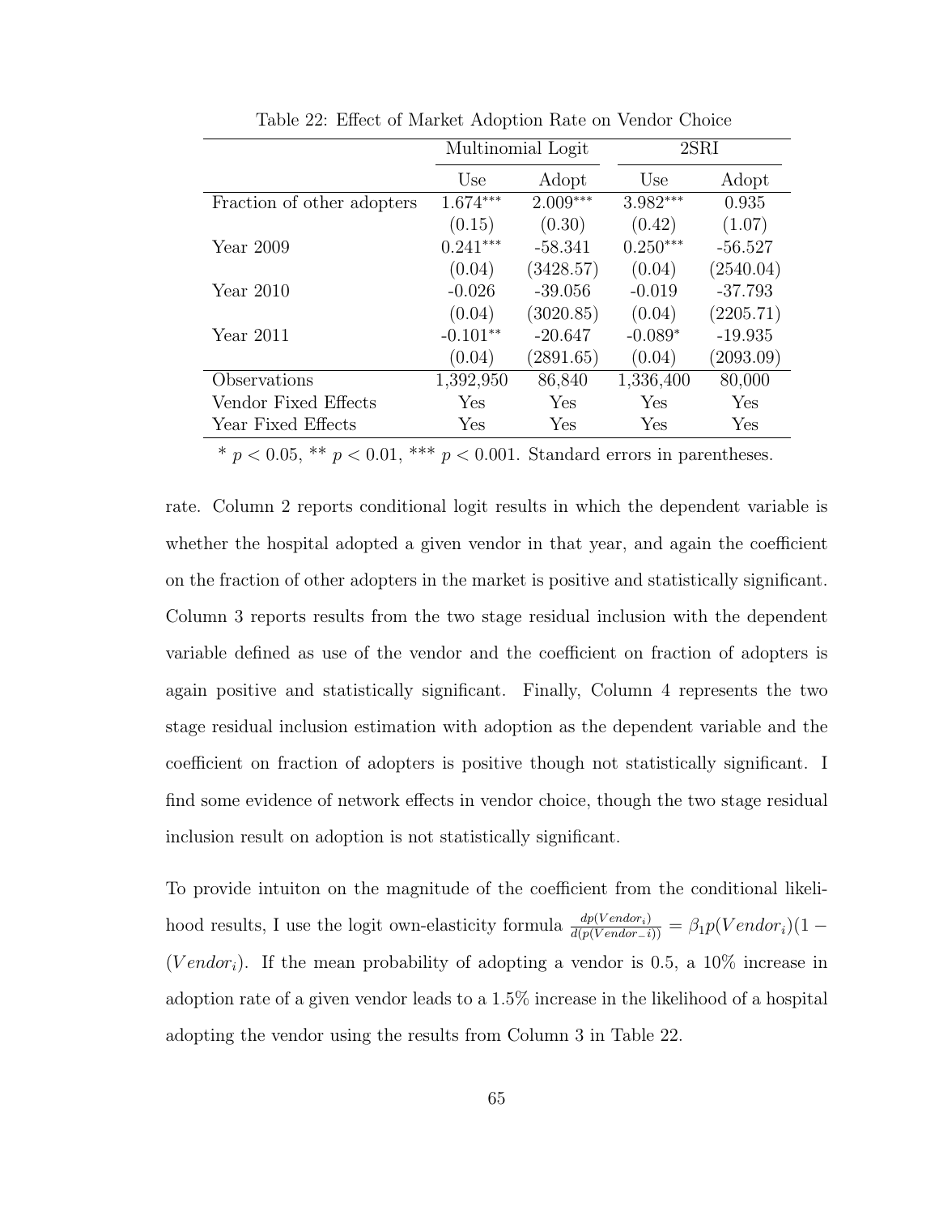Table 22: Effect of Market Adoption Rate on Vendor Choice

| | Multinomial Logit | | 2SRI | |
|---|---|---|---|---|
| | Use | Adopt | Use | Adopt |
| Fraction of other adopters | 1.674*** | 2.009*** | 3.982*** | 0.935 |
| | (0.15) | (0.30) | (0.42) | (1.07) |
| Year 2009 | 0.241*** | -58.341 | 0.250*** | -56.527 |
| | (0.04) | (3428.57) | (0.04) | (2540.04) |
| Year 2010 | -0.026 | -39.056 | -0.019 | -37.793 |
| | (0.04) | (3020.85) | (0.04) | (2205.71) |
| Year 2011 | -0.101** | -20.647 | -0.089* | -19.935 |
| | (0.04) | (2891.65) | (0.04) | (2093.09) |
| Observations | 1,392,950 | 86,840 | 1,336,400 | 80,000 |
| Vendor Fixed Effects | Yes | Yes | Yes | Yes |
| Year Fixed Effects | Yes | Yes | Yes | Yes |

* $p < 0.05$, ** $p < 0.01$, *** $p < 0.001$. Standard errors in parentheses.

rate. Column 2 reports conditional logit results in which the dependent variable is whether the hospital adopted a given vendor in that year, and again the coefficient on the fraction of other adopters in the market is positive and statistically significant. Column 3 reports results from the two stage residual inclusion with the dependent variable defined as use of the vendor and the coefficient on fraction of adopters is again positive and statistically significant. Finally, Column 4 represents the two stage residual inclusion estimation with adoption as the dependent variable and the coefficient on fraction of adopters is positive though not statistically significant. I find some evidence of network effects in vendor choice, though the two stage residual inclusion result on adoption is not statistically significant.

To provide intuiton on the magnitude of the coefficient from the conditional likelihood results, I use the logit own-elasticity formula $\frac{dp(Vendor_i)}{d(p(Vendor_{-i}))} = \beta_1 p(Vendor_i)(1 - (Vendor_i)$. If the mean probability of adopting a vendor is 0.5, a 10% increase in adoption rate of a given vendor leads to a 1.5% increase in the likelihood of a hospital adopting the vendor using the results from Column 3 in Table 22.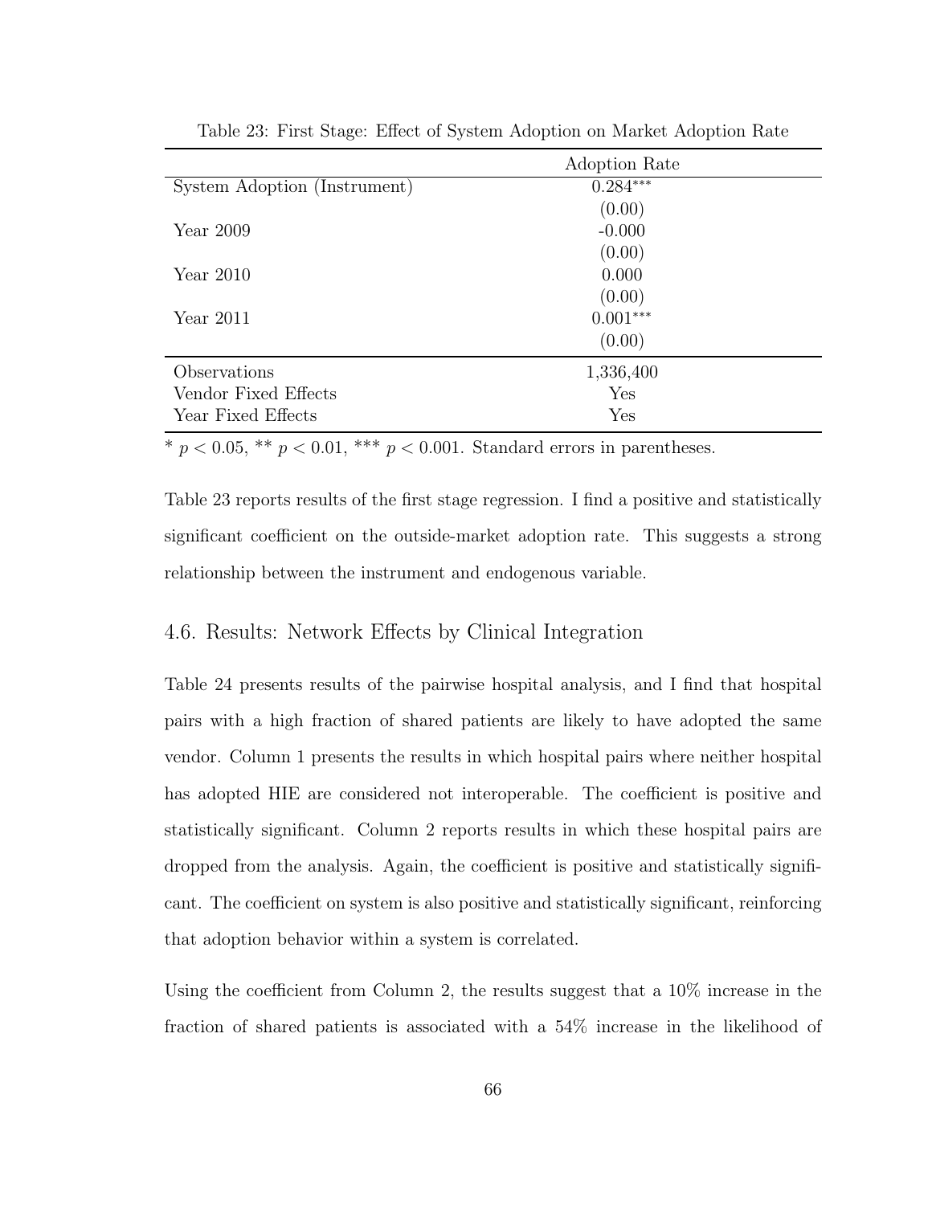Table 23: First Stage: Effect of System Adoption on Market Adoption Rate

| | Adoption Rate |
|---|---|
| System Adoption (Instrument) | 0.284*** |
| | (0.00) |
| Year 2009 | -0.000 |
| | (0.00) |
| Year 2010 | 0.000 |
| | (0.00) |
| Year 2011 | 0.001*** |
| | (0.00) |
| Observations | 1,336,400 |
| Vendor Fixed Effects | Yes |
| Year Fixed Effects | Yes |

* $p < 0.05$, ** $p < 0.01$, *** $p < 0.001$. Standard errors in parentheses.

Table 23 reports results of the first stage regression. I find a positive and statistically significant coefficient on the outside-market adoption rate. This suggests a strong relationship between the instrument and endogenous variable.

## 4.6. Results: Network Effects by Clinical Integration

Table 24 presents results of the pairwise hospital analysis, and I find that hospital pairs with a high fraction of shared patients are likely to have adopted the same vendor. Column 1 presents the results in which hospital pairs where neither hospital has adopted HIE are considered not interoperable. The coefficient is positive and statistically significant. Column 2 reports results in which these hospital pairs are dropped from the analysis. Again, the coefficient is positive and statistically significant. The coefficient on system is also positive and statistically significant, reinforcing that adoption behavior within a system is correlated.

Using the coefficient from Column 2, the results suggest that a 10% increase in the fraction of shared patients is associated with a 54% increase in the likelihood of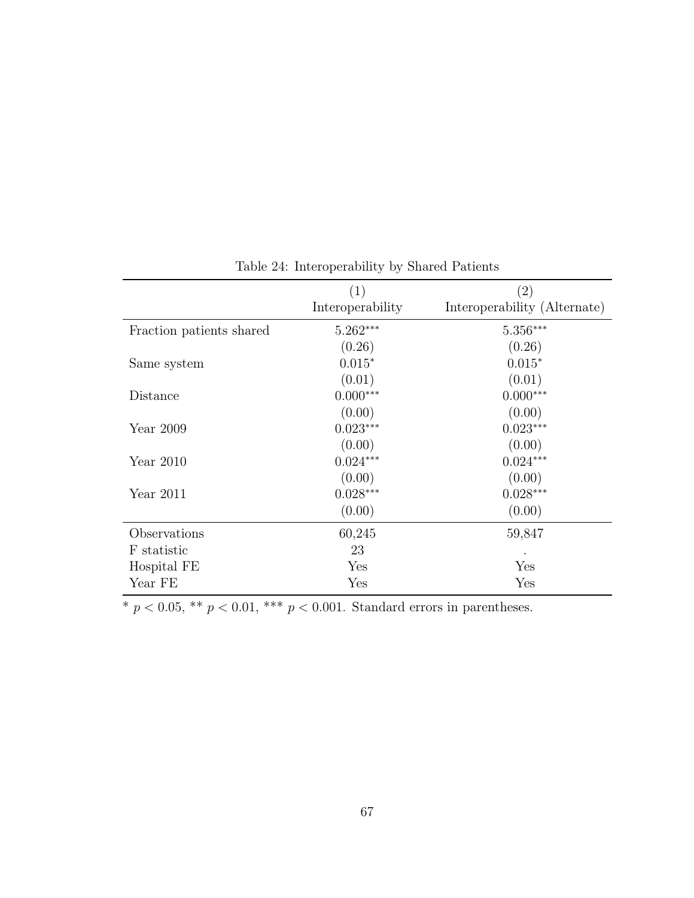Table 24: Interoperability by Shared Patients

| | (1) Interoperability | (2) Interoperability (Alternate) |
|---|---|---|
| Fraction patients shared | 5.262*** | 5.356*** |
| | (0.26) | (0.26) |
| Same system | 0.015* | 0.015* |
| | (0.01) | (0.01) |
| Distance | 0.000*** | 0.000*** |
| | (0.00) | (0.00) |
| Year 2009 | 0.023*** | 0.023*** |
| | (0.00) | (0.00) |
| Year 2010 | 0.024*** | 0.024*** |
| | (0.00) | (0.00) |
| Year 2011 | 0.028*** | 0.028*** |
| | (0.00) | (0.00) |
| Observations | 60,245 | 59,847 |
| F statistic | 23 | . |
| Hospital FE | Yes | Yes |
| Year FE | Yes | Yes |

* $p < 0.05$, ** $p < 0.01$, *** $p < 0.001$. Standard errors in parentheses.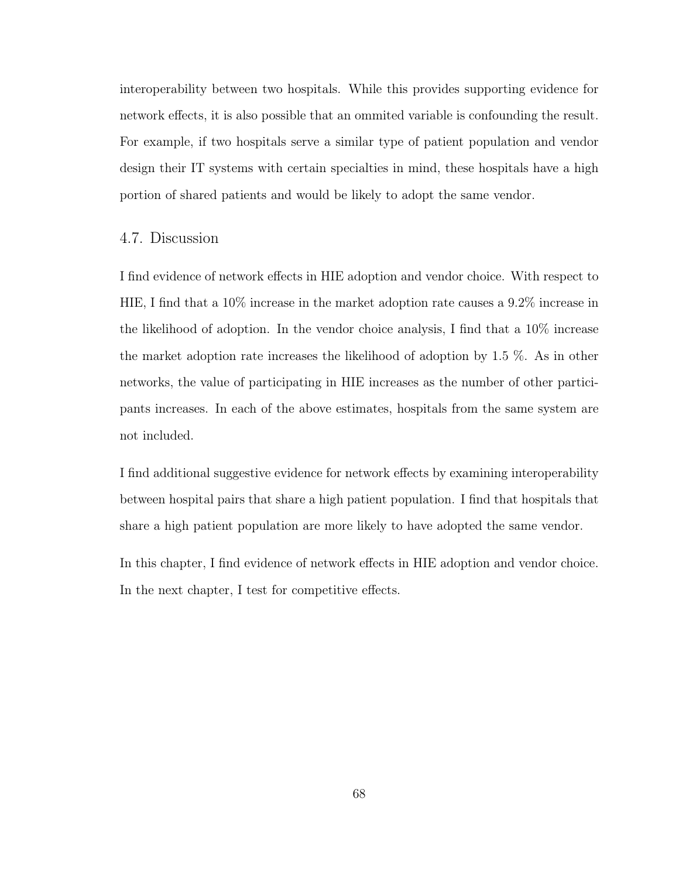interoperability between two hospitals. While this provides supporting evidence for network effects, it is also possible that an ommited variable is confounding the result. For example, if two hospitals serve a similar type of patient population and vendor design their IT systems with certain specialties in mind, these hospitals have a high portion of shared patients and would be likely to adopt the same vendor.

## 4.7. Discussion

I find evidence of network effects in HIE adoption and vendor choice. With respect to HIE, I find that a 10% increase in the market adoption rate causes a 9.2% increase in the likelihood of adoption. In the vendor choice analysis, I find that a 10% increase the market adoption rate increases the likelihood of adoption by 1.5 %. As in other networks, the value of participating in HIE increases as the number of other participants increases. In each of the above estimates, hospitals from the same system are not included.

I find additional suggestive evidence for network effects by examining interoperability between hospital pairs that share a high patient population. I find that hospitals that share a high patient population are more likely to have adopted the same vendor.

In this chapter, I find evidence of network effects in HIE adoption and vendor choice. In the next chapter, I test for competitive effects.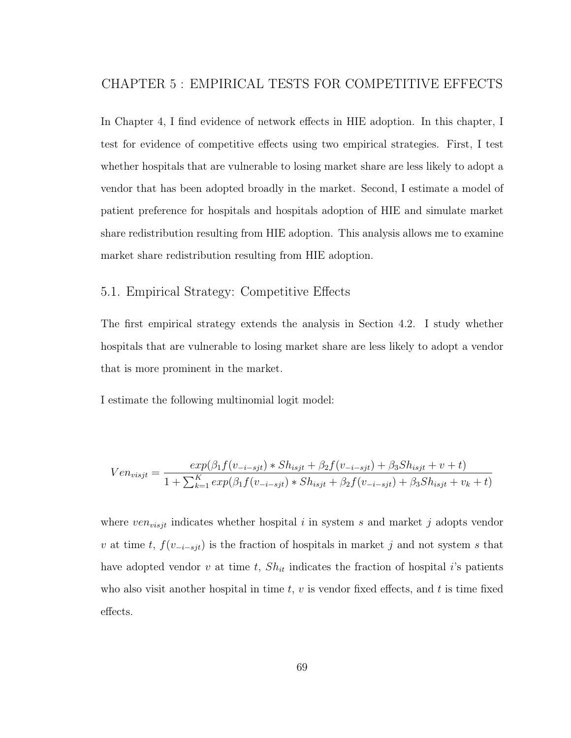# CHAPTER 5 : EMPIRICAL TESTS FOR COMPETITIVE EFFECTS

In Chapter 4, I find evidence of network effects in HIE adoption. In this chapter, I test for evidence of competitive effects using two empirical strategies. First, I test whether hospitals that are vulnerable to losing market share are less likely to adopt a vendor that has been adopted broadly in the market. Second, I estimate a model of patient preference for hospitals and hospitals adoption of HIE and simulate market share redistribution resulting from HIE adoption. This analysis allows me to examine market share redistribution resulting from HIE adoption.

## 5.1. Empirical Strategy: Competitive Effects

The first empirical strategy extends the analysis in Section 4.2. I study whether hospitals that are vulnerable to losing market share are less likely to adopt a vendor that is more prominent in the market.

I estimate the following multinomial logit model:

$$Ven_{visjt} = \frac{exp(\beta_1 f(v_{-i-sjt}) * Sh_{isjt} + \beta_2 f(v_{-i-sjt}) + \beta_3 Sh_{isjt} + v + t)}{1 + \sum_{k=1}^{K} exp(\beta_1 f(v_{-i-sjt}) * Sh_{isjt} + \beta_2 f(v_{-i-sjt}) + \beta_3 Sh_{isjt} + v_k + t)}$$

where $ven_{visjt}$ indicates whether hospital $i$ in system $s$ and market $j$ adopts vendor $v$ at time $t$, $f(v_{-i-sjt})$ is the fraction of hospitals in market $j$ and not system $s$ that have adopted vendor $v$ at time $t$, $Sh_{it}$ indicates the fraction of hospital $i$'s patients who also visit another hospital in time $t$, $v$ is vendor fixed effects, and $t$ is time fixed effects.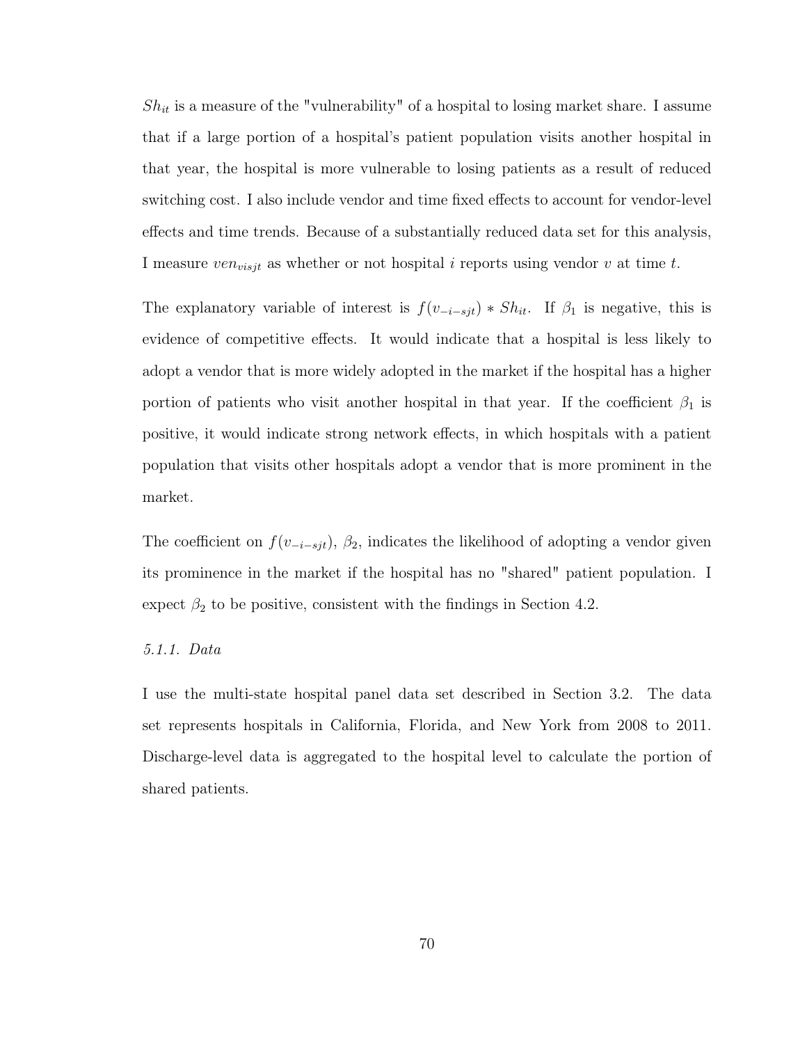$Sh_{it}$ is a measure of the "vulnerability" of a hospital to losing market share. I assume that if a large portion of a hospital's patient population visits another hospital in that year, the hospital is more vulnerable to losing patients as a result of reduced switching cost. I also include vendor and time fixed effects to account for vendor-level effects and time trends. Because of a substantially reduced data set for this analysis, I measure $ven_{visjt}$ as whether or not hospital $i$ reports using vendor $v$ at time $t$.

The explanatory variable of interest is $f(v_{-i-sjt}) * Sh_{it}$. If $\beta_1$ is negative, this is evidence of competitive effects. It would indicate that a hospital is less likely to adopt a vendor that is more widely adopted in the market if the hospital has a higher portion of patients who visit another hospital in that year. If the coefficient $\beta_1$ is positive, it would indicate strong network effects, in which hospitals with a patient population that visits other hospitals adopt a vendor that is more prominent in the market.

The coefficient on $f(v_{-i-sjt})$, $\beta_2$, indicates the likelihood of adopting a vendor given its prominence in the market if the hospital has no "shared" patient population. I expect $\beta_2$ to be positive, consistent with the findings in Section 4.2.

#### *5.1.1. Data*

I use the multi-state hospital panel data set described in Section 3.2. The data set represents hospitals in California, Florida, and New York from 2008 to 2011. Discharge-level data is aggregated to the hospital level to calculate the portion of shared patients.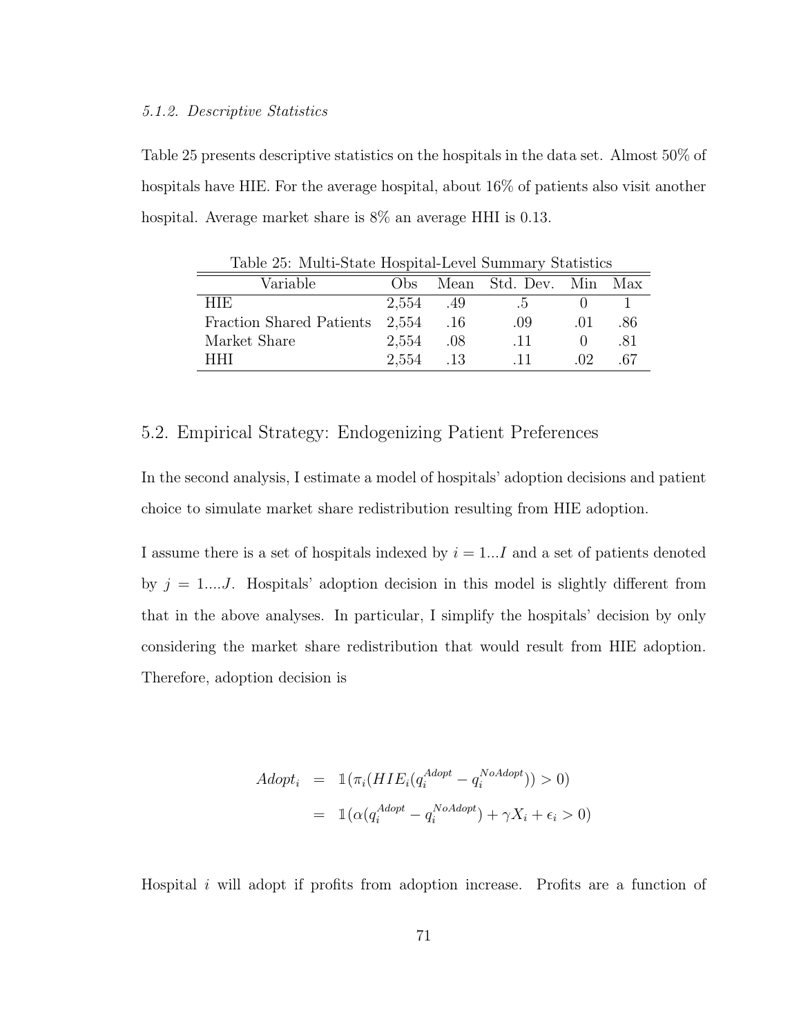#### *5.1.2. Descriptive Statistics*

Table 25 presents descriptive statistics on the hospitals in the data set. Almost 50% of hospitals have HIE. For the average hospital, about 16% of patients also visit another hospital. Average market share is 8% an average HHI is 0.13.

Table 25: Multi-State Hospital-Level Summary Statistics

| Variable | Obs | Mean | Std. Dev. | Min | Max |
|---|---|---|---|---|---|
| HIE | 2,554 | .49 | .5 | 0 | 1 |
| Fraction Shared Patients | 2,554 | .16 | .09 | .01 | .86 |
| Market Share | 2,554 | .08 | .11 | 0 | .81 |
| HHI | 2,554 | .13 | .11 | .02 | .67 |

## 5.2. Empirical Strategy: Endogenizing Patient Preferences

In the second analysis, I estimate a model of hospitals' adoption decisions and patient choice to simulate market share redistribution resulting from HIE adoption.

I assume there is a set of hospitals indexed by $i = 1...I$ and a set of patients denoted by $j = 1....J$. Hospitals' adoption decision in this model is slightly different from that in the above analyses. In particular, I simplify the hospitals' decision by only considering the market share redistribution that would result from HIE adoption. Therefore, adoption decision is

$$
\begin{aligned}
Adopt_i &= \mathbb{1}(\pi_i(HIE_i(q_i^{Adopt} - q_i^{NoAdopt})) > 0) \\
&= \mathbb{1}(\alpha(q_i^{Adopt} - q_i^{NoAdopt}) + \gamma X_i + \epsilon_i > 0)
\end{aligned}
$$

Hospital $i$ will adopt if profits from adoption increase. Profits are a function of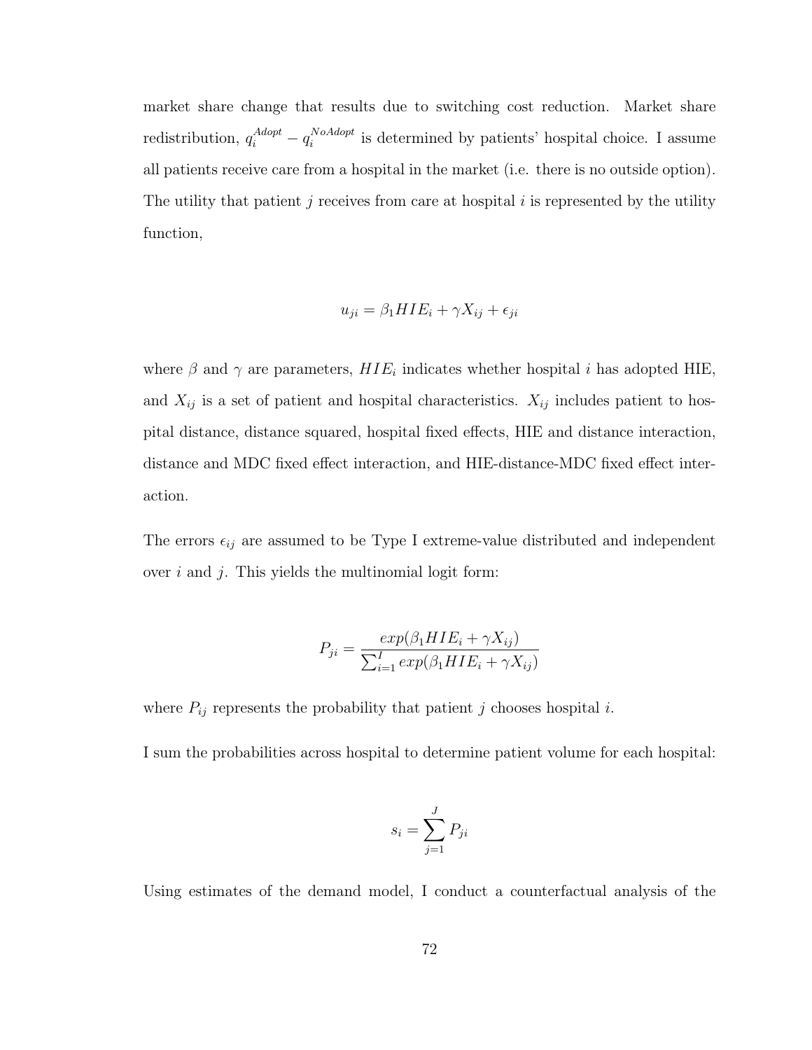market share change that results due to switching cost reduction. Market share redistribution, $q_i^{Adopt} - q_i^{NoAdopt}$ is determined by patients' hospital choice. I assume all patients receive care from a hospital in the market (i.e. there is no outside option). The utility that patient $j$ receives from care at hospital $i$ is represented by the utility function,

$$u_{ji} = \beta_1 HIE_i + \gamma X_{ij} + \epsilon_{ji}$$

where $\beta$ and $\gamma$ are parameters, $HIE_i$ indicates whether hospital $i$ has adopted HIE, and $X_{ij}$ is a set of patient and hospital characteristics. $X_{ij}$ includes patient to hospital distance, distance squared, hospital fixed effects, HIE and distance interaction, distance and MDC fixed effect interaction, and HIE-distance-MDC fixed effect interaction.

The errors $\epsilon_{ij}$ are assumed to be Type I extreme-value distributed and independent over $i$ and $j$. This yields the multinomial logit form:

$$P_{ji} = \frac{exp(\beta_1 HIE_i + \gamma X_{ij})}{\sum_{i=1}^{I} exp(\beta_1 HIE_i + \gamma X_{ij})}$$

where $P_{ij}$ represents the probability that patient $j$ chooses hospital $i$.

I sum the probabilities across hospital to determine patient volume for each hospital:

$$s_i = \sum_{j=1}^{J} P_{ji}$$

Using estimates of the demand model, I conduct a counterfactual analysis of the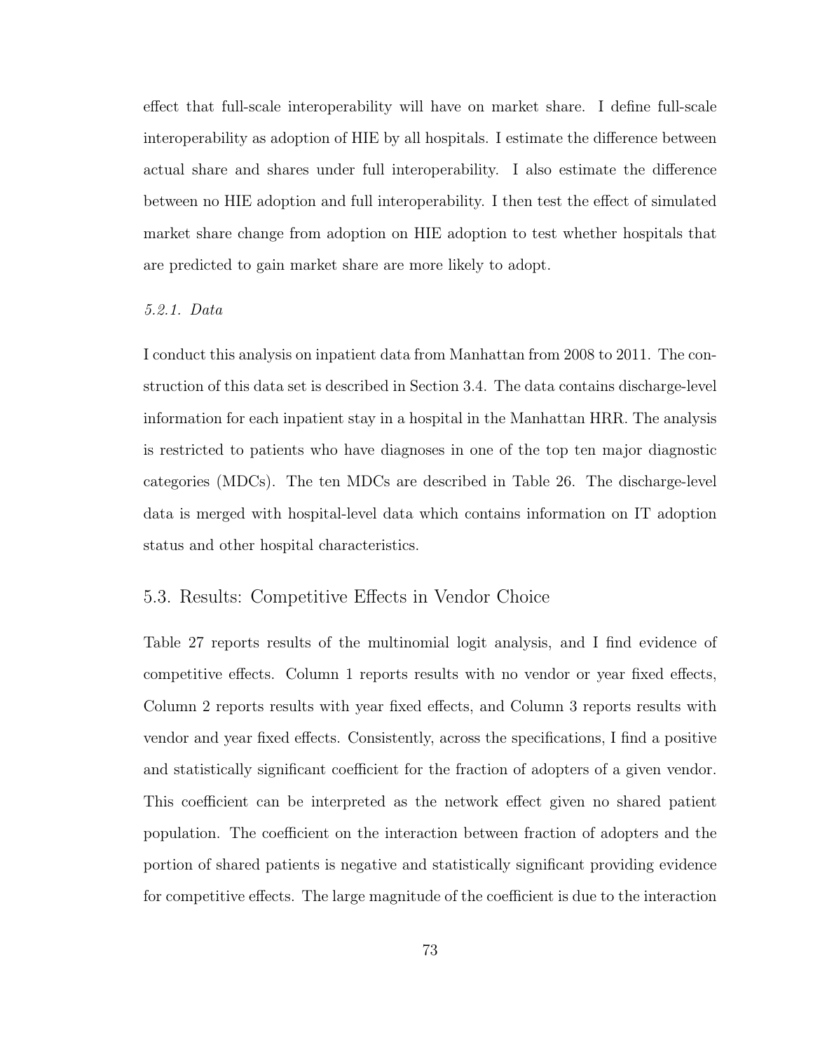effect that full-scale interoperability will have on market share. I define full-scale interoperability as adoption of HIE by all hospitals. I estimate the difference between actual share and shares under full interoperability. I also estimate the difference between no HIE adoption and full interoperability. I then test the effect of simulated market share change from adoption on HIE adoption to test whether hospitals that are predicted to gain market share are more likely to adopt.

#### *5.2.1. Data*

I conduct this analysis on inpatient data from Manhattan from 2008 to 2011. The construction of this data set is described in Section 3.4. The data contains discharge-level information for each inpatient stay in a hospital in the Manhattan HRR. The analysis is restricted to patients who have diagnoses in one of the top ten major diagnostic categories (MDCs). The ten MDCs are described in Table 26. The discharge-level data is merged with hospital-level data which contains information on IT adoption status and other hospital characteristics.

## 5.3. Results: Competitive Effects in Vendor Choice

Table 27 reports results of the multinomial logit analysis, and I find evidence of competitive effects. Column 1 reports results with no vendor or year fixed effects, Column 2 reports results with year fixed effects, and Column 3 reports results with vendor and year fixed effects. Consistently, across the specifications, I find a positive and statistically significant coefficient for the fraction of adopters of a given vendor. This coefficient can be interpreted as the network effect given no shared patient population. The coefficient on the interaction between fraction of adopters and the portion of shared patients is negative and statistically significant providing evidence for competitive effects. The large magnitude of the coefficient is due to the interaction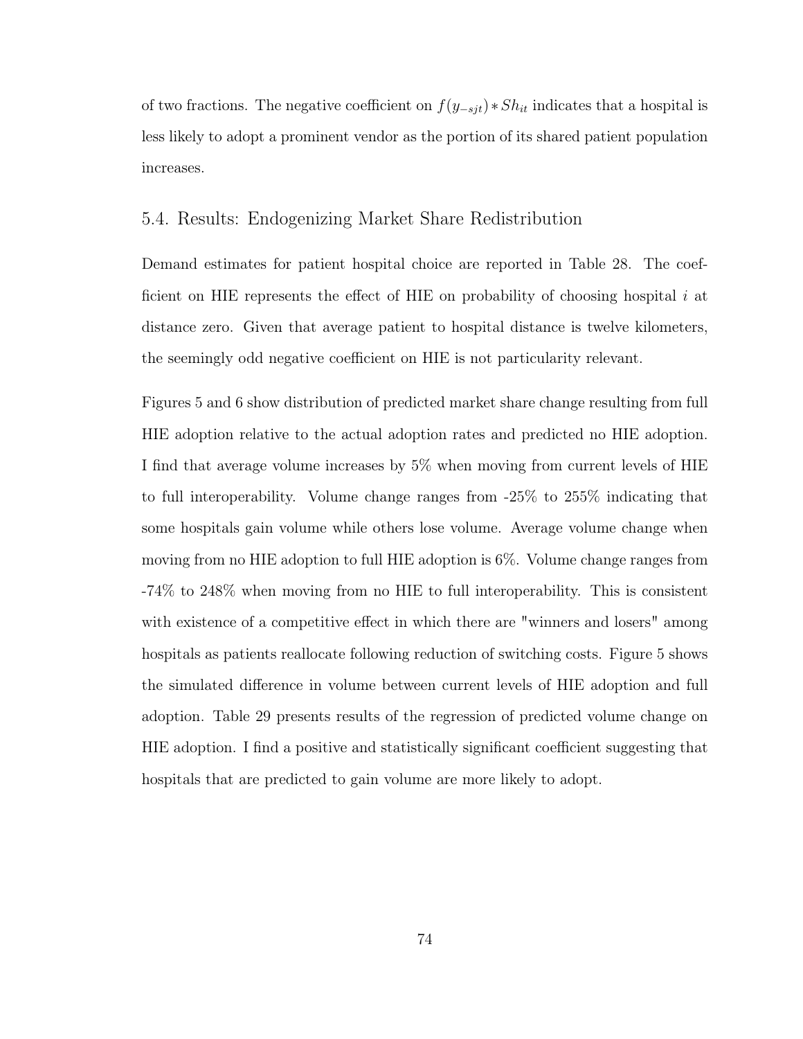of two fractions. The negative coefficient on $f(y_{-sjt}) * Sh_{it}$ indicates that a hospital is less likely to adopt a prominent vendor as the portion of its shared patient population increases.

## 5.4. Results: Endogenizing Market Share Redistribution

Demand estimates for patient hospital choice are reported in Table 28. The coefficient on HIE represents the effect of HIE on probability of choosing hospital $i$ at distance zero. Given that average patient to hospital distance is twelve kilometers, the seemingly odd negative coefficient on HIE is not particularity relevant.

Figures 5 and 6 show distribution of predicted market share change resulting from full HIE adoption relative to the actual adoption rates and predicted no HIE adoption. I find that average volume increases by 5% when moving from current levels of HIE to full interoperability. Volume change ranges from -25% to 255% indicating that some hospitals gain volume while others lose volume. Average volume change when moving from no HIE adoption to full HIE adoption is 6%. Volume change ranges from -74% to 248% when moving from no HIE to full interoperability. This is consistent with existence of a competitive effect in which there are "winners and losers" among hospitals as patients reallocate following reduction of switching costs. Figure 5 shows the simulated difference in volume between current levels of HIE adoption and full adoption. Table 29 presents results of the regression of predicted volume change on HIE adoption. I find a positive and statistically significant coefficient suggesting that hospitals that are predicted to gain volume are more likely to adopt.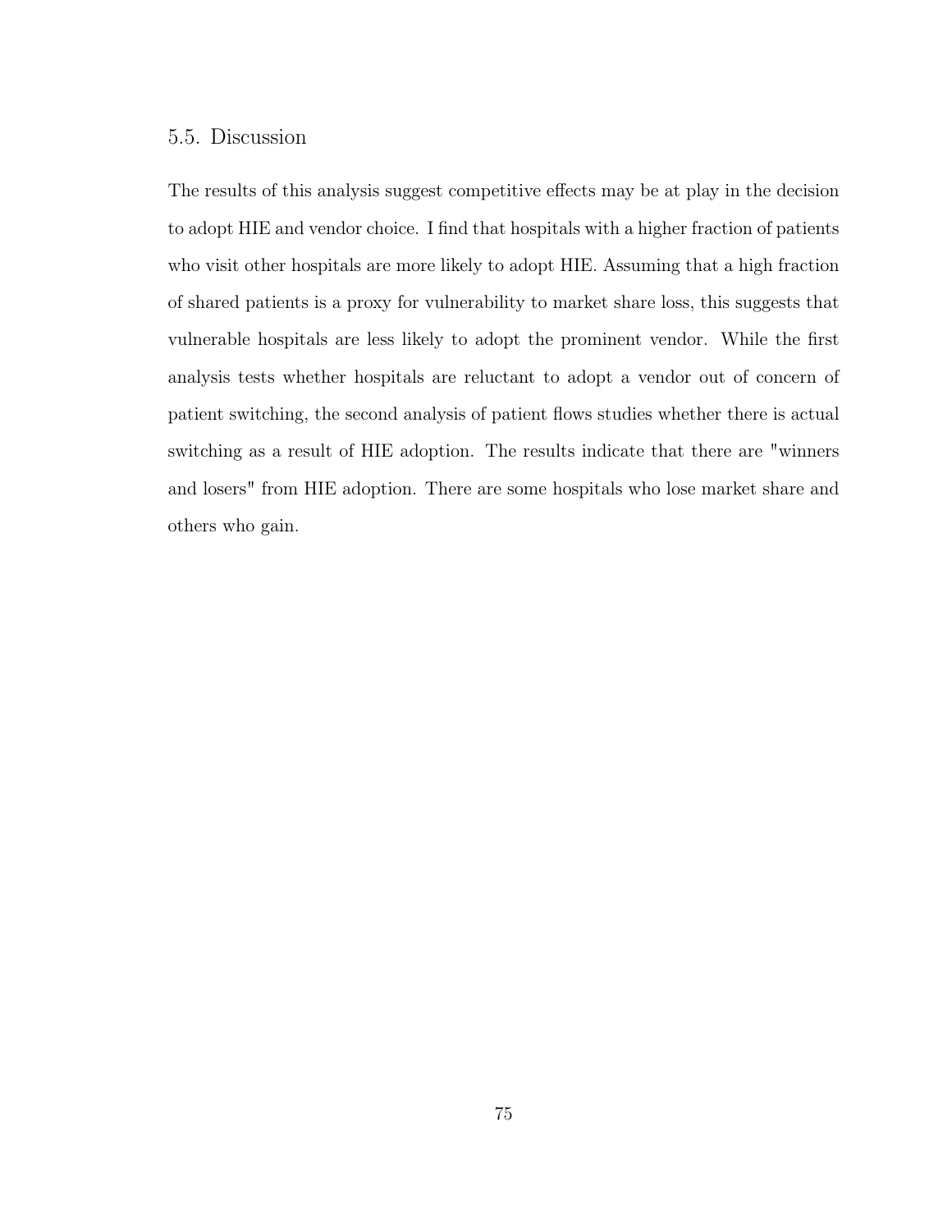## 5.5. Discussion

The results of this analysis suggest competitive effects may be at play in the decision to adopt HIE and vendor choice. I find that hospitals with a higher fraction of patients who visit other hospitals are more likely to adopt HIE. Assuming that a high fraction of shared patients is a proxy for vulnerability to market share loss, this suggests that vulnerable hospitals are less likely to adopt the prominent vendor. While the first analysis tests whether hospitals are reluctant to adopt a vendor out of concern of patient switching, the second analysis of patient flows studies whether there is actual switching as a result of HIE adoption. The results indicate that there are "winners and losers" from HIE adoption. There are some hospitals who lose market share and others who gain.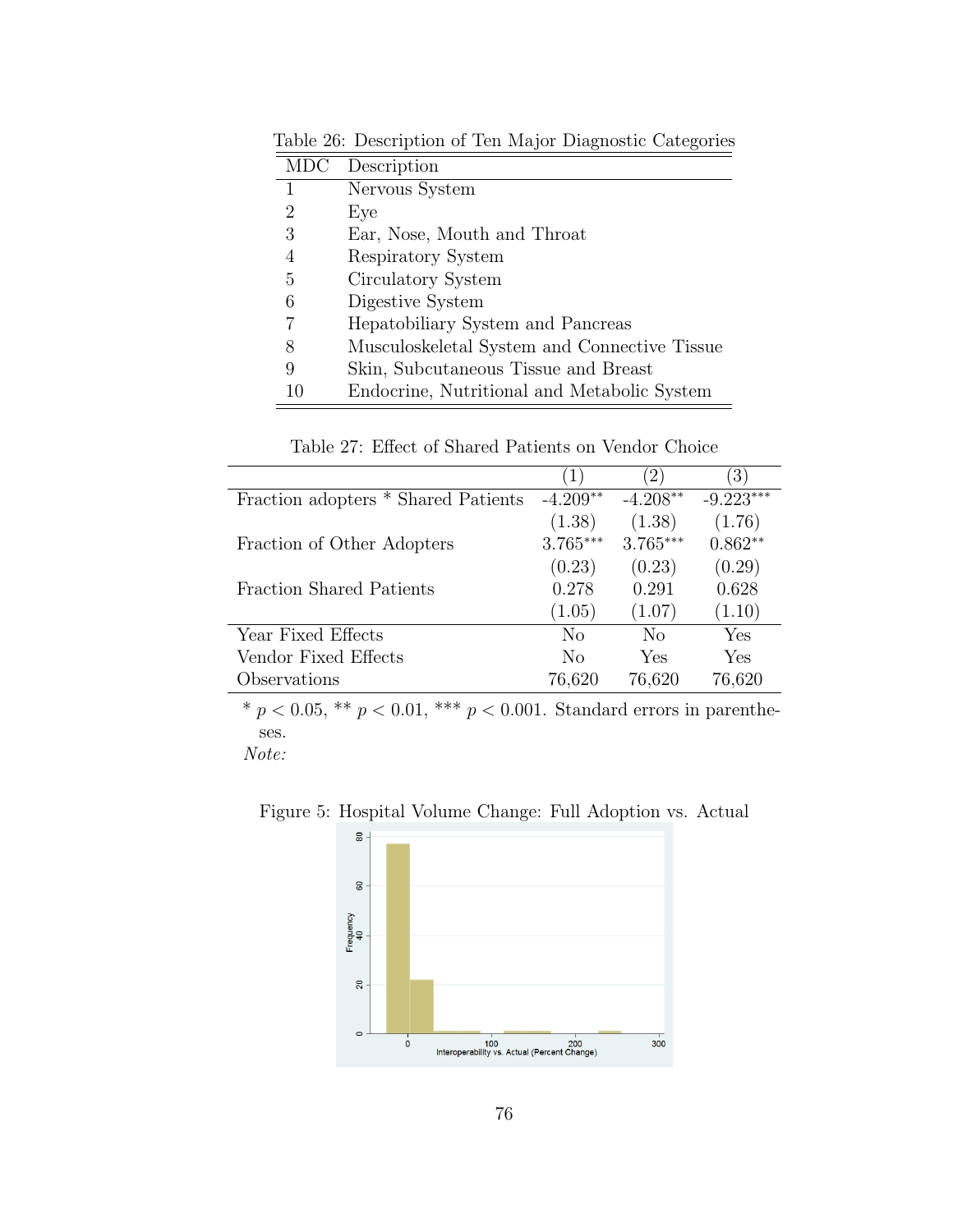Table 26: Description of Ten Major Diagnostic Categories

| MDC | Description |
|---|---|
| 1 | Nervous System |
| 2 | Eye |
| 3 | Ear, Nose, Mouth and Throat |
| 4 | Respiratory System |
| 5 | Circulatory System |
| 6 | Digestive System |
| 7 | Hepatobiliary System and Pancreas |
| 8 | Musculoskeletal System and Connective Tissue |
| 9 | Skin, Subcutaneous Tissue and Breast |
| 10 | Endocrine, Nutritional and Metabolic System |

Table 27: Effect of Shared Patients on Vendor Choice

| | (1) | (2) | (3) |
|---|---|---|---|
| Fraction adopters * Shared Patients | -4.209** | -4.208** | -9.223*** |
| | (1.38) | (1.38) | (1.76) |
| Fraction of Other Adopters | 3.765*** | 3.765*** | 0.862** |
| | (0.23) | (0.23) | (0.29) |
| Fraction Shared Patients | 0.278 | 0.291 | 0.628 |
| | (1.05) | (1.07) | (1.10) |
| Year Fixed Effects | No | No | Yes |
| Vendor Fixed Effects | No | Yes | Yes |
| Observations | 76,620 | 76,620 | 76,620 |

* $p < 0.05$, ** $p < 0.01$, *** $p < 0.001$. Standard errors in parentheses.

*Note:*

Figure 5: Hospital Volume Change: Full Adoption vs. Actual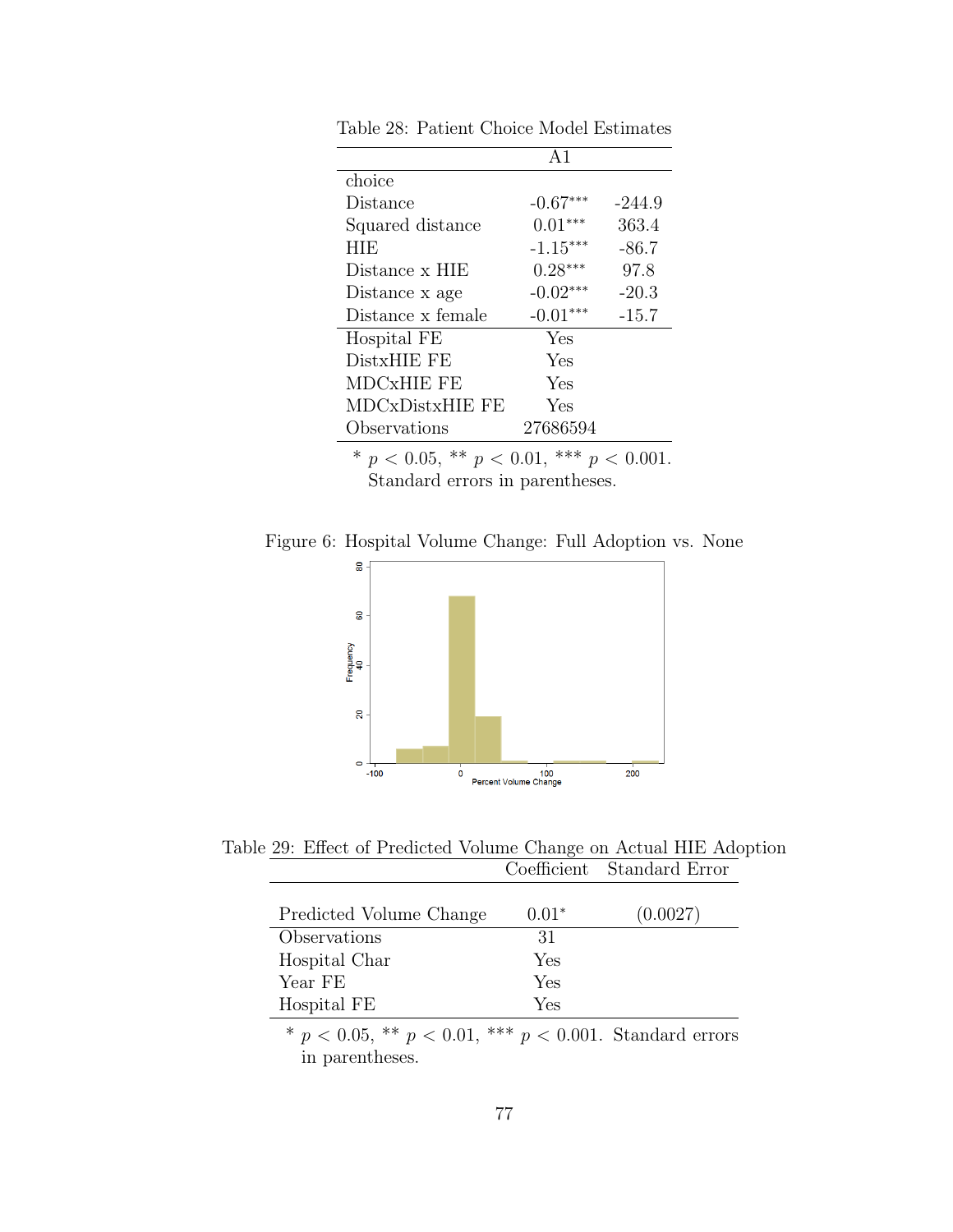Table 28: Patient Choice Model Estimates

| | A1 | |
|---|---|---|
| choice | | |
| Distance | -0.67*** | -244.9 |
| Squared distance | 0.01*** | 363.4 |
| HIE | -1.15*** | -86.7 |
| Distance x HIE | 0.28*** | 97.8 |
| Distance x age | -0.02*** | -20.3 |
| Distance x female | -0.01*** | -15.7 |
| Hospital FE | Yes | |
| DistxHIE FE | Yes | |
| MDCxHIE FE | Yes | |
| MDCxDistxHIE FE | Yes | |
| Observations | 27686594 | |

* $p < 0.05$, ** $p < 0.01$, *** $p < 0.001$. Standard errors in parentheses.

Figure 6: Hospital Volume Change: Full Adoption vs. None

Table 29: Effect of Predicted Volume Change on Actual HIE Adoption

| | Coefficient | Standard Error |
|---|---|---|
| Predicted Volume Change | 0.01* | (0.0027) |
| Observations | 31 | |
| Hospital Char | Yes | |
| Year FE | Yes | |
| Hospital FE | Yes | |

* $p < 0.05$, ** $p < 0.01$, *** $p < 0.001$. Standard errors in parentheses.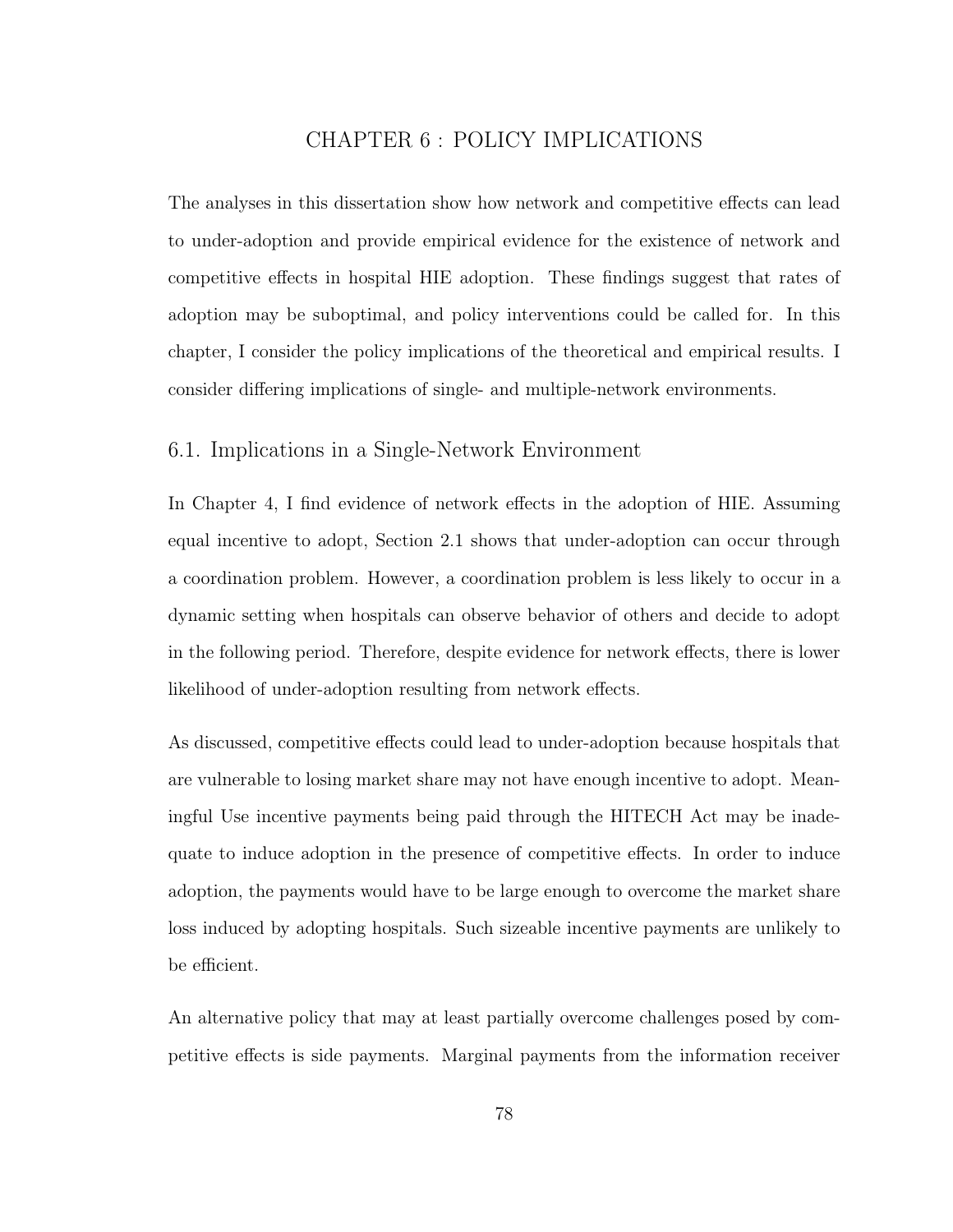# CHAPTER 6 : POLICY IMPLICATIONS

The analyses in this dissertation show how network and competitive effects can lead to under-adoption and provide empirical evidence for the existence of network and competitive effects in hospital HIE adoption. These findings suggest that rates of adoption may be suboptimal, and policy interventions could be called for. In this chapter, I consider the policy implications of the theoretical and empirical results. I consider differing implications of single- and multiple-network environments.

## 6.1. Implications in a Single-Network Environment

In Chapter 4, I find evidence of network effects in the adoption of HIE. Assuming equal incentive to adopt, Section 2.1 shows that under-adoption can occur through a coordination problem. However, a coordination problem is less likely to occur in a dynamic setting when hospitals can observe behavior of others and decide to adopt in the following period. Therefore, despite evidence for network effects, there is lower likelihood of under-adoption resulting from network effects.

As discussed, competitive effects could lead to under-adoption because hospitals that are vulnerable to losing market share may not have enough incentive to adopt. Meaningful Use incentive payments being paid through the HITECH Act may be inadequate to induce adoption in the presence of competitive effects. In order to induce adoption, the payments would have to be large enough to overcome the market share loss induced by adopting hospitals. Such sizeable incentive payments are unlikely to be efficient.

An alternative policy that may at least partially overcome challenges posed by competitive effects is side payments. Marginal payments from the information receiver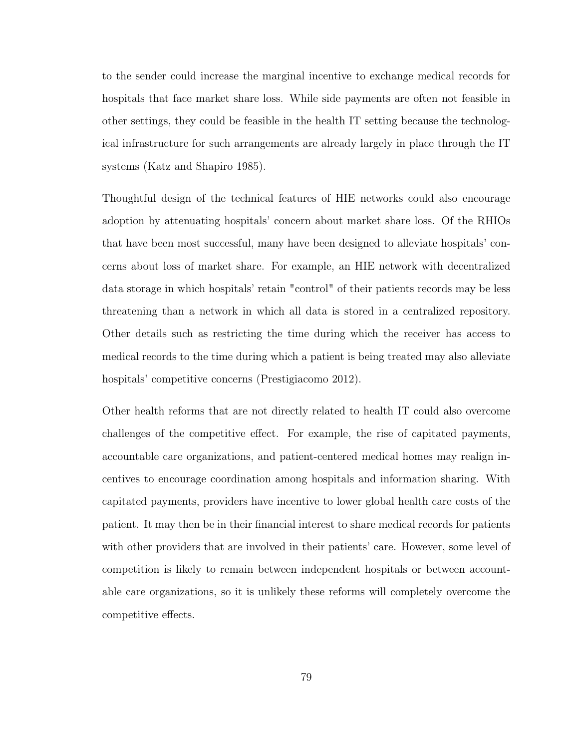to the sender could increase the marginal incentive to exchange medical records for hospitals that face market share loss. While side payments are often not feasible in other settings, they could be feasible in the health IT setting because the technological infrastructure for such arrangements are already largely in place through the IT systems (Katz and Shapiro 1985).

Thoughtful design of the technical features of HIE networks could also encourage adoption by attenuating hospitals' concern about market share loss. Of the RHIOs that have been most successful, many have been designed to alleviate hospitals' concerns about loss of market share. For example, an HIE network with decentralized data storage in which hospitals' retain "control" of their patients records may be less threatening than a network in which all data is stored in a centralized repository. Other details such as restricting the time during which the receiver has access to medical records to the time during which a patient is being treated may also alleviate hospitals' competitive concerns (Prestigiacomo 2012).

Other health reforms that are not directly related to health IT could also overcome challenges of the competitive effect. For example, the rise of capitated payments, accountable care organizations, and patient-centered medical homes may realign incentives to encourage coordination among hospitals and information sharing. With capitated payments, providers have incentive to lower global health care costs of the patient. It may then be in their financial interest to share medical records for patients with other providers that are involved in their patients' care. However, some level of competition is likely to remain between independent hospitals or between accountable care organizations, so it is unlikely these reforms will completely overcome the competitive effects.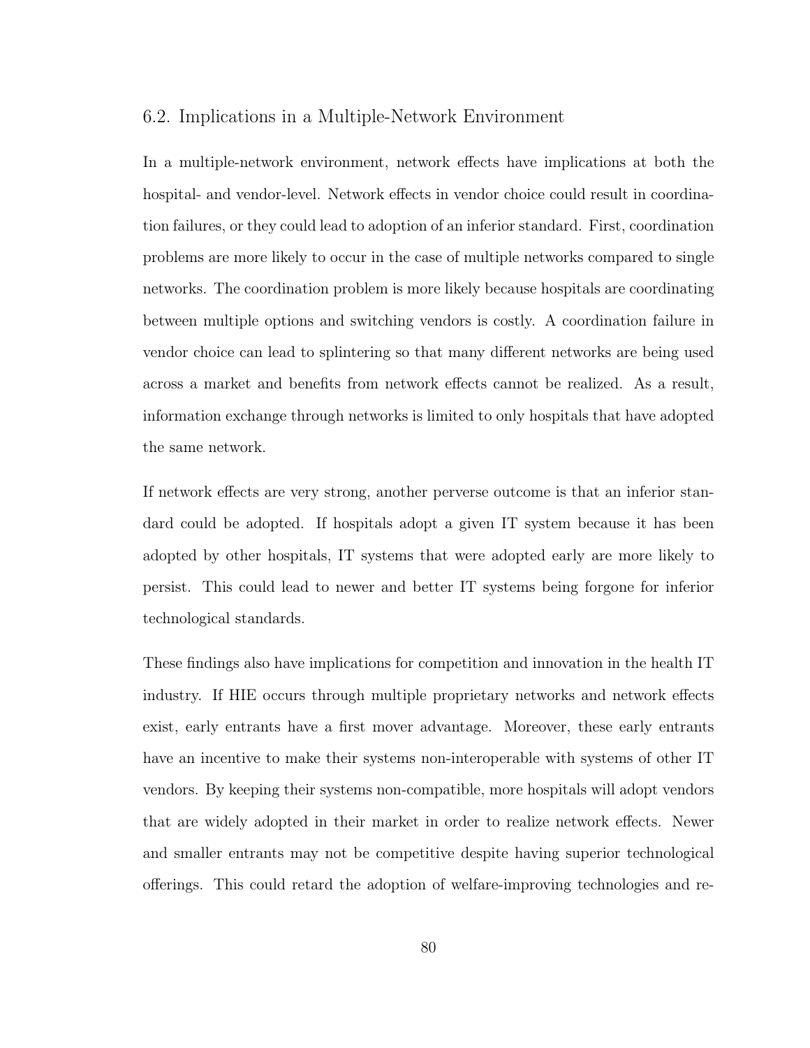## 6.2. Implications in a Multiple-Network Environment

In a multiple-network environment, network effects have implications at both the hospital- and vendor-level. Network effects in vendor choice could result in coordination failures, or they could lead to adoption of an inferior standard. First, coordination problems are more likely to occur in the case of multiple networks compared to single networks. The coordination problem is more likely because hospitals are coordinating between multiple options and switching vendors is costly. A coordination failure in vendor choice can lead to splintering so that many different networks are being used across a market and benefits from network effects cannot be realized. As a result, information exchange through networks is limited to only hospitals that have adopted the same network.

If network effects are very strong, another perverse outcome is that an inferior standard could be adopted. If hospitals adopt a given IT system because it has been adopted by other hospitals, IT systems that were adopted early are more likely to persist. This could lead to newer and better IT systems being forgone for inferior technological standards.

These findings also have implications for competition and innovation in the health IT industry. If HIE occurs through multiple proprietary networks and network effects exist, early entrants have a first mover advantage. Moreover, these early entrants have an incentive to make their systems non-interoperable with systems of other IT vendors. By keeping their systems non-compatible, more hospitals will adopt vendors that are widely adopted in their market in order to realize network effects. Newer and smaller entrants may not be competitive despite having superior technological offerings. This could retard the adoption of welfare-improving technologies and re-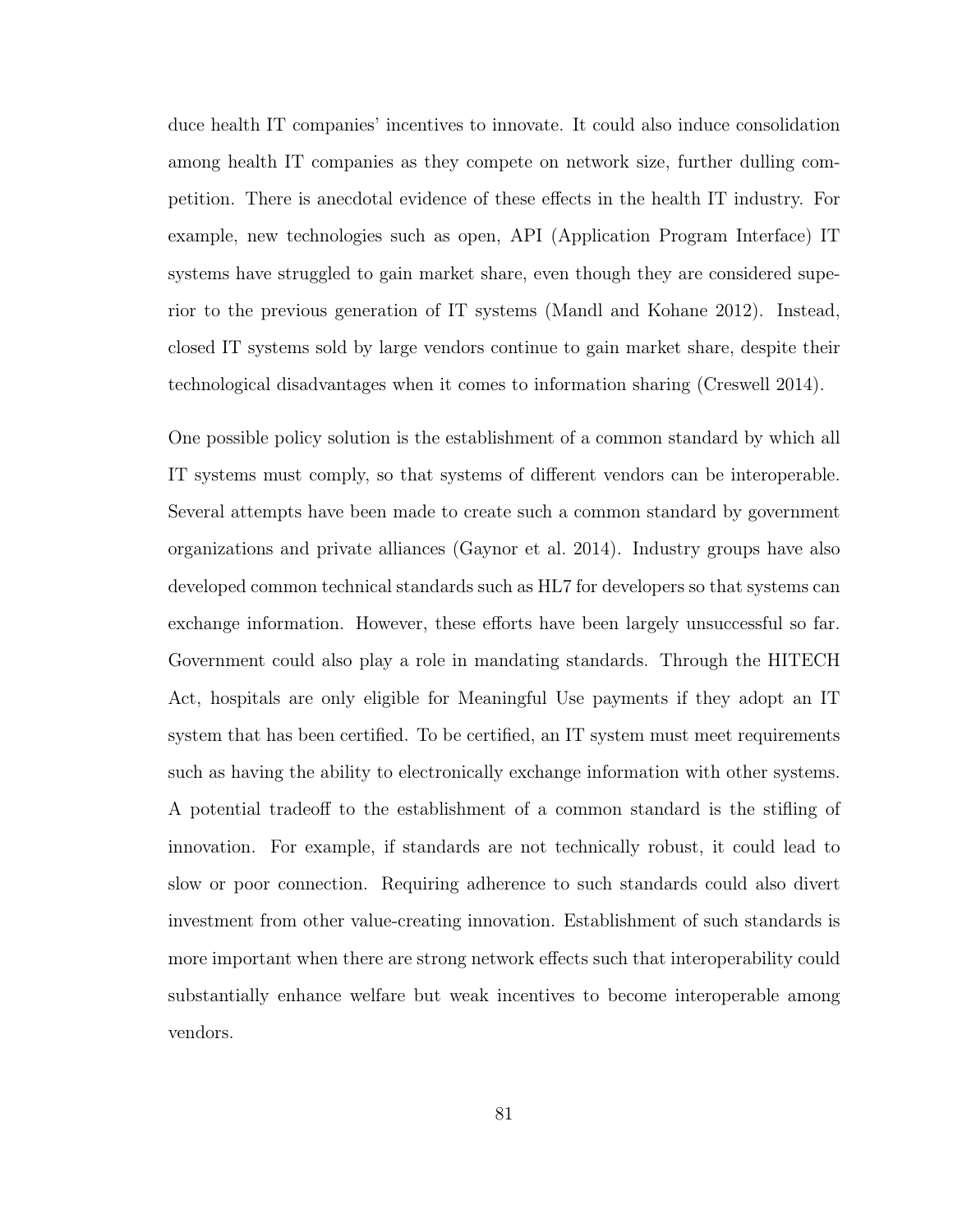duce health IT companies' incentives to innovate. It could also induce consolidation among health IT companies as they compete on network size, further dulling competition. There is anecdotal evidence of these effects in the health IT industry. For example, new technologies such as open, API (Application Program Interface) IT systems have struggled to gain market share, even though they are considered superior to the previous generation of IT systems (Mandl and Kohane 2012). Instead, closed IT systems sold by large vendors continue to gain market share, despite their technological disadvantages when it comes to information sharing (Creswell 2014).

One possible policy solution is the establishment of a common standard by which all IT systems must comply, so that systems of different vendors can be interoperable. Several attempts have been made to create such a common standard by government organizations and private alliances (Gaynor et al. 2014). Industry groups have also developed common technical standards such as HL7 for developers so that systems can exchange information. However, these efforts have been largely unsuccessful so far. Government could also play a role in mandating standards. Through the HITECH Act, hospitals are only eligible for Meaningful Use payments if they adopt an IT system that has been certified. To be certified, an IT system must meet requirements such as having the ability to electronically exchange information with other systems. A potential tradeoff to the establishment of a common standard is the stifling of innovation. For example, if standards are not technically robust, it could lead to slow or poor connection. Requiring adherence to such standards could also divert investment from other value-creating innovation. Establishment of such standards is more important when there are strong network effects such that interoperability could substantially enhance welfare but weak incentives to become interoperable among vendors.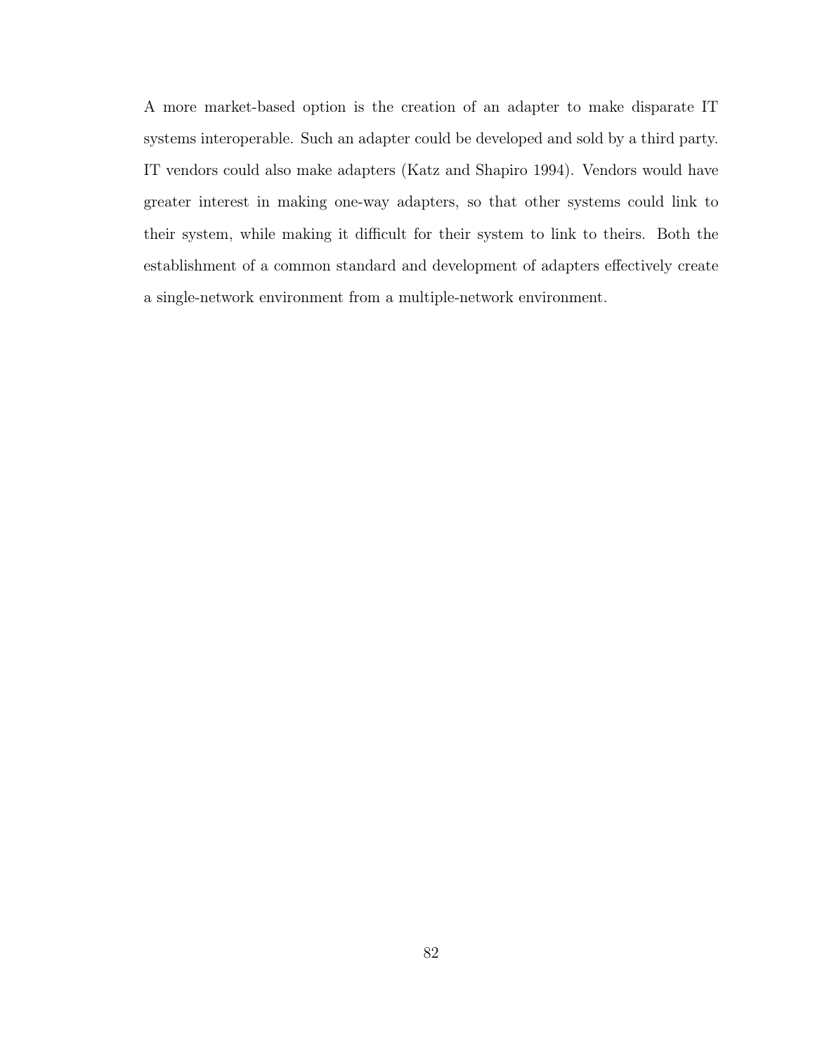A more market-based option is the creation of an adapter to make disparate IT systems interoperable. Such an adapter could be developed and sold by a third party. IT vendors could also make adapters (Katz and Shapiro 1994). Vendors would have greater interest in making one-way adapters, so that other systems could link to their system, while making it difficult for their system to link to theirs. Both the establishment of a common standard and development of adapters effectively create a single-network environment from a multiple-network environment.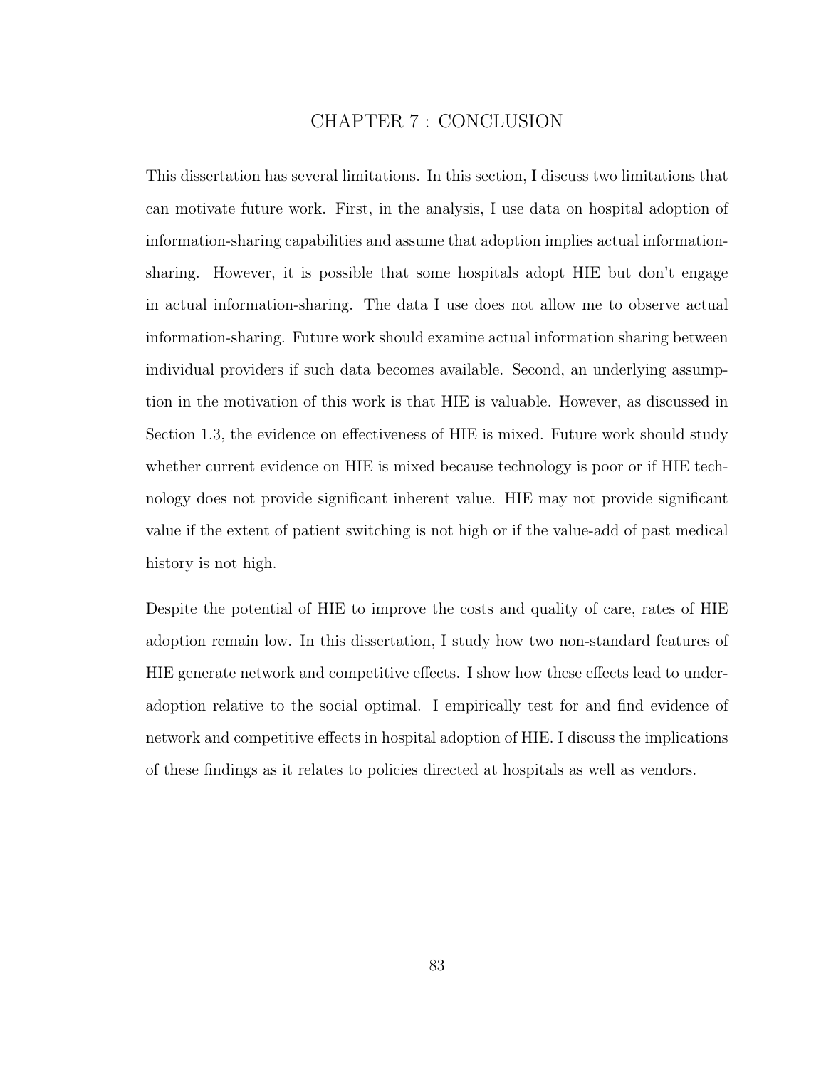# CHAPTER 7 : CONCLUSION

This dissertation has several limitations. In this section, I discuss two limitations that can motivate future work. First, in the analysis, I use data on hospital adoption of information-sharing capabilities and assume that adoption implies actual information-sharing. However, it is possible that some hospitals adopt HIE but don't engage in actual information-sharing. The data I use does not allow me to observe actual information-sharing. Future work should examine actual information sharing between individual providers if such data becomes available. Second, an underlying assumption in the motivation of this work is that HIE is valuable. However, as discussed in Section 1.3, the evidence on effectiveness of HIE is mixed. Future work should study whether current evidence on HIE is mixed because technology is poor or if HIE technology does not provide significant inherent value. HIE may not provide significant value if the extent of patient switching is not high or if the value-add of past medical history is not high.

Despite the potential of HIE to improve the costs and quality of care, rates of HIE adoption remain low. In this dissertation, I study how two non-standard features of HIE generate network and competitive effects. I show how these effects lead to under-adoption relative to the social optimal. I empirically test for and find evidence of network and competitive effects in hospital adoption of HIE. I discuss the implications of these findings as it relates to policies directed at hospitals as well as vendors.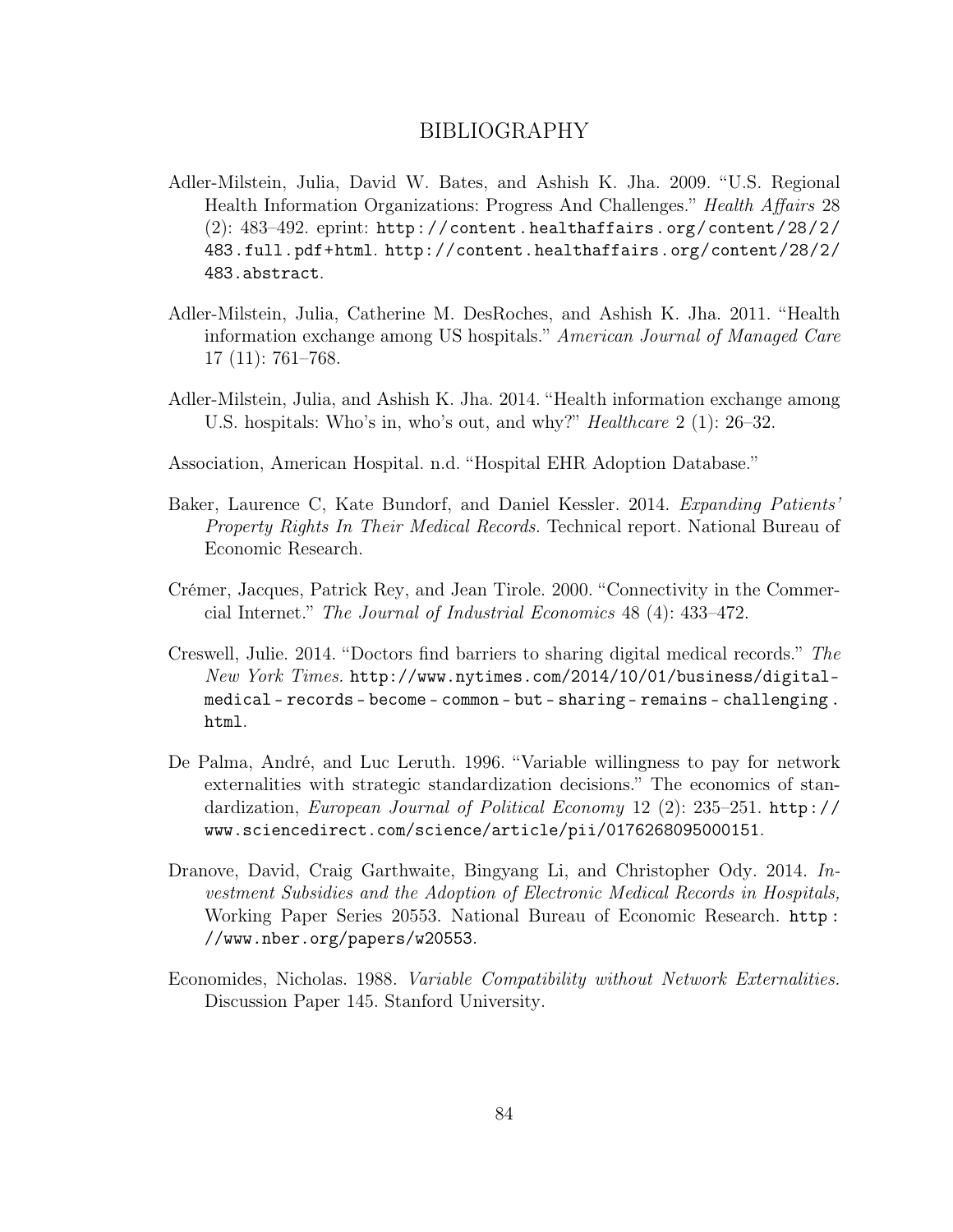# BIBLIOGRAPHY

Adler-Milstein, Julia, David W. Bates, and Ashish K. Jha. 2009. "U.S. Regional Health Information Organizations: Progress And Challenges." *Health Affairs* 28 (2): 483–492. eprint: `http://content.healthaffairs.org/content/28/2/483.full.pdf+html`. `http://content.healthaffairs.org/content/28/2/483.abstract`.

Adler-Milstein, Julia, Catherine M. DesRoches, and Ashish K. Jha. 2011. "Health information exchange among US hospitals." *American Journal of Managed Care* 17 (11): 761–768.

Adler-Milstein, Julia, and Ashish K. Jha. 2014. "Health information exchange among U.S. hospitals: Who's in, who's out, and why?" *Healthcare* 2 (1): 26–32.

Association, American Hospital. n.d. "Hospital EHR Adoption Database."

Baker, Laurence C, Kate Bundorf, and Daniel Kessler. 2014. *Expanding Patients' Property Rights In Their Medical Records.* Technical report. National Bureau of Economic Research.

Crémer, Jacques, Patrick Rey, and Jean Tirole. 2000. "Connectivity in the Commercial Internet." *The Journal of Industrial Economics* 48 (4): 433–472.

Creswell, Julie. 2014. "Doctors find barriers to sharing digital medical records." *The New York Times.* `http://www.nytimes.com/2014/10/01/business/digital-medical-records-become-common-but-sharing-remains-challenging.html`.

De Palma, André, and Luc Leruth. 1996. "Variable willingness to pay for network externalities with strategic standardization decisions." The economics of standardization, *European Journal of Political Economy* 12 (2): 235–251. `http://www.sciencedirect.com/science/article/pii/0176268095000151`.

Dranove, David, Craig Garthwaite, Bingyang Li, and Christopher Ody. 2014. *Investment Subsidies and the Adoption of Electronic Medical Records in Hospitals,* Working Paper Series 20553. National Bureau of Economic Research. `http://www.nber.org/papers/w20553`.

Economides, Nicholas. 1988. *Variable Compatibility without Network Externalities.* Discussion Paper 145. Stanford University.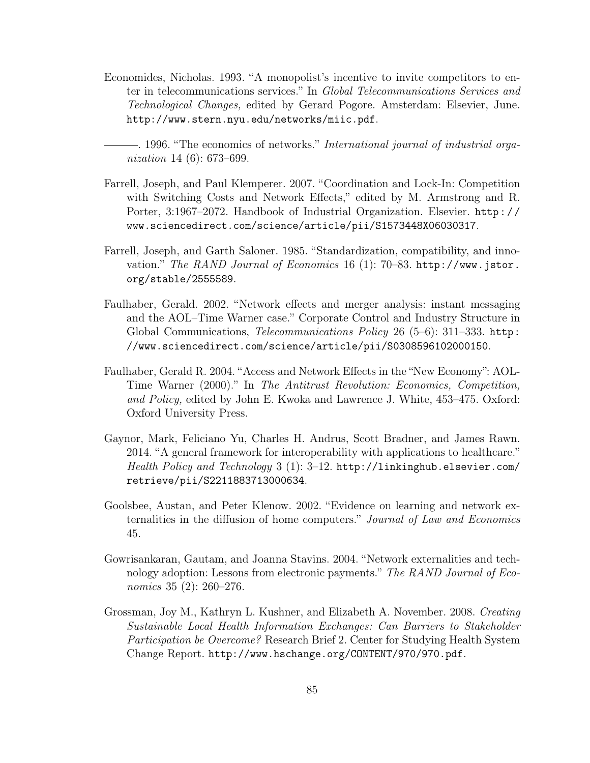Economides, Nicholas. 1993. "A monopolist's incentive to invite competitors to enter in telecommunications services." In *Global Telecommunications Services and Technological Changes,* edited by Gerard Pogore. Amsterdam: Elsevier, June. http://www.stern.nyu.edu/networks/miic.pdf.

———. 1996. "The economics of networks." *International journal of industrial organization* 14 (6): 673–699.

Farrell, Joseph, and Paul Klemperer. 2007. "Coordination and Lock-In: Competition with Switching Costs and Network Effects," edited by M. Armstrong and R. Porter, 3:1967–2072. Handbook of Industrial Organization. Elsevier. http://www.sciencedirect.com/science/article/pii/S1573448X06030317.

Farrell, Joseph, and Garth Saloner. 1985. "Standardization, compatibility, and innovation." *The RAND Journal of Economics* 16 (1): 70–83. http://www.jstor.org/stable/2555589.

Faulhaber, Gerald. 2002. "Network effects and merger analysis: instant messaging and the AOL–Time Warner case." Corporate Control and Industry Structure in Global Communications, *Telecommunications Policy* 26 (5–6): 311–333. http://www.sciencedirect.com/science/article/pii/S0308596102000150.

Faulhaber, Gerald R. 2004. "Access and Network Effects in the "New Economy": AOL-Time Warner (2000)." In *The Antitrust Revolution: Economics, Competition, and Policy,* edited by John E. Kwoka and Lawrence J. White, 453–475. Oxford: Oxford University Press.

Gaynor, Mark, Feliciano Yu, Charles H. Andrus, Scott Bradner, and James Rawn. 2014. "A general framework for interoperability with applications to healthcare." *Health Policy and Technology* 3 (1): 3–12. http://linkinghub.elsevier.com/retrieve/pii/S2211883713000634.

Goolsbee, Austan, and Peter Klenow. 2002. "Evidence on learning and network externalities in the diffusion of home computers." *Journal of Law and Economics* 45.

Gowrisankaran, Gautam, and Joanna Stavins. 2004. "Network externalities and technology adoption: Lessons from electronic payments." *The RAND Journal of Economics* 35 (2): 260–276.

Grossman, Joy M., Kathryn L. Kushner, and Elizabeth A. November. 2008. *Creating Sustainable Local Health Information Exchanges: Can Barriers to Stakeholder Participation be Overcome?* Research Brief 2. Center for Studying Health System Change Report. http://www.hschange.org/CONTENT/970/970.pdf.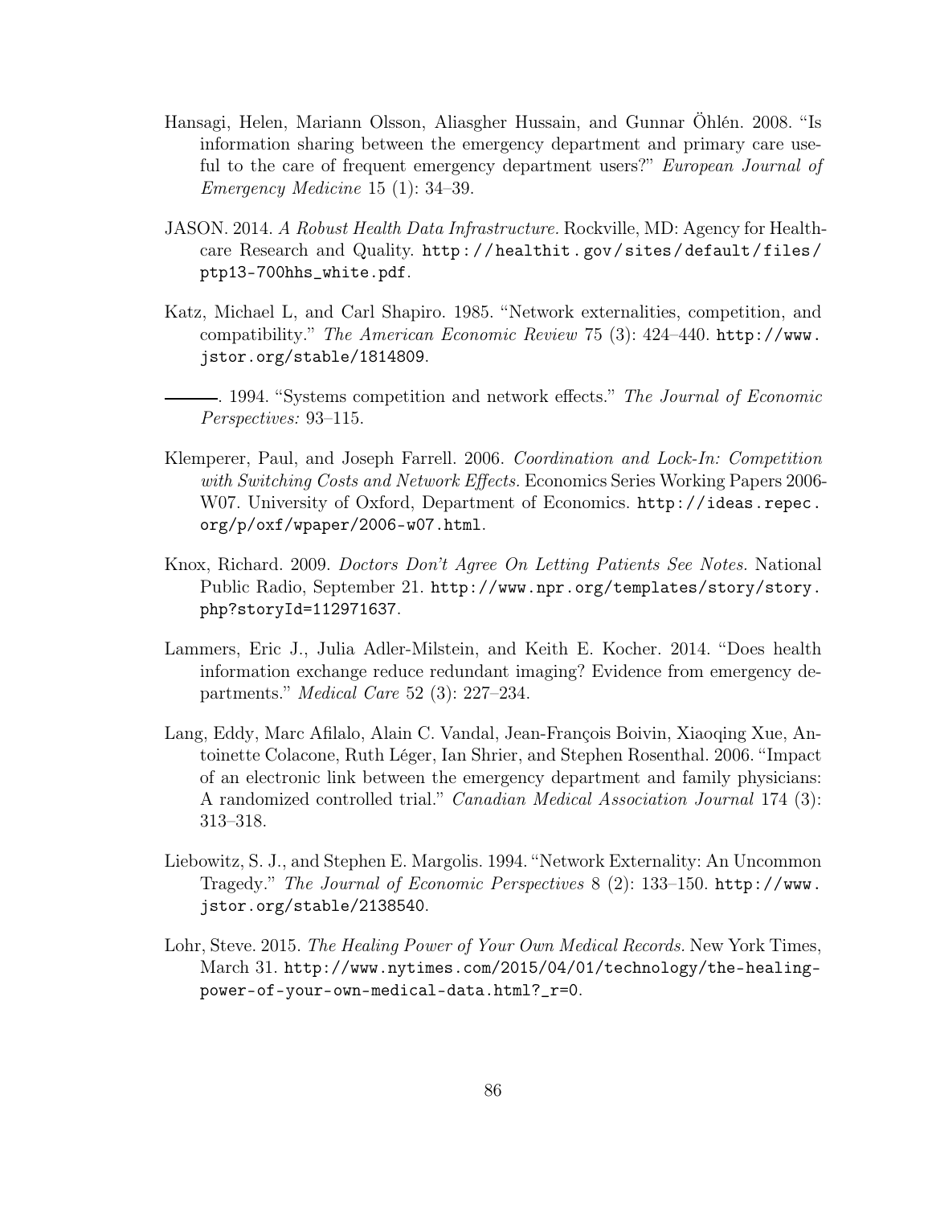Hansagi, Helen, Mariann Olsson, Aliasgher Hussain, and Gunnar Öhlén. 2008. "Is information sharing between the emergency department and primary care useful to the care of frequent emergency department users?" *European Journal of Emergency Medicine* 15 (1): 34–39.

JASON. 2014. *A Robust Health Data Infrastructure.* Rockville, MD: Agency for Healthcare Research and Quality. http://healthit.gov/sites/default/files/ptp13-700hhs_white.pdf.

Katz, Michael L, and Carl Shapiro. 1985. "Network externalities, competition, and compatibility." *The American Economic Review* 75 (3): 424–440. http://www.jstor.org/stable/1814809.

———. 1994. "Systems competition and network effects." *The Journal of Economic Perspectives:* 93–115.

Klemperer, Paul, and Joseph Farrell. 2006. *Coordination and Lock-In: Competition with Switching Costs and Network Effects.* Economics Series Working Papers 2006-W07. University of Oxford, Department of Economics. http://ideas.repec.org/p/oxf/wpaper/2006-w07.html.

Knox, Richard. 2009. *Doctors Don't Agree On Letting Patients See Notes.* National Public Radio, September 21. http://www.npr.org/templates/story/story.php?storyId=112971637.

Lammers, Eric J., Julia Adler-Milstein, and Keith E. Kocher. 2014. "Does health information exchange reduce redundant imaging? Evidence from emergency departments." *Medical Care* 52 (3): 227–234.

Lang, Eddy, Marc Afilalo, Alain C. Vandal, Jean-François Boivin, Xiaoqing Xue, Antoinette Colacone, Ruth Léger, Ian Shrier, and Stephen Rosenthal. 2006. "Impact of an electronic link between the emergency department and family physicians: A randomized controlled trial." *Canadian Medical Association Journal* 174 (3): 313–318.

Liebowitz, S. J., and Stephen E. Margolis. 1994. "Network Externality: An Uncommon Tragedy." *The Journal of Economic Perspectives* 8 (2): 133–150. http://www.jstor.org/stable/2138540.

Lohr, Steve. 2015. *The Healing Power of Your Own Medical Records.* New York Times, March 31. http://www.nytimes.com/2015/04/01/technology/the-healing-power-of-your-own-medical-data.html?_r=0.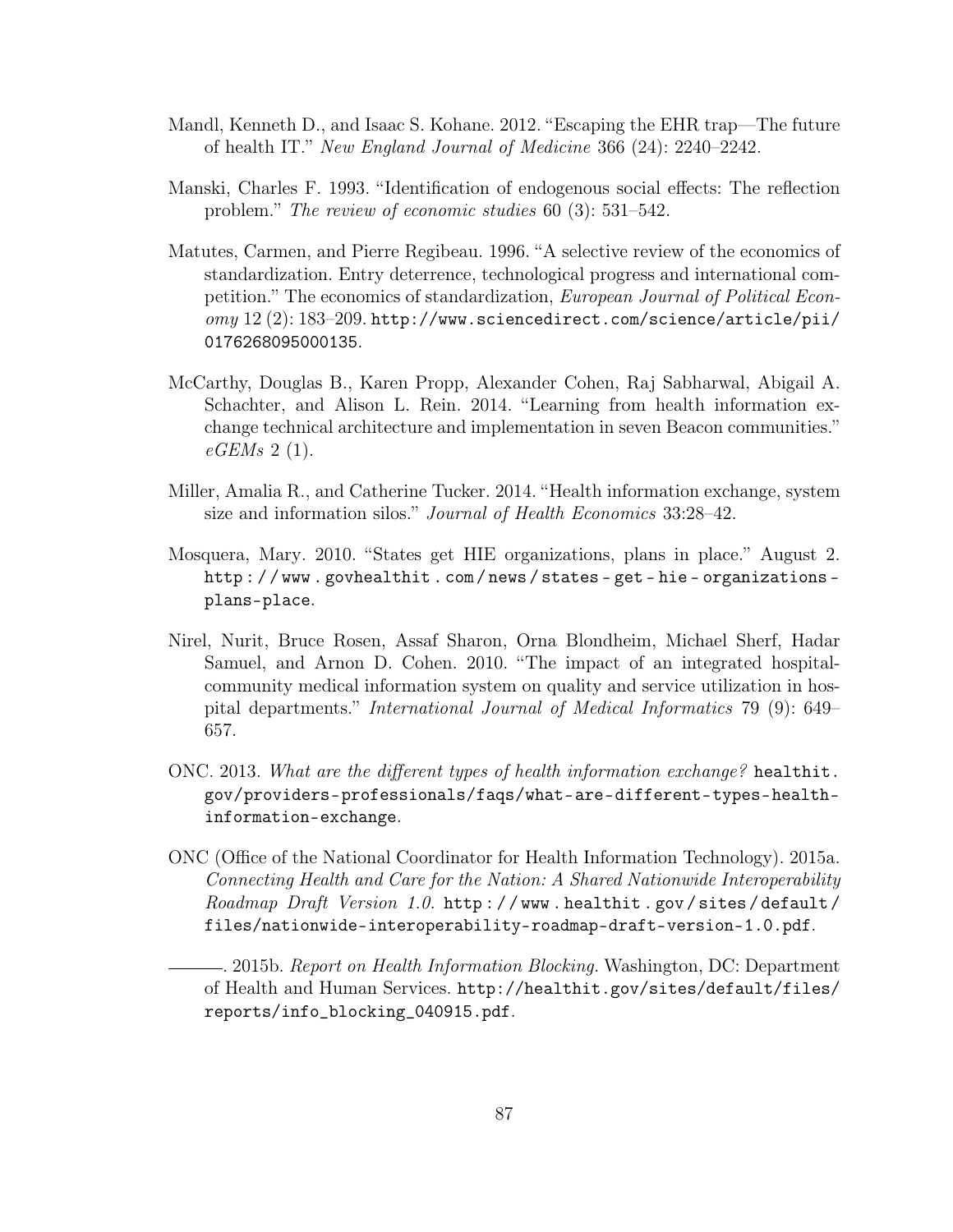Mandl, Kenneth D., and Isaac S. Kohane. 2012. "Escaping the EHR trap—The future of health IT." *New England Journal of Medicine* 366 (24): 2240–2242.

Manski, Charles F. 1993. "Identification of endogenous social effects: The reflection problem." *The review of economic studies* 60 (3): 531–542.

Matutes, Carmen, and Pierre Regibeau. 1996. "A selective review of the economics of standardization. Entry deterrence, technological progress and international competition." The economics of standardization, *European Journal of Political Economy* 12 (2): 183–209. http://www.sciencedirect.com/science/article/pii/0176268095000135.

McCarthy, Douglas B., Karen Propp, Alexander Cohen, Raj Sabharwal, Abigail A. Schachter, and Alison L. Rein. 2014. "Learning from health information exchange technical architecture and implementation in seven Beacon communities." *eGEMs* 2 (1).

Miller, Amalia R., and Catherine Tucker. 2014. "Health information exchange, system size and information silos." *Journal of Health Economics* 33:28–42.

Mosquera, Mary. 2010. "States get HIE organizations, plans in place." August 2. http://www.govhealthit.com/news/states-get-hie-organizations-plans-place.

Nirel, Nurit, Bruce Rosen, Assaf Sharon, Orna Blondheim, Michael Sherf, Hadar Samuel, and Arnon D. Cohen. 2010. "The impact of an integrated hospital-community medical information system on quality and service utilization in hospital departments." *International Journal of Medical Informatics* 79 (9): 649–657.

ONC. 2013. *What are the different types of health information exchange?* healthit.gov/providers-professionals/faqs/what-are-different-types-health-information-exchange.

ONC (Office of the National Coordinator for Health Information Technology). 2015a. *Connecting Health and Care for the Nation: A Shared Nationwide Interoperability Roadmap Draft Version 1.0.* http://www.healthit.gov/sites/default/files/nationwide-interoperability-roadmap-draft-version-1.0.pdf.

———. 2015b. *Report on Health Information Blocking.* Washington, DC: Department of Health and Human Services. http://healthit.gov/sites/default/files/reports/info_blocking_040915.pdf.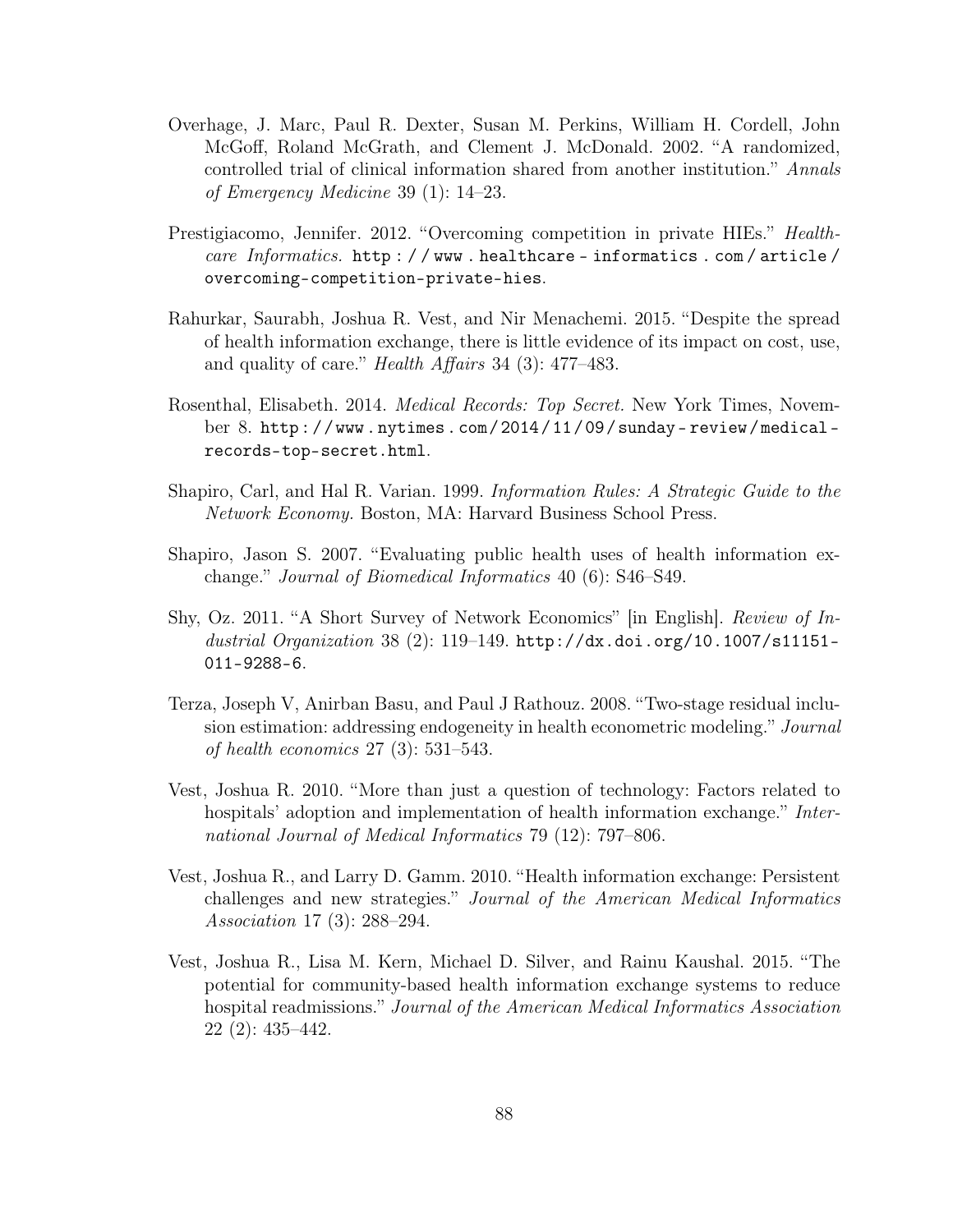Overhage, J. Marc, Paul R. Dexter, Susan M. Perkins, William H. Cordell, John McGoff, Roland McGrath, and Clement J. McDonald. 2002. "A randomized, controlled trial of clinical information shared from another institution." *Annals of Emergency Medicine* 39 (1): 14–23.

Prestigiacomo, Jennifer. 2012. "Overcoming competition in private HIEs." *Healthcare Informatics.* http://www.healthcare-informatics.com/article/overcoming-competition-private-hies.

Rahurkar, Saurabh, Joshua R. Vest, and Nir Menachemi. 2015. "Despite the spread of health information exchange, there is little evidence of its impact on cost, use, and quality of care." *Health Affairs* 34 (3): 477–483.

Rosenthal, Elisabeth. 2014. *Medical Records: Top Secret.* New York Times, November 8. http://www.nytimes.com/2014/11/09/sunday-review/medical-records-top-secret.html.

Shapiro, Carl, and Hal R. Varian. 1999. *Information Rules: A Strategic Guide to the Network Economy.* Boston, MA: Harvard Business School Press.

Shapiro, Jason S. 2007. "Evaluating public health uses of health information exchange." *Journal of Biomedical Informatics* 40 (6): S46–S49.

Shy, Oz. 2011. "A Short Survey of Network Economics" [in English]. *Review of Industrial Organization* 38 (2): 119–149. http://dx.doi.org/10.1007/s11151-011-9288-6.

Terza, Joseph V, Anirban Basu, and Paul J Rathouz. 2008. "Two-stage residual inclusion estimation: addressing endogeneity in health econometric modeling." *Journal of health economics* 27 (3): 531–543.

Vest, Joshua R. 2010. "More than just a question of technology: Factors related to hospitals' adoption and implementation of health information exchange." *International Journal of Medical Informatics* 79 (12): 797–806.

Vest, Joshua R., and Larry D. Gamm. 2010. "Health information exchange: Persistent challenges and new strategies." *Journal of the American Medical Informatics Association* 17 (3): 288–294.

Vest, Joshua R., Lisa M. Kern, Michael D. Silver, and Rainu Kaushal. 2015. "The potential for community-based health information exchange systems to reduce hospital readmissions." *Journal of the American Medical Informatics Association* 22 (2): 435–442.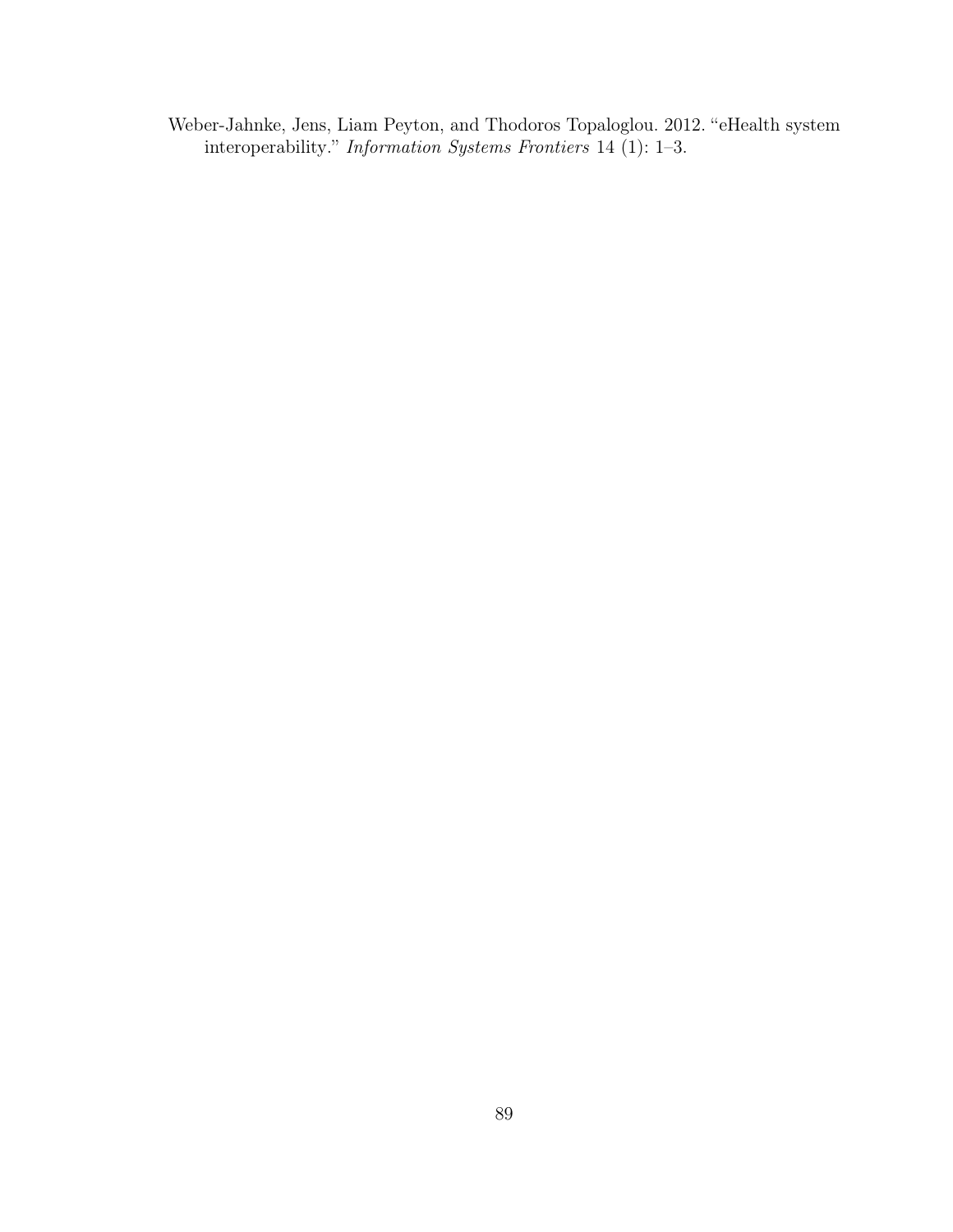Weber-Jahnke, Jens, Liam Peyton, and Thodoros Topaloglou. 2012. "eHealth system interoperability." *Information Systems Frontiers* 14 (1): 1–3.